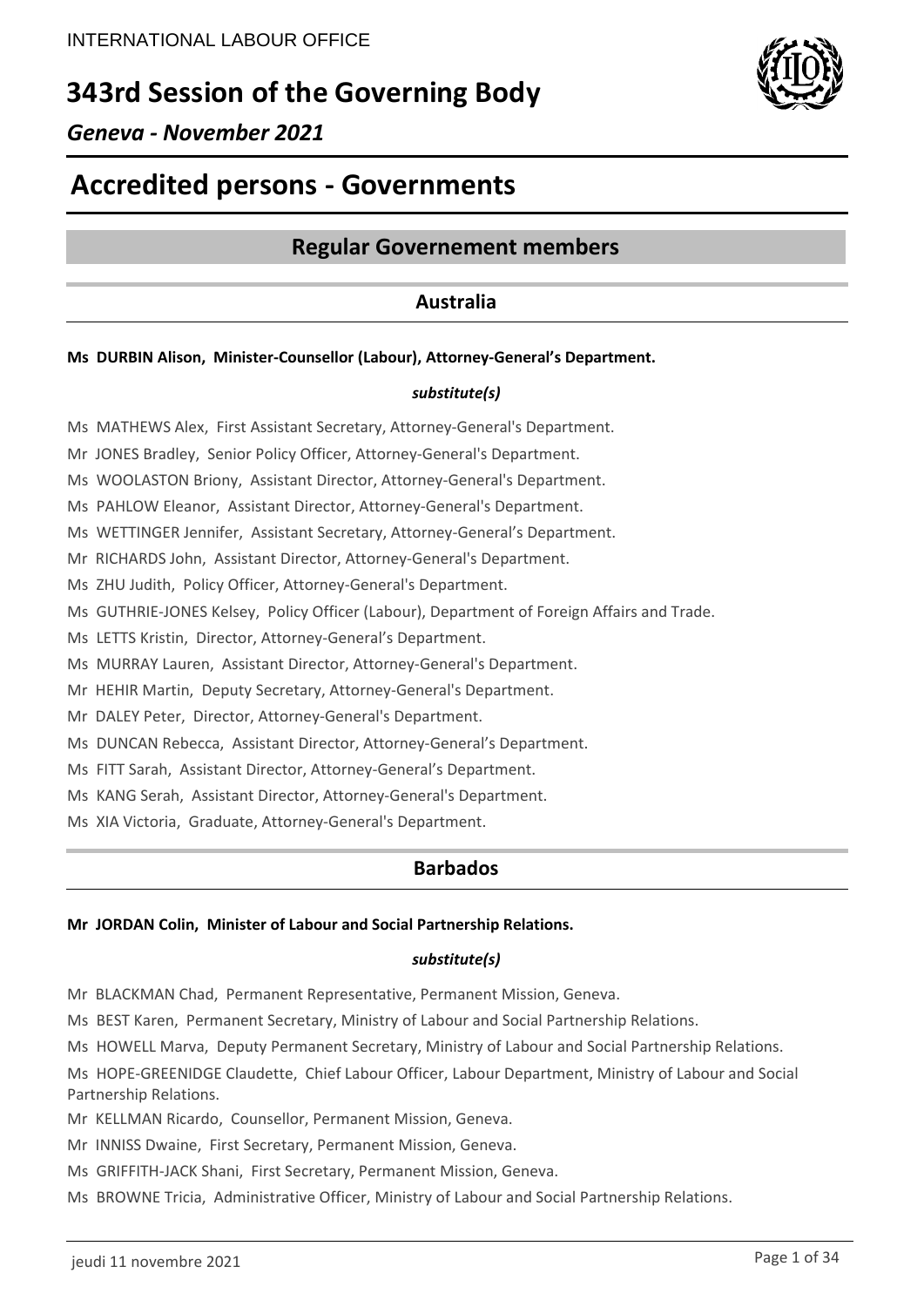INTERNATIONAL LABOUR OFFICE

# 343rd Session of the Governing Body

*Geneva - November 2021*

# Accredited persons - Governments

## Regular Governement members

### Australia

**Ms DURBIN Alison, Minister-Counsellor (Labour), Attorney-General's Department.**

***substitute(s)***

Ms MATHEWS Alex, First Assistant Secretary, Attorney-General's Department.

Mr JONES Bradley, Senior Policy Officer, Attorney-General's Department.

Ms WOOLASTON Briony, Assistant Director, Attorney-General's Department.

Ms PAHLOW Eleanor, Assistant Director, Attorney-General's Department.

Ms WETTINGER Jennifer, Assistant Secretary, Attorney-General's Department.

Mr RICHARDS John, Assistant Director, Attorney-General's Department.

Ms ZHU Judith, Policy Officer, Attorney-General's Department.

Ms GUTHRIE-JONES Kelsey, Policy Officer (Labour), Department of Foreign Affairs and Trade.

Ms LETTS Kristin, Director, Attorney-General's Department.

Ms MURRAY Lauren, Assistant Director, Attorney-General's Department.

Mr HEHIR Martin, Deputy Secretary, Attorney-General's Department.

Mr DALEY Peter, Director, Attorney-General's Department.

Ms DUNCAN Rebecca, Assistant Director, Attorney-General's Department.

Ms FITT Sarah, Assistant Director, Attorney-General's Department.

Ms KANG Serah, Assistant Director, Attorney-General's Department.

Ms XIA Victoria, Graduate, Attorney-General's Department.

### Barbados

**Mr JORDAN Colin, Minister of Labour and Social Partnership Relations.**

***substitute(s)***

Mr BLACKMAN Chad, Permanent Representative, Permanent Mission, Geneva.

Ms BEST Karen, Permanent Secretary, Ministry of Labour and Social Partnership Relations.

Ms HOWELL Marva, Deputy Permanent Secretary, Ministry of Labour and Social Partnership Relations.

Ms HOPE-GREENIDGE Claudette, Chief Labour Officer, Labour Department, Ministry of Labour and Social Partnership Relations.

Mr KELLMAN Ricardo, Counsellor, Permanent Mission, Geneva.

Mr INNISS Dwaine, First Secretary, Permanent Mission, Geneva.

Ms GRIFFITH-JACK Shani, First Secretary, Permanent Mission, Geneva.

Ms BROWNE Tricia, Administrative Officer, Ministry of Labour and Social Partnership Relations.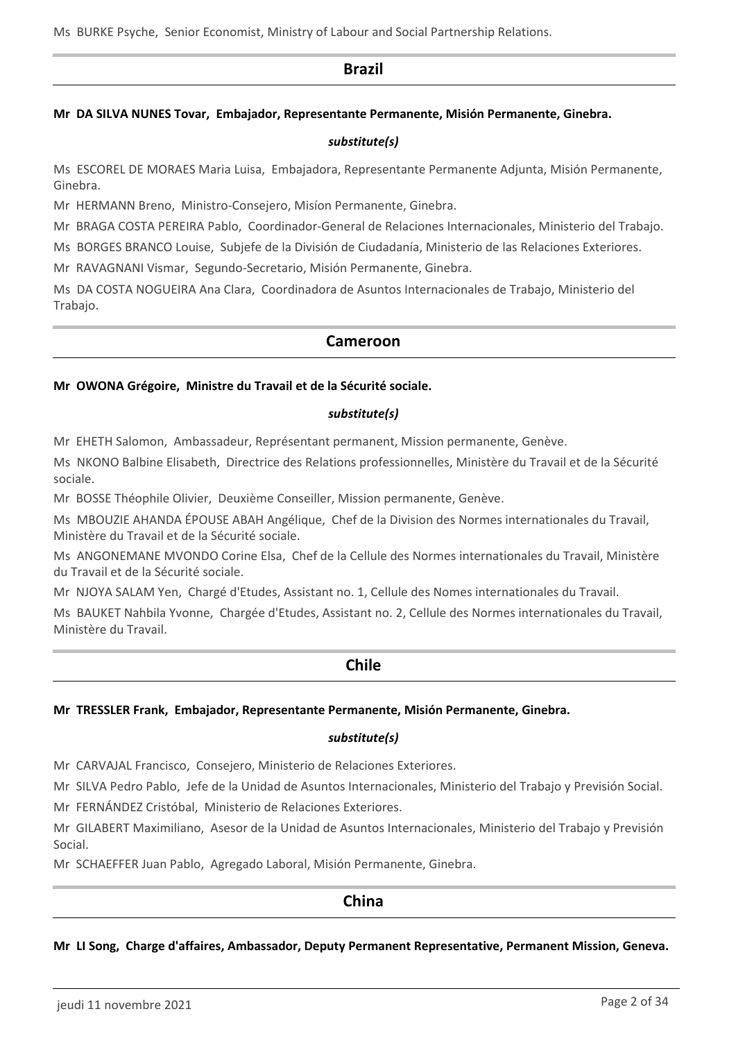Ms BURKE Psyche, Senior Economist, Ministry of Labour and Social Partnership Relations.

## Brazil

**Mr DA SILVA NUNES Tovar, Embajador, Representante Permanente, Misión Permanente, Ginebra.**

***substitute(s)***

Ms ESCOREL DE MORAES Maria Luisa, Embajadora, Representante Permanente Adjunta, Misión Permanente, Ginebra.

Mr HERMANN Breno, Ministro-Consejero, Misíon Permanente, Ginebra.

Mr BRAGA COSTA PEREIRA Pablo, Coordinador-General de Relaciones Internacionales, Ministerio del Trabajo.

Ms BORGES BRANCO Louise, Subjefe de la División de Ciudadanía, Ministerio de las Relaciones Exteriores.

Mr RAVAGNANI Vismar, Segundo-Secretario, Misión Permanente, Ginebra.

Ms DA COSTA NOGUEIRA Ana Clara, Coordinadora de Asuntos Internacionales de Trabajo, Ministerio del Trabajo.

## Cameroon

**Mr OWONA Grégoire, Ministre du Travail et de la Sécurité sociale.**

***substitute(s)***

Mr EHETH Salomon, Ambassadeur, Représentant permanent, Mission permanente, Genève.

Ms NKONO Balbine Elisabeth, Directrice des Relations professionnelles, Ministère du Travail et de la Sécurité sociale.

Mr BOSSE Théophile Olivier, Deuxième Conseiller, Mission permanente, Genève.

Ms MBOUZIE AHANDA ÉPOUSE ABAH Angélique, Chef de la Division des Normes internationales du Travail, Ministère du Travail et de la Sécurité sociale.

Ms ANGONEMANE MVONDO Corine Elsa, Chef de la Cellule des Normes internationales du Travail, Ministère du Travail et de la Sécurité sociale.

Mr NJOYA SALAM Yen, Chargé d'Etudes, Assistant no. 1, Cellule des Nomes internationales du Travail.

Ms BAUKET Nahbila Yvonne, Chargée d'Etudes, Assistant no. 2, Cellule des Normes internationales du Travail, Ministère du Travail.

## Chile

**Mr TRESSLER Frank, Embajador, Representante Permanente, Misión Permanente, Ginebra.**

***substitute(s)***

Mr CARVAJAL Francisco, Consejero, Ministerio de Relaciones Exteriores.

Mr SILVA Pedro Pablo, Jefe de la Unidad de Asuntos Internacionales, Ministerio del Trabajo y Previsión Social.

Mr FERNÁNDEZ Cristóbal, Ministerio de Relaciones Exteriores.

Mr GILABERT Maximiliano, Asesor de la Unidad de Asuntos Internacionales, Ministerio del Trabajo y Previsión Social.

Mr SCHAEFFER Juan Pablo, Agregado Laboral, Misión Permanente, Ginebra.

## China

**Mr LI Song, Charge d'affaires, Ambassador, Deputy Permanent Representative, Permanent Mission, Geneva.**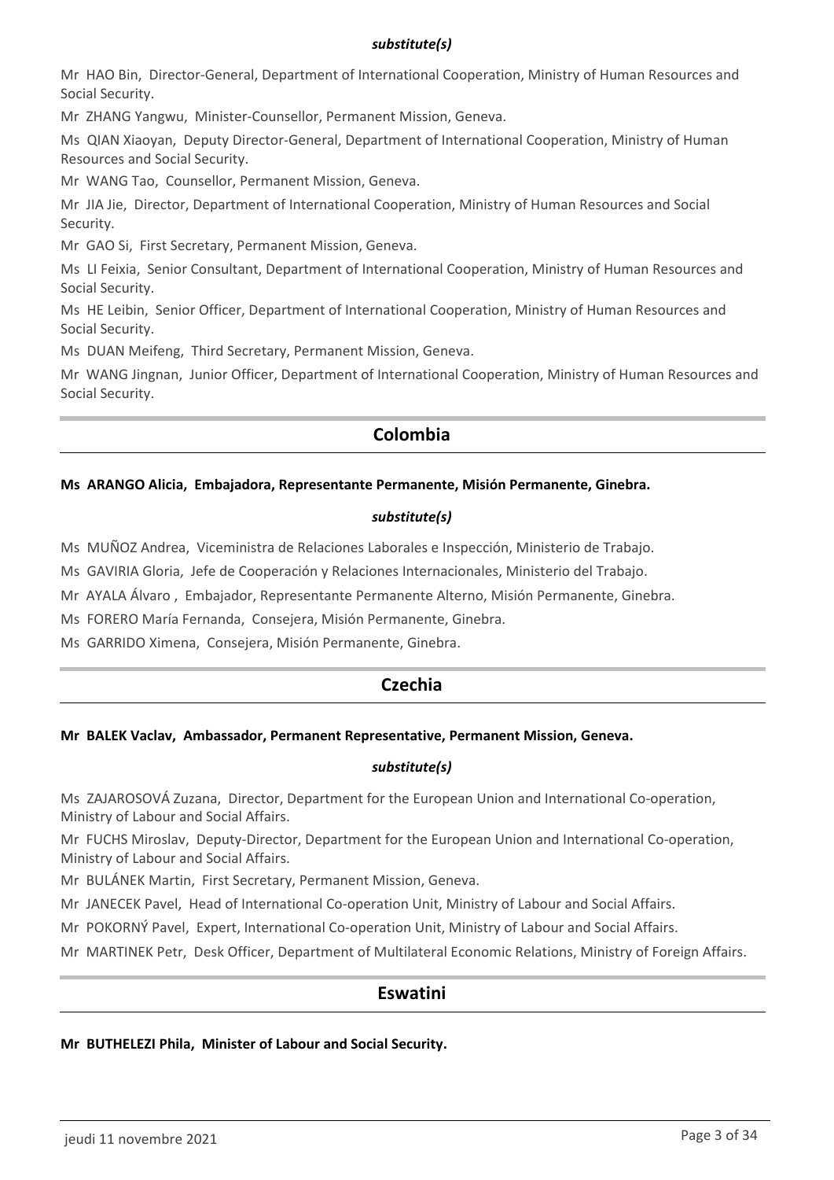***substitute(s)***

Mr HAO Bin, Director-General, Department of International Cooperation, Ministry of Human Resources and Social Security.

Mr ZHANG Yangwu, Minister-Counsellor, Permanent Mission, Geneva.

Ms QIAN Xiaoyan, Deputy Director-General, Department of International Cooperation, Ministry of Human Resources and Social Security.

Mr WANG Tao, Counsellor, Permanent Mission, Geneva.

Mr JIA Jie, Director, Department of International Cooperation, Ministry of Human Resources and Social Security.

Mr GAO Si, First Secretary, Permanent Mission, Geneva.

Ms LI Feixia, Senior Consultant, Department of International Cooperation, Ministry of Human Resources and Social Security.

Ms HE Leibin, Senior Officer, Department of International Cooperation, Ministry of Human Resources and Social Security.

Ms DUAN Meifeng, Third Secretary, Permanent Mission, Geneva.

Mr WANG Jingnan, Junior Officer, Department of International Cooperation, Ministry of Human Resources and Social Security.

## Colombia

**Ms ARANGO Alicia, Embajadora, Representante Permanente, Misión Permanente, Ginebra.**

***substitute(s)***

Ms MUÑOZ Andrea, Viceministra de Relaciones Laborales e Inspección, Ministerio de Trabajo.

Ms GAVIRIA Gloria, Jefe de Cooperación y Relaciones Internacionales, Ministerio del Trabajo.

Mr AYALA Álvaro , Embajador, Representante Permanente Alterno, Misión Permanente, Ginebra.

Ms FORERO María Fernanda, Consejera, Misión Permanente, Ginebra.

Ms GARRIDO Ximena, Consejera, Misión Permanente, Ginebra.

## Czechia

**Mr BALEK Vaclav, Ambassador, Permanent Representative, Permanent Mission, Geneva.**

***substitute(s)***

Ms ZAJAROSOVÁ Zuzana, Director, Department for the European Union and International Co-operation, Ministry of Labour and Social Affairs.

Mr FUCHS Miroslav, Deputy-Director, Department for the European Union and International Co-operation, Ministry of Labour and Social Affairs.

Mr BULÁNEK Martin, First Secretary, Permanent Mission, Geneva.

Mr JANECEK Pavel, Head of International Co-operation Unit, Ministry of Labour and Social Affairs.

Mr POKORNÝ Pavel, Expert, International Co-operation Unit, Ministry of Labour and Social Affairs.

Mr MARTINEK Petr, Desk Officer, Department of Multilateral Economic Relations, Ministry of Foreign Affairs.

## Eswatini

**Mr BUTHELEZI Phila, Minister of Labour and Social Security.**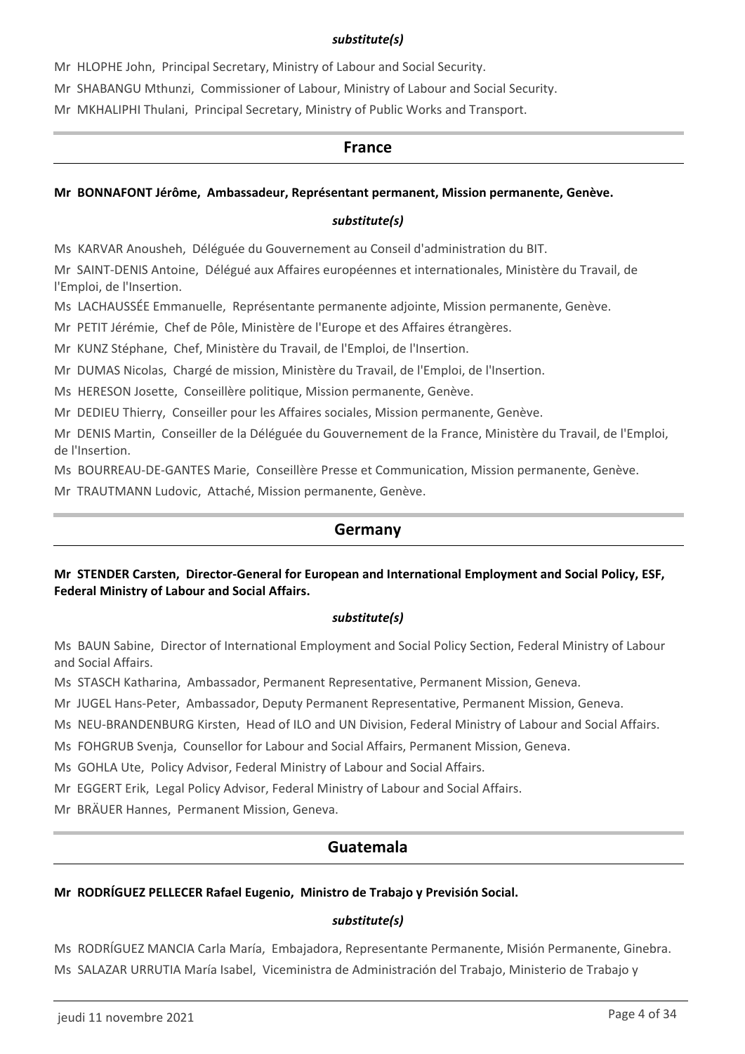*substitute(s)*

Mr HLOPHE John, Principal Secretary, Ministry of Labour and Social Security.

Mr SHABANGU Mthunzi, Commissioner of Labour, Ministry of Labour and Social Security.

Mr MKHALIPHI Thulani, Principal Secretary, Ministry of Public Works and Transport.

## France

**Mr BONNAFONT Jérôme, Ambassadeur, Représentant permanent, Mission permanente, Genève.**

*substitute(s)*

Ms KARVAR Anousheh, Déléguée du Gouvernement au Conseil d'administration du BIT.

Mr SAINT-DENIS Antoine, Délégué aux Affaires européennes et internationales, Ministère du Travail, de l'Emploi, de l'Insertion.

Ms LACHAUSSÉE Emmanuelle, Représentante permanente adjointe, Mission permanente, Genève.

Mr PETIT Jérémie, Chef de Pôle, Ministère de l'Europe et des Affaires étrangères.

Mr KUNZ Stéphane, Chef, Ministère du Travail, de l'Emploi, de l'Insertion.

Mr DUMAS Nicolas, Chargé de mission, Ministère du Travail, de l'Emploi, de l'Insertion.

Ms HERESON Josette, Conseillère politique, Mission permanente, Genève.

Mr DEDIEU Thierry, Conseiller pour les Affaires sociales, Mission permanente, Genève.

Mr DENIS Martin, Conseiller de la Déléguée du Gouvernement de la France, Ministère du Travail, de l'Emploi, de l'Insertion.

Ms BOURREAU-DE-GANTES Marie, Conseillère Presse et Communication, Mission permanente, Genève.

Mr TRAUTMANN Ludovic, Attaché, Mission permanente, Genève.

## Germany

**Mr STENDER Carsten, Director-General for European and International Employment and Social Policy, ESF, Federal Ministry of Labour and Social Affairs.**

*substitute(s)*

Ms BAUN Sabine, Director of International Employment and Social Policy Section, Federal Ministry of Labour and Social Affairs.

Ms STASCH Katharina, Ambassador, Permanent Representative, Permanent Mission, Geneva.

Mr JUGEL Hans-Peter, Ambassador, Deputy Permanent Representative, Permanent Mission, Geneva.

Ms NEU-BRANDENBURG Kirsten, Head of ILO and UN Division, Federal Ministry of Labour and Social Affairs.

Ms FOHGRUB Svenja, Counsellor for Labour and Social Affairs, Permanent Mission, Geneva.

Ms GOHLA Ute, Policy Advisor, Federal Ministry of Labour and Social Affairs.

Mr EGGERT Erik, Legal Policy Advisor, Federal Ministry of Labour and Social Affairs.

Mr BRÄUER Hannes, Permanent Mission, Geneva.

## Guatemala

**Mr RODRÍGUEZ PELLECER Rafael Eugenio, Ministro de Trabajo y Previsión Social.**

*substitute(s)*

Ms RODRÍGUEZ MANCIA Carla María, Embajadora, Representante Permanente, Misión Permanente, Ginebra.

Ms SALAZAR URRUTIA María Isabel, Viceministra de Administración del Trabajo, Ministerio de Trabajo y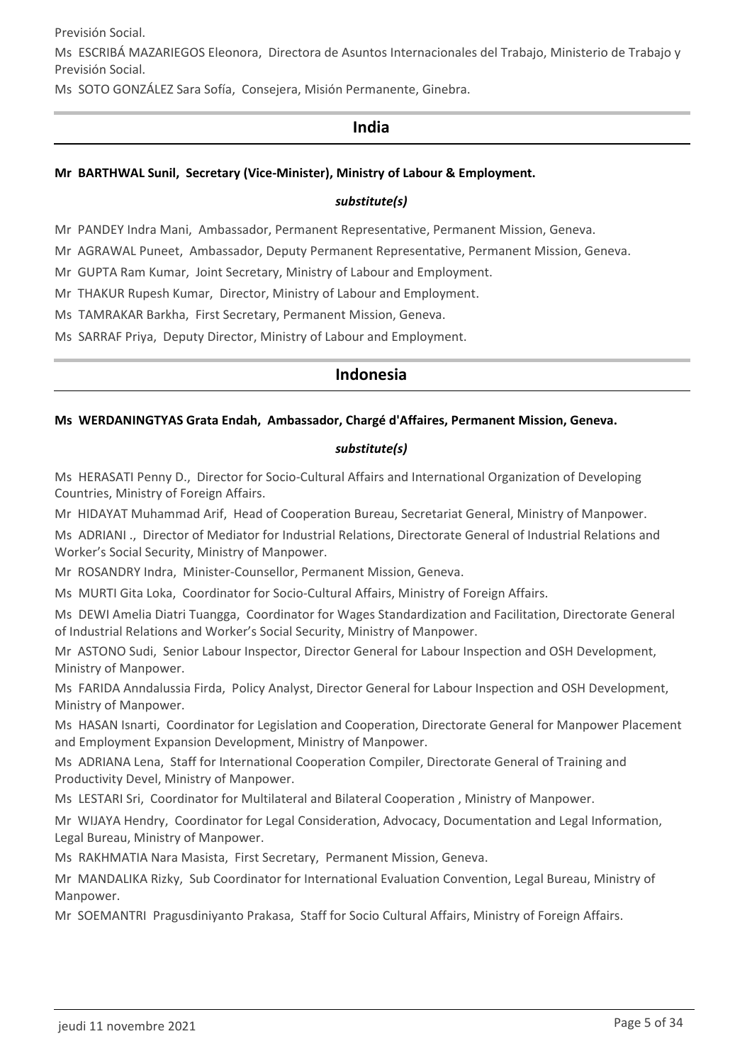Previsión Social.

Ms ESCRIBÁ MAZARIEGOS Eleonora, Directora de Asuntos Internacionales del Trabajo, Ministerio de Trabajo y Previsión Social.

Ms SOTO GONZÁLEZ Sara Sofía, Consejera, Misión Permanente, Ginebra.

## India

**Mr BARTHWAL Sunil, Secretary (Vice-Minister), Ministry of Labour & Employment.**

***substitute(s)***

Mr PANDEY Indra Mani, Ambassador, Permanent Representative, Permanent Mission, Geneva.

Mr AGRAWAL Puneet, Ambassador, Deputy Permanent Representative, Permanent Mission, Geneva.

Mr GUPTA Ram Kumar, Joint Secretary, Ministry of Labour and Employment.

Mr THAKUR Rupesh Kumar, Director, Ministry of Labour and Employment.

Ms TAMRAKAR Barkha, First Secretary, Permanent Mission, Geneva.

Ms SARRAF Priya, Deputy Director, Ministry of Labour and Employment.

## Indonesia

**Ms WERDANINGTYAS Grata Endah, Ambassador, Chargé d'Affaires, Permanent Mission, Geneva.**

***substitute(s)***

Ms HERASATI Penny D., Director for Socio-Cultural Affairs and International Organization of Developing Countries, Ministry of Foreign Affairs.

Mr HIDAYAT Muhammad Arif, Head of Cooperation Bureau, Secretariat General, Ministry of Manpower.

Ms ADRIANI ., Director of Mediator for Industrial Relations, Directorate General of Industrial Relations and Worker's Social Security, Ministry of Manpower.

Mr ROSANDRY Indra, Minister-Counsellor, Permanent Mission, Geneva.

Ms MURTI Gita Loka, Coordinator for Socio-Cultural Affairs, Ministry of Foreign Affairs.

Ms DEWI Amelia Diatri Tuangga, Coordinator for Wages Standardization and Facilitation, Directorate General of Industrial Relations and Worker's Social Security, Ministry of Manpower.

Mr ASTONO Sudi, Senior Labour Inspector, Director General for Labour Inspection and OSH Development, Ministry of Manpower.

Ms FARIDA Anndalussia Firda, Policy Analyst, Director General for Labour Inspection and OSH Development, Ministry of Manpower.

Ms HASAN Isnarti, Coordinator for Legislation and Cooperation, Directorate General for Manpower Placement and Employment Expansion Development, Ministry of Manpower.

Ms ADRIANA Lena, Staff for International Cooperation Compiler, Directorate General of Training and Productivity Devel, Ministry of Manpower.

Ms LESTARI Sri, Coordinator for Multilateral and Bilateral Cooperation , Ministry of Manpower.

Mr WIJAYA Hendry, Coordinator for Legal Consideration, Advocacy, Documentation and Legal Information, Legal Bureau, Ministry of Manpower.

Ms RAKHMATIA Nara Masista, First Secretary, Permanent Mission, Geneva.

Mr MANDALIKA Rizky, Sub Coordinator for International Evaluation Convention, Legal Bureau, Ministry of Manpower.

Mr SOEMANTRI Pragusdiniyanto Prakasa, Staff for Socio Cultural Affairs, Ministry of Foreign Affairs.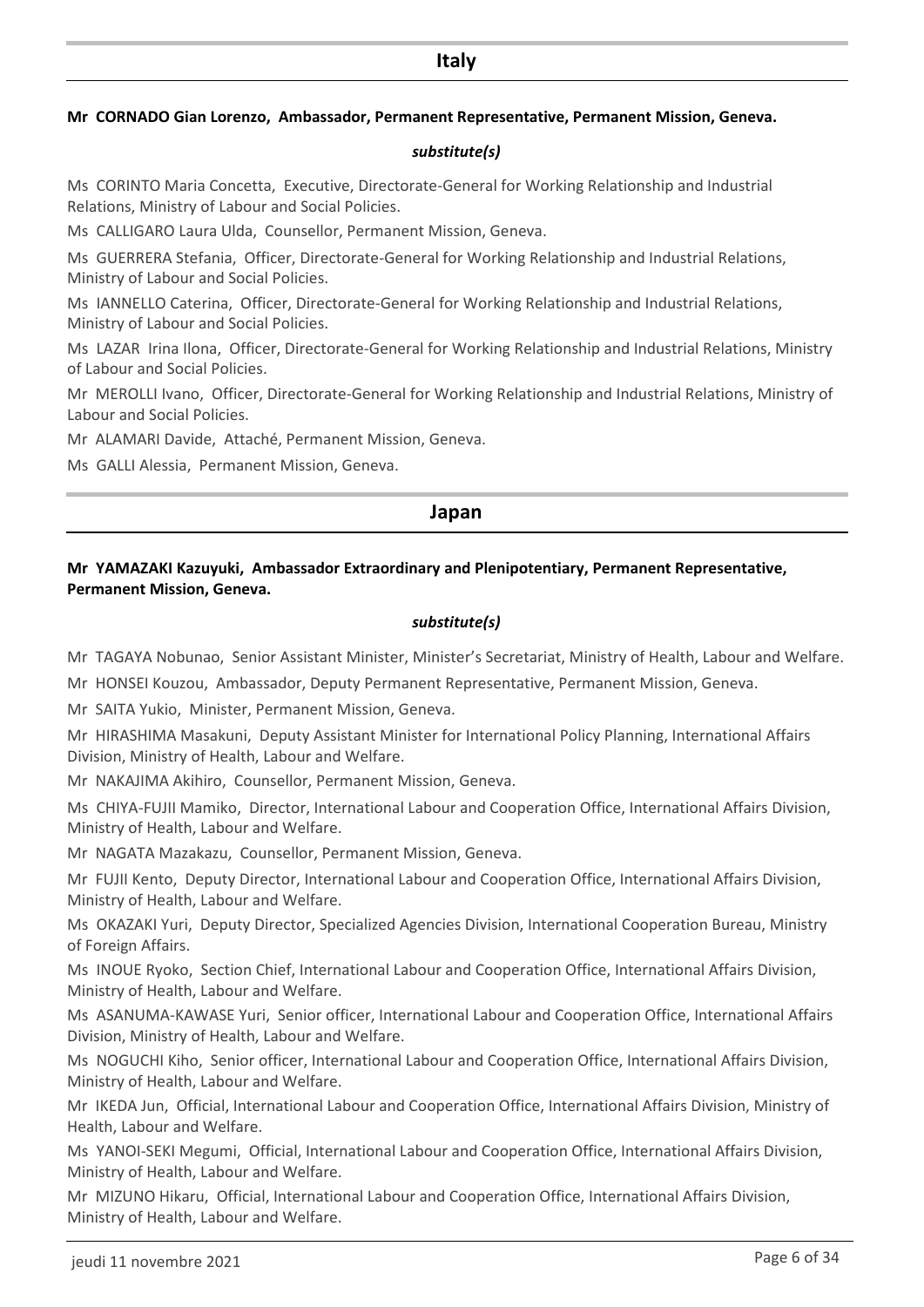## Italy

**Mr CORNADO Gian Lorenzo, Ambassador, Permanent Representative, Permanent Mission, Geneva.**

***substitute(s)***

Ms CORINTO Maria Concetta, Executive, Directorate-General for Working Relationship and Industrial Relations, Ministry of Labour and Social Policies.

Ms CALLIGARO Laura Ulda, Counsellor, Permanent Mission, Geneva.

Ms GUERRERA Stefania, Officer, Directorate-General for Working Relationship and Industrial Relations, Ministry of Labour and Social Policies.

Ms IANNELLO Caterina, Officer, Directorate-General for Working Relationship and Industrial Relations, Ministry of Labour and Social Policies.

Ms LAZAR Irina Ilona, Officer, Directorate-General for Working Relationship and Industrial Relations, Ministry of Labour and Social Policies.

Mr MEROLLI Ivano, Officer, Directorate-General for Working Relationship and Industrial Relations, Ministry of Labour and Social Policies.

Mr ALAMARI Davide, Attaché, Permanent Mission, Geneva.

Ms GALLI Alessia, Permanent Mission, Geneva.

## Japan

**Mr YAMAZAKI Kazuyuki, Ambassador Extraordinary and Plenipotentiary, Permanent Representative, Permanent Mission, Geneva.**

***substitute(s)***

Mr TAGAYA Nobunao, Senior Assistant Minister, Minister's Secretariat, Ministry of Health, Labour and Welfare.

Mr HONSEI Kouzou, Ambassador, Deputy Permanent Representative, Permanent Mission, Geneva.

Mr SAITA Yukio, Minister, Permanent Mission, Geneva.

Mr HIRASHIMA Masakuni, Deputy Assistant Minister for International Policy Planning, International Affairs Division, Ministry of Health, Labour and Welfare.

Mr NAKAJIMA Akihiro, Counsellor, Permanent Mission, Geneva.

Ms CHIYA-FUJII Mamiko, Director, International Labour and Cooperation Office, International Affairs Division, Ministry of Health, Labour and Welfare.

Mr NAGATA Mazakazu, Counsellor, Permanent Mission, Geneva.

Mr FUJII Kento, Deputy Director, International Labour and Cooperation Office, International Affairs Division, Ministry of Health, Labour and Welfare.

Ms OKAZAKI Yuri, Deputy Director, Specialized Agencies Division, International Cooperation Bureau, Ministry of Foreign Affairs.

Ms INOUE Ryoko, Section Chief, International Labour and Cooperation Office, International Affairs Division, Ministry of Health, Labour and Welfare.

Ms ASANUMA-KAWASE Yuri, Senior officer, International Labour and Cooperation Office, International Affairs Division, Ministry of Health, Labour and Welfare.

Ms NOGUCHI Kiho, Senior officer, International Labour and Cooperation Office, International Affairs Division, Ministry of Health, Labour and Welfare.

Mr IKEDA Jun, Official, International Labour and Cooperation Office, International Affairs Division, Ministry of Health, Labour and Welfare.

Ms YANOI-SEKI Megumi, Official, International Labour and Cooperation Office, International Affairs Division, Ministry of Health, Labour and Welfare.

Mr MIZUNO Hikaru, Official, International Labour and Cooperation Office, International Affairs Division, Ministry of Health, Labour and Welfare.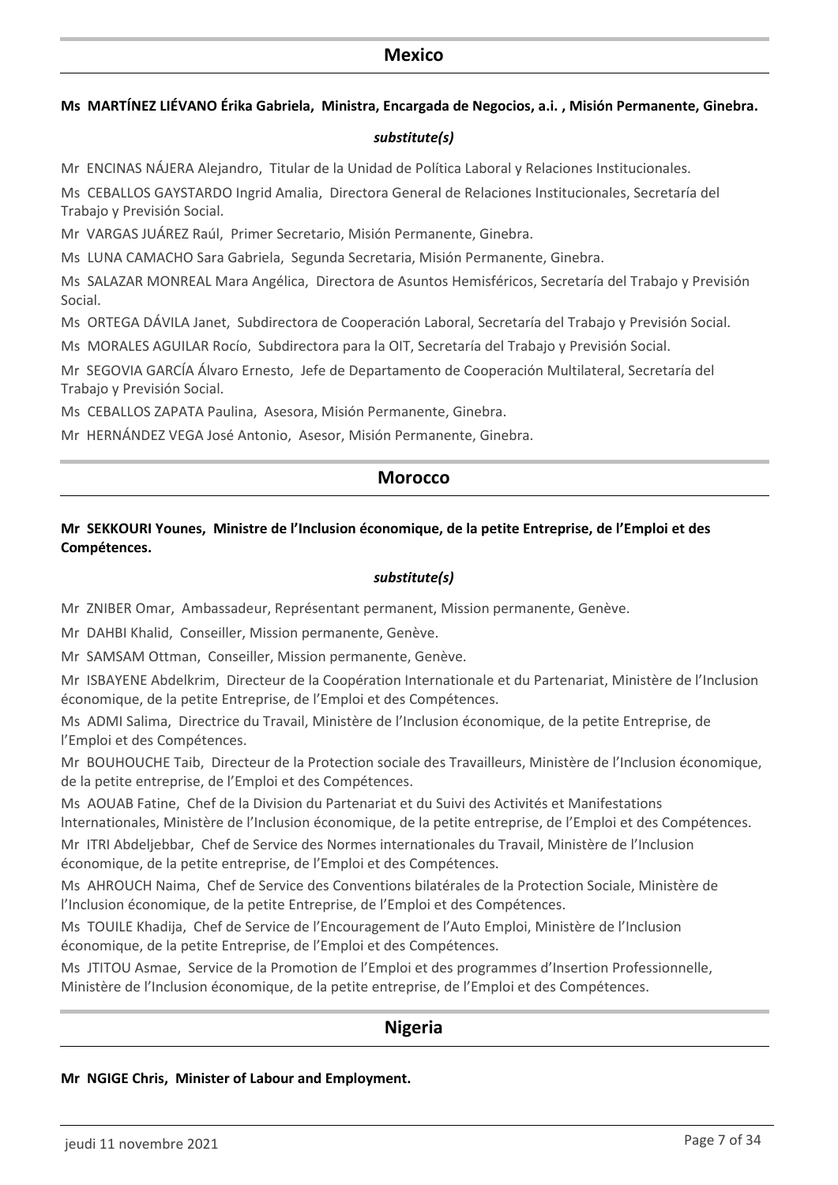## Mexico

**Ms MARTÍNEZ LIÉVANO Érika Gabriela, Ministra, Encargada de Negocios, a.i. , Misión Permanente, Ginebra.**

***substitute(s)***

Mr ENCINAS NÁJERA Alejandro, Titular de la Unidad de Política Laboral y Relaciones Institucionales.

Ms CEBALLOS GAYSTARDO Ingrid Amalia, Directora General de Relaciones Institucionales, Secretaría del Trabajo y Previsión Social.

Mr VARGAS JUÁREZ Raúl, Primer Secretario, Misión Permanente, Ginebra.

Ms LUNA CAMACHO Sara Gabriela, Segunda Secretaria, Misión Permanente, Ginebra.

Ms SALAZAR MONREAL Mara Angélica, Directora de Asuntos Hemisféricos, Secretaría del Trabajo y Previsión Social.

Ms ORTEGA DÁVILA Janet, Subdirectora de Cooperación Laboral, Secretaría del Trabajo y Previsión Social.

Ms MORALES AGUILAR Rocío, Subdirectora para la OIT, Secretaría del Trabajo y Previsión Social.

Mr SEGOVIA GARCÍA Álvaro Ernesto, Jefe de Departamento de Cooperación Multilateral, Secretaría del Trabajo y Previsión Social.

Ms CEBALLOS ZAPATA Paulina, Asesora, Misión Permanente, Ginebra.

Mr HERNÁNDEZ VEGA José Antonio, Asesor, Misión Permanente, Ginebra.

## Morocco

**Mr SEKKOURI Younes, Ministre de l'Inclusion économique, de la petite Entreprise, de l'Emploi et des Compétences.**

***substitute(s)***

Mr ZNIBER Omar, Ambassadeur, Représentant permanent, Mission permanente, Genève.

Mr DAHBI Khalid, Conseiller, Mission permanente, Genève.

Mr SAMSAM Ottman, Conseiller, Mission permanente, Genève.

Mr ISBAYENE Abdelkrim, Directeur de la Coopération Internationale et du Partenariat, Ministère de l'Inclusion économique, de la petite Entreprise, de l'Emploi et des Compétences.

Ms ADMI Salima, Directrice du Travail, Ministère de l'Inclusion économique, de la petite Entreprise, de l'Emploi et des Compétences.

Mr BOUHOUCHE Taib, Directeur de la Protection sociale des Travailleurs, Ministère de l'Inclusion économique, de la petite entreprise, de l'Emploi et des Compétences.

Ms AOUAB Fatine, Chef de la Division du Partenariat et du Suivi des Activités et Manifestations Internationales, Ministère de l'Inclusion économique, de la petite entreprise, de l'Emploi et des Compétences.

Mr ITRI Abdeljebbar, Chef de Service des Normes internationales du Travail, Ministère de l'Inclusion économique, de la petite entreprise, de l'Emploi et des Compétences.

Ms AHROUCH Naima, Chef de Service des Conventions bilatérales de la Protection Sociale, Ministère de l'Inclusion économique, de la petite Entreprise, de l'Emploi et des Compétences.

Ms TOUILE Khadija, Chef de Service de l'Encouragement de l'Auto Emploi, Ministère de l'Inclusion économique, de la petite Entreprise, de l'Emploi et des Compétences.

Ms JTITOU Asmae, Service de la Promotion de l'Emploi et des programmes d'Insertion Professionnelle, Ministère de l'Inclusion économique, de la petite entreprise, de l'Emploi et des Compétences.

## Nigeria

**Mr NGIGE Chris, Minister of Labour and Employment.**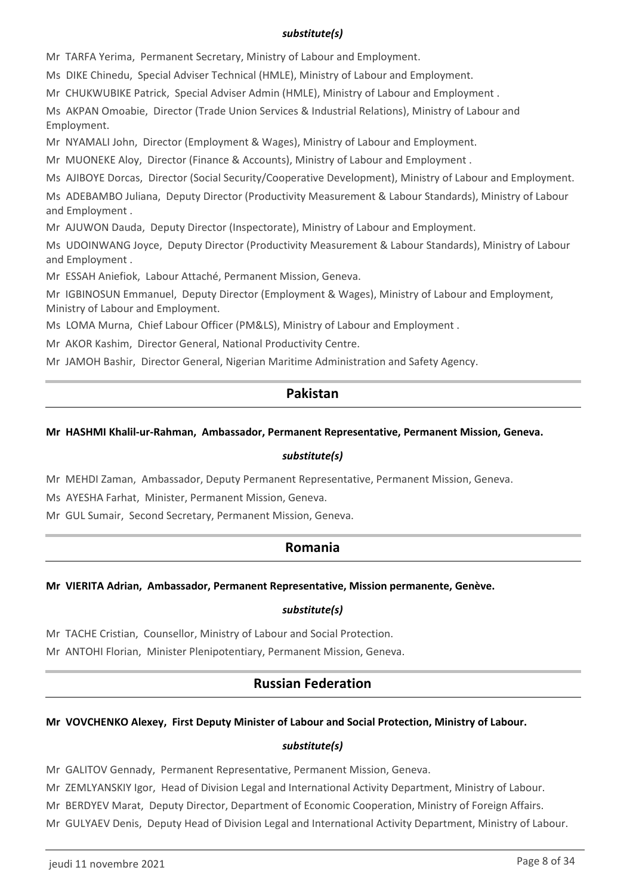***substitute(s)***

Mr TARFA Yerima, Permanent Secretary, Ministry of Labour and Employment.

Ms DIKE Chinedu, Special Adviser Technical (HMLE), Ministry of Labour and Employment.

Mr CHUKWUBIKE Patrick, Special Adviser Admin (HMLE), Ministry of Labour and Employment .

Ms AKPAN Omoabie, Director (Trade Union Services & Industrial Relations), Ministry of Labour and Employment.

Mr NYAMALI John, Director (Employment & Wages), Ministry of Labour and Employment.

Mr MUONEKE Aloy, Director (Finance & Accounts), Ministry of Labour and Employment .

Ms AJIBOYE Dorcas, Director (Social Security/Cooperative Development), Ministry of Labour and Employment.

Ms ADEBAMBO Juliana, Deputy Director (Productivity Measurement & Labour Standards), Ministry of Labour and Employment .

Mr AJUWON Dauda, Deputy Director (Inspectorate), Ministry of Labour and Employment.

Ms UDOINWANG Joyce, Deputy Director (Productivity Measurement & Labour Standards), Ministry of Labour and Employment .

Mr ESSAH Aniefiok, Labour Attaché, Permanent Mission, Geneva.

Mr IGBINOSUN Emmanuel, Deputy Director (Employment & Wages), Ministry of Labour and Employment, Ministry of Labour and Employment.

Ms LOMA Murna, Chief Labour Officer (PM&LS), Ministry of Labour and Employment .

Mr AKOR Kashim, Director General, National Productivity Centre.

Mr JAMOH Bashir, Director General, Nigerian Maritime Administration and Safety Agency.

## Pakistan

**Mr HASHMI Khalil-ur-Rahman, Ambassador, Permanent Representative, Permanent Mission, Geneva.**

***substitute(s)***

Mr MEHDI Zaman, Ambassador, Deputy Permanent Representative, Permanent Mission, Geneva.

Ms AYESHA Farhat, Minister, Permanent Mission, Geneva.

Mr GUL Sumair, Second Secretary, Permanent Mission, Geneva.

## Romania

**Mr VIERITA Adrian, Ambassador, Permanent Representative, Mission permanente, Genève.**

***substitute(s)***

Mr TACHE Cristian, Counsellor, Ministry of Labour and Social Protection.

Mr ANTOHI Florian, Minister Plenipotentiary, Permanent Mission, Geneva.

## Russian Federation

**Mr VOVCHENKO Alexey, First Deputy Minister of Labour and Social Protection, Ministry of Labour.**

***substitute(s)***

Mr GALITOV Gennady, Permanent Representative, Permanent Mission, Geneva.

Mr ZEMLYANSKIY Igor, Head of Division Legal and International Activity Department, Ministry of Labour.

Mr BERDYEV Marat, Deputy Director, Department of Economic Cooperation, Ministry of Foreign Affairs.

Mr GULYAEV Denis, Deputy Head of Division Legal and International Activity Department, Ministry of Labour.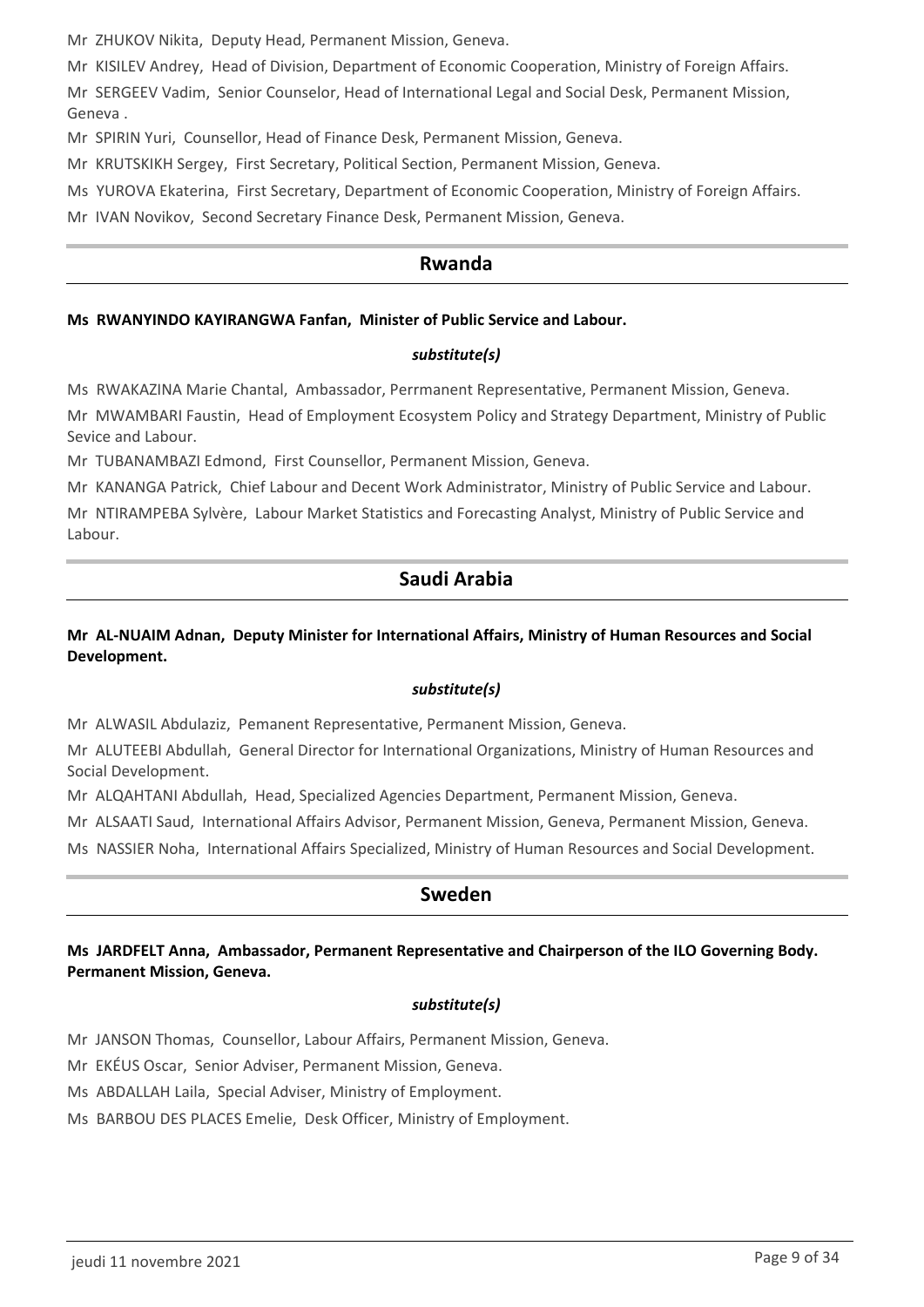Mr ZHUKOV Nikita, Deputy Head, Permanent Mission, Geneva.

Mr KISILEV Andrey, Head of Division, Department of Economic Cooperation, Ministry of Foreign Affairs.

Mr SERGEEV Vadim, Senior Counselor, Head of International Legal and Social Desk, Permanent Mission, Geneva .

Mr SPIRIN Yuri, Counsellor, Head of Finance Desk, Permanent Mission, Geneva.

Mr KRUTSKIKH Sergey, First Secretary, Political Section, Permanent Mission, Geneva.

Ms YUROVA Ekaterina, First Secretary, Department of Economic Cooperation, Ministry of Foreign Affairs.

Mr IVAN Novikov, Second Secretary Finance Desk, Permanent Mission, Geneva.

## Rwanda

**Ms RWANYINDO KAYIRANGWA Fanfan, Minister of Public Service and Labour.**

***substitute(s)***

Ms RWAKAZINA Marie Chantal, Ambassador, Perrmanent Representative, Permanent Mission, Geneva.

Mr MWAMBARI Faustin, Head of Employment Ecosystem Policy and Strategy Department, Ministry of Public Sevice and Labour.

Mr TUBANAMBAZI Edmond, First Counsellor, Permanent Mission, Geneva.

Mr KANANGA Patrick, Chief Labour and Decent Work Administrator, Ministry of Public Service and Labour.

Mr NTIRAMPEBA Sylvère, Labour Market Statistics and Forecasting Analyst, Ministry of Public Service and Labour.

## Saudi Arabia

**Mr AL-NUAIM Adnan, Deputy Minister for International Affairs, Ministry of Human Resources and Social Development.**

***substitute(s)***

Mr ALWASIL Abdulaziz, Pemanent Representative, Permanent Mission, Geneva.

Mr ALUTEEBI Abdullah, General Director for International Organizations, Ministry of Human Resources and Social Development.

Mr ALQAHTANI Abdullah, Head, Specialized Agencies Department, Permanent Mission, Geneva.

Mr ALSAATI Saud, International Affairs Advisor, Permanent Mission, Geneva, Permanent Mission, Geneva.

Ms NASSIER Noha, International Affairs Specialized, Ministry of Human Resources and Social Development.

## Sweden

**Ms JARDFELT Anna, Ambassador, Permanent Representative and Chairperson of the ILO Governing Body. Permanent Mission, Geneva.**

***substitute(s)***

Mr JANSON Thomas, Counsellor, Labour Affairs, Permanent Mission, Geneva.

Mr EKÉUS Oscar, Senior Adviser, Permanent Mission, Geneva.

Ms ABDALLAH Laila, Special Adviser, Ministry of Employment.

Ms BARBOU DES PLACES Emelie, Desk Officer, Ministry of Employment.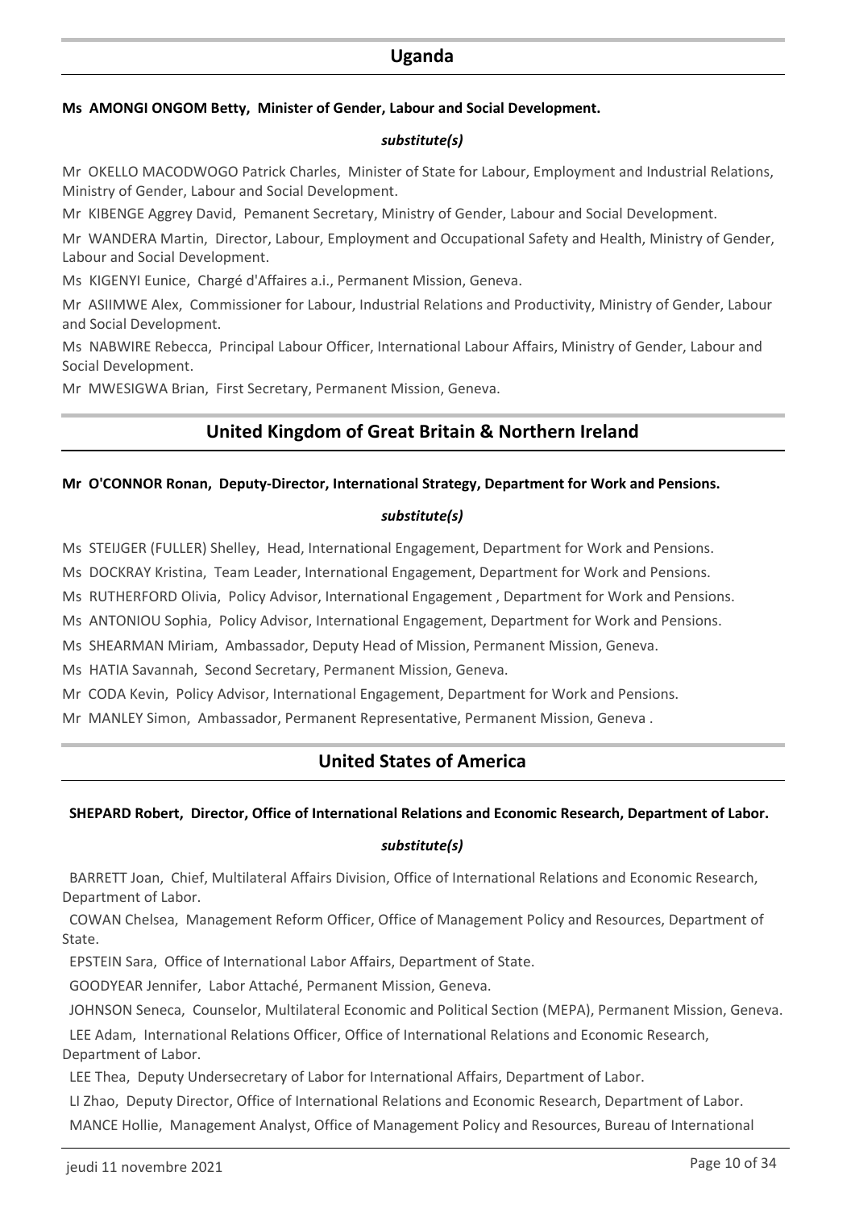## Uganda

**Ms AMONGI ONGOM Betty, Minister of Gender, Labour and Social Development.**

***substitute(s)***

Mr OKELLO MACODWOGO Patrick Charles, Minister of State for Labour, Employment and Industrial Relations, Ministry of Gender, Labour and Social Development.

Mr KIBENGE Aggrey David, Pemanent Secretary, Ministry of Gender, Labour and Social Development.

Mr WANDERA Martin, Director, Labour, Employment and Occupational Safety and Health, Ministry of Gender, Labour and Social Development.

Ms KIGENYI Eunice, Chargé d'Affaires a.i., Permanent Mission, Geneva.

Mr ASIIMWE Alex, Commissioner for Labour, Industrial Relations and Productivity, Ministry of Gender, Labour and Social Development.

Ms NABWIRE Rebecca, Principal Labour Officer, International Labour Affairs, Ministry of Gender, Labour and Social Development.

Mr MWESIGWA Brian, First Secretary, Permanent Mission, Geneva.

## United Kingdom of Great Britain & Northern Ireland

**Mr O'CONNOR Ronan, Deputy-Director, International Strategy, Department for Work and Pensions.**

***substitute(s)***

Ms STEIJGER (FULLER) Shelley, Head, International Engagement, Department for Work and Pensions.

Ms DOCKRAY Kristina, Team Leader, International Engagement, Department for Work and Pensions.

Ms RUTHERFORD Olivia, Policy Advisor, International Engagement , Department for Work and Pensions.

Ms ANTONIOU Sophia, Policy Advisor, International Engagement, Department for Work and Pensions.

Ms SHEARMAN Miriam, Ambassador, Deputy Head of Mission, Permanent Mission, Geneva.

Ms HATIA Savannah, Second Secretary, Permanent Mission, Geneva.

Mr CODA Kevin, Policy Advisor, International Engagement, Department for Work and Pensions.

Mr MANLEY Simon, Ambassador, Permanent Representative, Permanent Mission, Geneva .

## United States of America

**SHEPARD Robert, Director, Office of International Relations and Economic Research, Department of Labor.**

***substitute(s)***

BARRETT Joan, Chief, Multilateral Affairs Division, Office of International Relations and Economic Research, Department of Labor.

COWAN Chelsea, Management Reform Officer, Office of Management Policy and Resources, Department of State.

EPSTEIN Sara, Office of International Labor Affairs, Department of State.

GOODYEAR Jennifer, Labor Attaché, Permanent Mission, Geneva.

JOHNSON Seneca, Counselor, Multilateral Economic and Political Section (MEPA), Permanent Mission, Geneva.

LEE Adam, International Relations Officer, Office of International Relations and Economic Research, Department of Labor.

LEE Thea, Deputy Undersecretary of Labor for International Affairs, Department of Labor.

LI Zhao, Deputy Director, Office of International Relations and Economic Research, Department of Labor.

MANCE Hollie, Management Analyst, Office of Management Policy and Resources, Bureau of International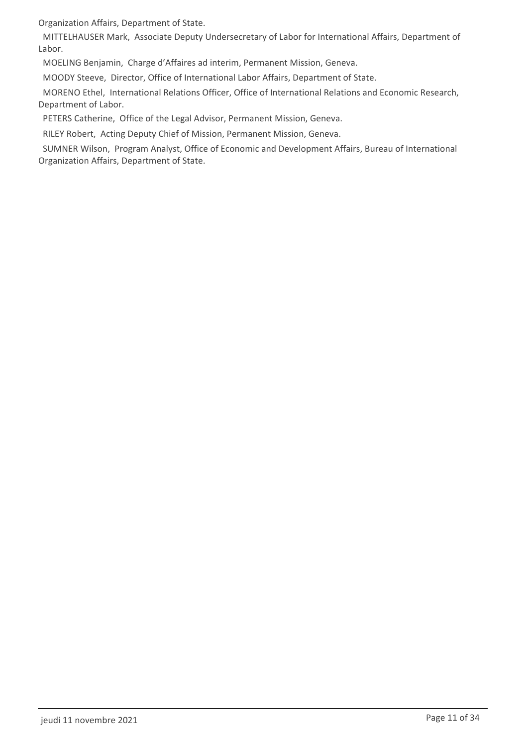Organization Affairs, Department of State.

MITTELHAUSER Mark, Associate Deputy Undersecretary of Labor for International Affairs, Department of Labor.

MOELING Benjamin, Charge d'Affaires ad interim, Permanent Mission, Geneva.

MOODY Steeve, Director, Office of International Labor Affairs, Department of State.

MORENO Ethel, International Relations Officer, Office of International Relations and Economic Research, Department of Labor.

PETERS Catherine, Office of the Legal Advisor, Permanent Mission, Geneva.

RILEY Robert, Acting Deputy Chief of Mission, Permanent Mission, Geneva.

SUMNER Wilson, Program Analyst, Office of Economic and Development Affairs, Bureau of International Organization Affairs, Department of State.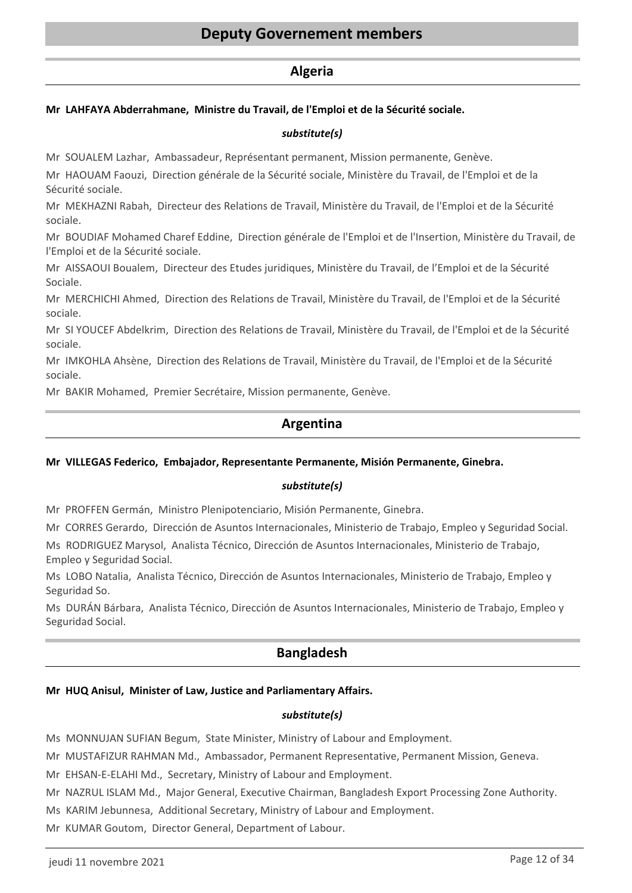# Deputy Governement members

## Algeria

**Mr LAHFAYA Abderrahmane, Ministre du Travail, de l'Emploi et de la Sécurité sociale.**

***substitute(s)***

Mr SOUALEM Lazhar, Ambassadeur, Représentant permanent, Mission permanente, Genève.

Mr HAOUAM Faouzi, Direction générale de la Sécurité sociale, Ministère du Travail, de l'Emploi et de la Sécurité sociale.

Mr MEKHAZNI Rabah, Directeur des Relations de Travail, Ministère du Travail, de l'Emploi et de la Sécurité sociale.

Mr BOUDIAF Mohamed Charef Eddine, Direction générale de l'Emploi et de l'Insertion, Ministère du Travail, de l'Emploi et de la Sécurité sociale.

Mr AISSAOUI Boualem, Directeur des Etudes juridiques, Ministère du Travail, de l'Emploi et de la Sécurité Sociale.

Mr MERCHICHI Ahmed, Direction des Relations de Travail, Ministère du Travail, de l'Emploi et de la Sécurité sociale.

Mr SI YOUCEF Abdelkrim, Direction des Relations de Travail, Ministère du Travail, de l'Emploi et de la Sécurité sociale.

Mr IMKOHLA Ahsène, Direction des Relations de Travail, Ministère du Travail, de l'Emploi et de la Sécurité sociale.

Mr BAKIR Mohamed, Premier Secrétaire, Mission permanente, Genève.

## Argentina

**Mr VILLEGAS Federico, Embajador, Representante Permanente, Misión Permanente, Ginebra.**

***substitute(s)***

Mr PROFFEN Germán, Ministro Plenipotenciario, Misión Permanente, Ginebra.

Mr CORRES Gerardo, Dirección de Asuntos Internacionales, Ministerio de Trabajo, Empleo y Seguridad Social.

Ms RODRIGUEZ Marysol, Analista Técnico, Dirección de Asuntos Internacionales, Ministerio de Trabajo, Empleo y Seguridad Social.

Ms LOBO Natalia, Analista Técnico, Dirección de Asuntos Internacionales, Ministerio de Trabajo, Empleo y Seguridad So.

Ms DURÁN Bárbara, Analista Técnico, Dirección de Asuntos Internacionales, Ministerio de Trabajo, Empleo y Seguridad Social.

## Bangladesh

**Mr HUQ Anisul, Minister of Law, Justice and Parliamentary Affairs.**

***substitute(s)***

Ms MONNUJAN SUFIAN Begum, State Minister, Ministry of Labour and Employment.

Mr MUSTAFIZUR RAHMAN Md., Ambassador, Permanent Representative, Permanent Mission, Geneva.

Mr EHSAN-E-ELAHI Md., Secretary, Ministry of Labour and Employment.

Mr NAZRUL ISLAM Md., Major General, Executive Chairman, Bangladesh Export Processing Zone Authority.

Ms KARIM Jebunnesa, Additional Secretary, Ministry of Labour and Employment.

Mr KUMAR Goutom, Director General, Department of Labour.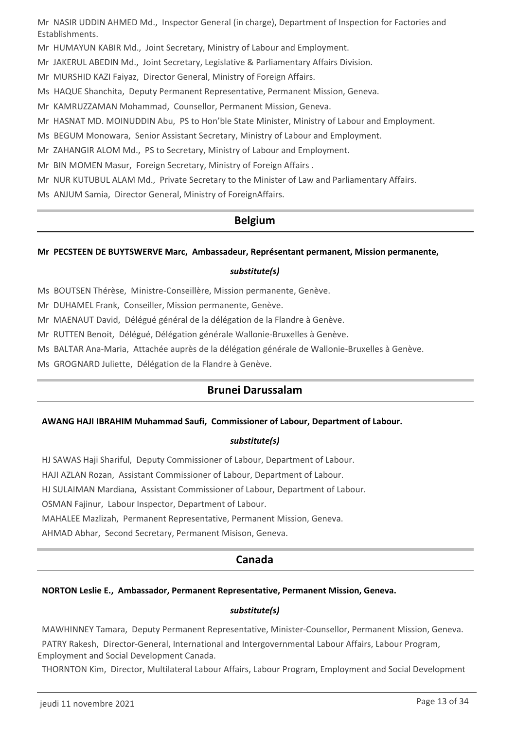Mr NASIR UDDIN AHMED Md., Inspector General (in charge), Department of Inspection for Factories and Establishments.

Mr HUMAYUN KABIR Md., Joint Secretary, Ministry of Labour and Employment.

Mr JAKERUL ABEDIN Md., Joint Secretary, Legislative & Parliamentary Affairs Division.

Mr MURSHID KAZI Faiyaz, Director General, Ministry of Foreign Affairs.

Ms HAQUE Shanchita, Deputy Permanent Representative, Permanent Mission, Geneva.

Mr KAMRUZZAMAN Mohammad, Counsellor, Permanent Mission, Geneva.

Mr HASNAT MD. MOINUDDIN Abu, PS to Hon'ble State Minister, Ministry of Labour and Employment.

Ms BEGUM Monowara, Senior Assistant Secretary, Ministry of Labour and Employment.

Mr ZAHANGIR ALOM Md., PS to Secretary, Ministry of Labour and Employment.

Mr BIN MOMEN Masur, Foreign Secretary, Ministry of Foreign Affairs .

Mr NUR KUTUBUL ALAM Md., Private Secretary to the Minister of Law and Parliamentary Affairs.

Ms ANJUM Samia, Director General, Ministry of ForeignAffairs.

## Belgium

**Mr PECSTEEN DE BUYTSWERVE Marc, Ambassadeur, Représentant permanent, Mission permanente,**

***substitute(s)***

Ms BOUTSEN Thérèse, Ministre-Conseillère, Mission permanente, Genève.

Mr DUHAMEL Frank, Conseiller, Mission permanente, Genève.

Mr MAENAUT David, Délégué général de la délégation de la Flandre à Genève.

Mr RUTTEN Benoit, Délégué, Délégation générale Wallonie-Bruxelles à Genève.

Ms BALTAR Ana-Maria, Attachée auprès de la délégation générale de Wallonie-Bruxelles à Genève.

Ms GROGNARD Juliette, Délégation de la Flandre à Genève.

## Brunei Darussalam

**AWANG HAJI IBRAHIM Muhammad Saufi, Commissioner of Labour, Department of Labour.**

***substitute(s)***

HJ SAWAS Haji Shariful, Deputy Commissioner of Labour, Department of Labour.

HAJI AZLAN Rozan, Assistant Commissioner of Labour, Department of Labour.

HJ SULAIMAN Mardiana, Assistant Commissioner of Labour, Department of Labour.

OSMAN Fajinur, Labour Inspector, Department of Labour.

MAHALEE Mazlizah, Permanent Representative, Permanent Mission, Geneva.

AHMAD Abhar, Second Secretary, Permanent Misison, Geneva.

## Canada

**NORTON Leslie E., Ambassador, Permanent Representative, Permanent Mission, Geneva.**

***substitute(s)***

MAWHINNEY Tamara, Deputy Permanent Representative, Minister-Counsellor, Permanent Mission, Geneva.

PATRY Rakesh, Director-General, International and Intergovernmental Labour Affairs, Labour Program, Employment and Social Development Canada.

THORNTON Kim, Director, Multilateral Labour Affairs, Labour Program, Employment and Social Development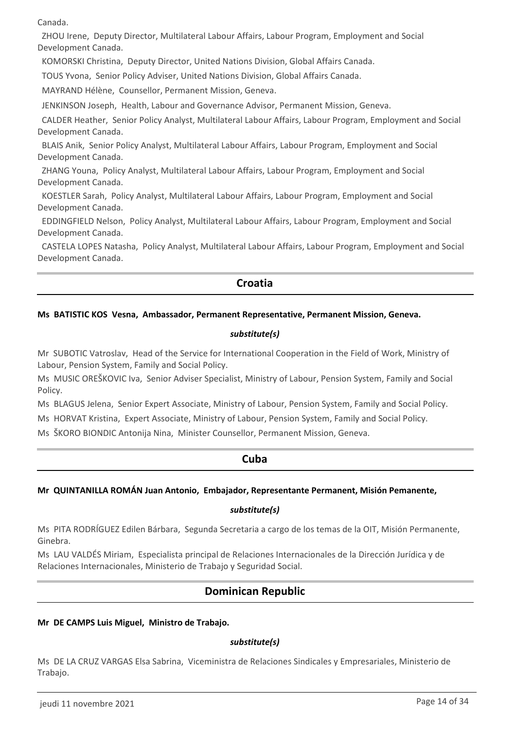Canada.

ZHOU Irene, Deputy Director, Multilateral Labour Affairs, Labour Program, Employment and Social Development Canada.

KOMORSKI Christina, Deputy Director, United Nations Division, Global Affairs Canada.

TOUS Yvona, Senior Policy Adviser, United Nations Division, Global Affairs Canada.

MAYRAND Hélène, Counsellor, Permanent Mission, Geneva.

JENKINSON Joseph, Health, Labour and Governance Advisor, Permanent Mission, Geneva.

CALDER Heather, Senior Policy Analyst, Multilateral Labour Affairs, Labour Program, Employment and Social Development Canada.

BLAIS Anik, Senior Policy Analyst, Multilateral Labour Affairs, Labour Program, Employment and Social Development Canada.

ZHANG Youna, Policy Analyst, Multilateral Labour Affairs, Labour Program, Employment and Social Development Canada.

KOESTLER Sarah, Policy Analyst, Multilateral Labour Affairs, Labour Program, Employment and Social Development Canada.

EDDINGFIELD Nelson, Policy Analyst, Multilateral Labour Affairs, Labour Program, Employment and Social Development Canada.

CASTELA LOPES Natasha, Policy Analyst, Multilateral Labour Affairs, Labour Program, Employment and Social Development Canada.

## Croatia

**Ms BATISTIC KOS Vesna, Ambassador, Permanent Representative, Permanent Mission, Geneva.**

***substitute(s)***

Mr SUBOTIC Vatroslav, Head of the Service for International Cooperation in the Field of Work, Ministry of Labour, Pension System, Family and Social Policy.

Ms MUSIC OREŠKOVIC Iva, Senior Adviser Specialist, Ministry of Labour, Pension System, Family and Social Policy.

Ms BLAGUS Jelena, Senior Expert Associate, Ministry of Labour, Pension System, Family and Social Policy.

Ms HORVAT Kristina, Expert Associate, Ministry of Labour, Pension System, Family and Social Policy.

Ms ŠKORO BIONDIC Antonija Nina, Minister Counsellor, Permanent Mission, Geneva.

## Cuba

**Mr QUINTANILLA ROMÁN Juan Antonio, Embajador, Representante Permanent, Misión Pemanente,**

***substitute(s)***

Ms PITA RODRÍGUEZ Edilen Bárbara, Segunda Secretaria a cargo de los temas de la OIT, Misión Permanente, Ginebra.

Ms LAU VALDÉS Miriam, Especialista principal de Relaciones Internacionales de la Dirección Jurídica y de Relaciones Internacionales, Ministerio de Trabajo y Seguridad Social.

## Dominican Republic

**Mr DE CAMPS Luis Miguel, Ministro de Trabajo.**

***substitute(s)***

Ms DE LA CRUZ VARGAS Elsa Sabrina, Viceministra de Relaciones Sindicales y Empresariales, Ministerio de Trabajo.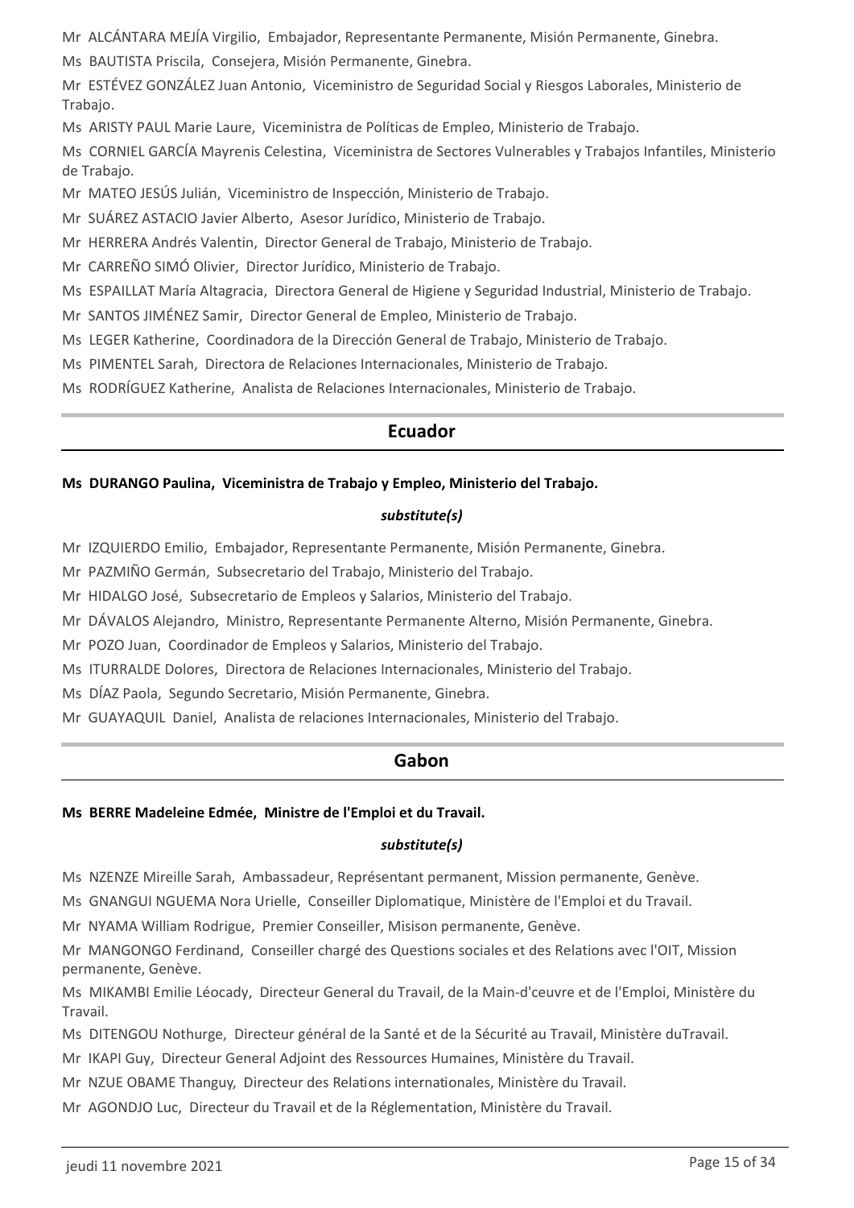Mr ALCÁNTARA MEJÍA Virgilio, Embajador, Representante Permanente, Misión Permanente, Ginebra.

Ms BAUTISTA Priscila, Consejera, Misión Permanente, Ginebra.

Mr ESTÉVEZ GONZÁLEZ Juan Antonio, Viceministro de Seguridad Social y Riesgos Laborales, Ministerio de Trabajo.

Ms ARISTY PAUL Marie Laure, Viceministra de Políticas de Empleo, Ministerio de Trabajo.

Ms CORNIEL GARCÍA Mayrenis Celestina, Viceministra de Sectores Vulnerables y Trabajos Infantiles, Ministerio de Trabajo.

Mr MATEO JESÚS Julián, Viceministro de Inspección, Ministerio de Trabajo.

Mr SUÁREZ ASTACIO Javier Alberto, Asesor Jurídico, Ministerio de Trabajo.

Mr HERRERA Andrés Valentin, Director General de Trabajo, Ministerio de Trabajo.

Mr CARREÑO SIMÓ Olivier, Director Jurídico, Ministerio de Trabajo.

Ms ESPAILLAT María Altagracia, Directora General de Higiene y Seguridad Industrial, Ministerio de Trabajo.

Mr SANTOS JIMÉNEZ Samir, Director General de Empleo, Ministerio de Trabajo.

Ms LEGER Katherine, Coordinadora de la Dirección General de Trabajo, Ministerio de Trabajo.

Ms PIMENTEL Sarah, Directora de Relaciones Internacionales, Ministerio de Trabajo.

Ms RODRÍGUEZ Katherine, Analista de Relaciones Internacionales, Ministerio de Trabajo.

## Ecuador

**Ms DURANGO Paulina, Viceministra de Trabajo y Empleo, Ministerio del Trabajo.**

***substitute(s)***

Mr IZQUIERDO Emilio, Embajador, Representante Permanente, Misión Permanente, Ginebra.

Mr PAZMIÑO Germán, Subsecretario del Trabajo, Ministerio del Trabajo.

Mr HIDALGO José, Subsecretario de Empleos y Salarios, Ministerio del Trabajo.

Mr DÁVALOS Alejandro, Ministro, Representante Permanente Alterno, Misión Permanente, Ginebra.

Mr POZO Juan, Coordinador de Empleos y Salarios, Ministerio del Trabajo.

Ms ITURRALDE Dolores, Directora de Relaciones Internacionales, Ministerio del Trabajo.

Ms DÍAZ Paola, Segundo Secretario, Misión Permanente, Ginebra.

Mr GUAYAQUIL Daniel, Analista de relaciones Internacionales, Ministerio del Trabajo.

## Gabon

**Ms BERRE Madeleine Edmée, Ministre de l'Emploi et du Travail.**

***substitute(s)***

Ms NZENZE Mireille Sarah, Ambassadeur, Représentant permanent, Mission permanente, Genève.

Ms GNANGUI NGUEMA Nora Urielle, Conseiller Diplomatique, Ministère de l'Emploi et du Travail.

Mr NYAMA William Rodrigue, Premier Conseiller, Misison permanente, Genève.

Mr MANGONGO Ferdinand, Conseiller chargé des Questions sociales et des Relations avec l'OIT, Mission permanente, Genève.

Ms MIKAMBI Emilie Léocady, Directeur General du Travail, de la Main-d'ceuvre et de l'Emploi, Ministère du Travail.

Ms DITENGOU Nothurge, Directeur général de la Santé et de la Sécurité au Travail, Ministère duTravail.

Mr IKAPI Guy, Directeur General Adjoint des Ressources Humaines, Ministère du Travail.

Mr NZUE OBAME Thanguy, Directeur des Relations internationales, Ministère du Travail.

Mr AGONDJO Luc, Directeur du Travail et de la Réglementation, Ministère du Travail.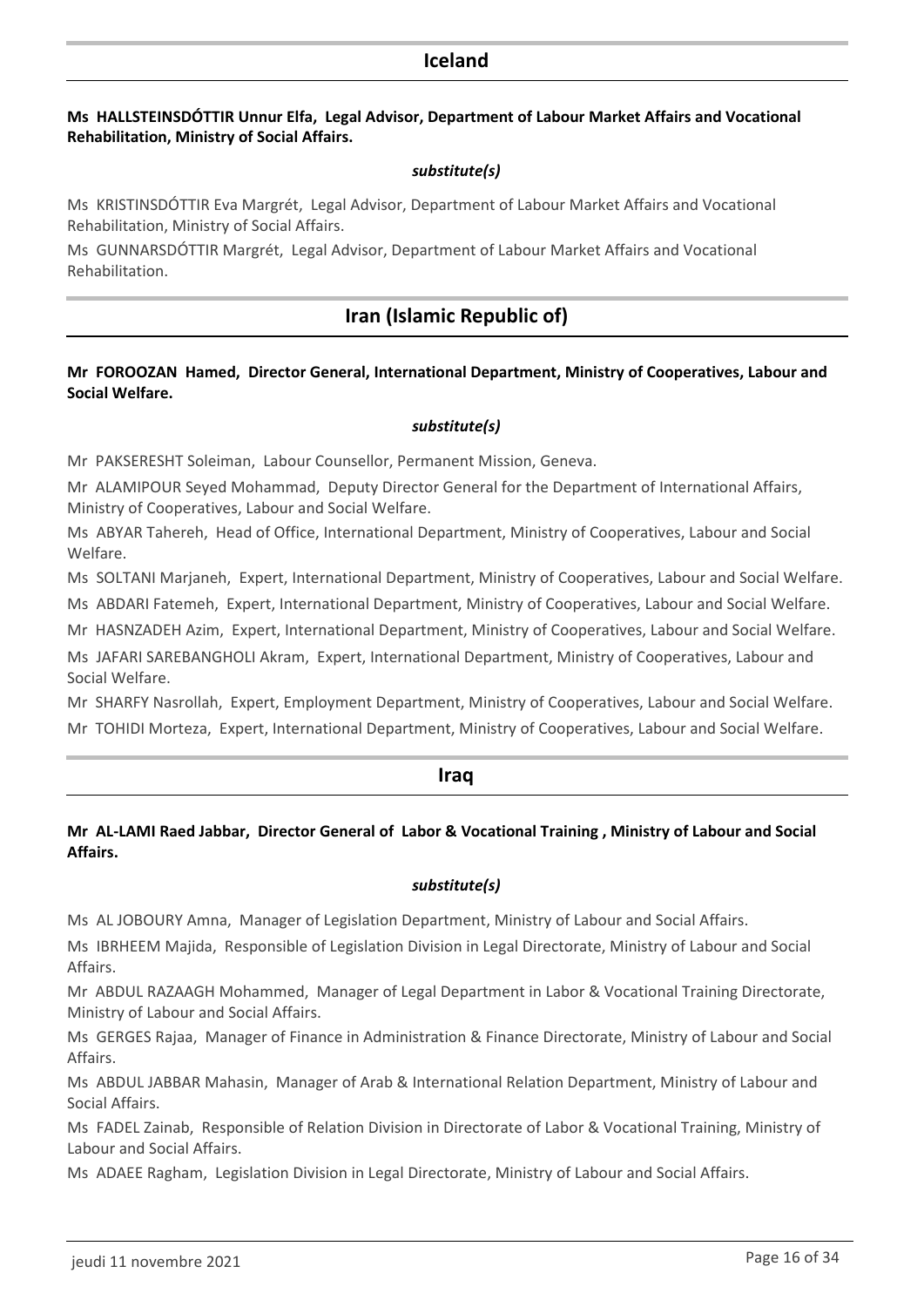## Iceland

**Ms HALLSTEINSDÓTTIR Unnur Elfa, Legal Advisor, Department of Labour Market Affairs and Vocational Rehabilitation, Ministry of Social Affairs.**

***substitute(s)***

Ms KRISTINSDÓTTIR Eva Margrét, Legal Advisor, Department of Labour Market Affairs and Vocational Rehabilitation, Ministry of Social Affairs.

Ms GUNNARSDÓTTIR Margrét, Legal Advisor, Department of Labour Market Affairs and Vocational Rehabilitation.

## Iran (Islamic Republic of)

**Mr FOROOZAN Hamed, Director General, International Department, Ministry of Cooperatives, Labour and Social Welfare.**

***substitute(s)***

Mr PAKSERESHT Soleiman, Labour Counsellor, Permanent Mission, Geneva.

Mr ALAMIPOUR Seyed Mohammad, Deputy Director General for the Department of International Affairs, Ministry of Cooperatives, Labour and Social Welfare.

Ms ABYAR Tahereh, Head of Office, International Department, Ministry of Cooperatives, Labour and Social Welfare.

Ms SOLTANI Marjaneh, Expert, International Department, Ministry of Cooperatives, Labour and Social Welfare.

Ms ABDARI Fatemeh, Expert, International Department, Ministry of Cooperatives, Labour and Social Welfare.

Mr HASNZADEH Azim, Expert, International Department, Ministry of Cooperatives, Labour and Social Welfare.

Ms JAFARI SAREBANGHOLI Akram, Expert, International Department, Ministry of Cooperatives, Labour and Social Welfare.

Mr SHARFY Nasrollah, Expert, Employment Department, Ministry of Cooperatives, Labour and Social Welfare.

Mr TOHIDI Morteza, Expert, International Department, Ministry of Cooperatives, Labour and Social Welfare.

## Iraq

**Mr AL-LAMI Raed Jabbar, Director General of Labor & Vocational Training , Ministry of Labour and Social Affairs.**

***substitute(s)***

Ms AL JOBOURY Amna, Manager of Legislation Department, Ministry of Labour and Social Affairs.

Ms IBRHEEM Majida, Responsible of Legislation Division in Legal Directorate, Ministry of Labour and Social Affairs.

Mr ABDUL RAZAAGH Mohammed, Manager of Legal Department in Labor & Vocational Training Directorate, Ministry of Labour and Social Affairs.

Ms GERGES Rajaa, Manager of Finance in Administration & Finance Directorate, Ministry of Labour and Social Affairs.

Ms ABDUL JABBAR Mahasin, Manager of Arab & International Relation Department, Ministry of Labour and Social Affairs.

Ms FADEL Zainab, Responsible of Relation Division in Directorate of Labor & Vocational Training, Ministry of Labour and Social Affairs.

Ms ADAEE Ragham, Legislation Division in Legal Directorate, Ministry of Labour and Social Affairs.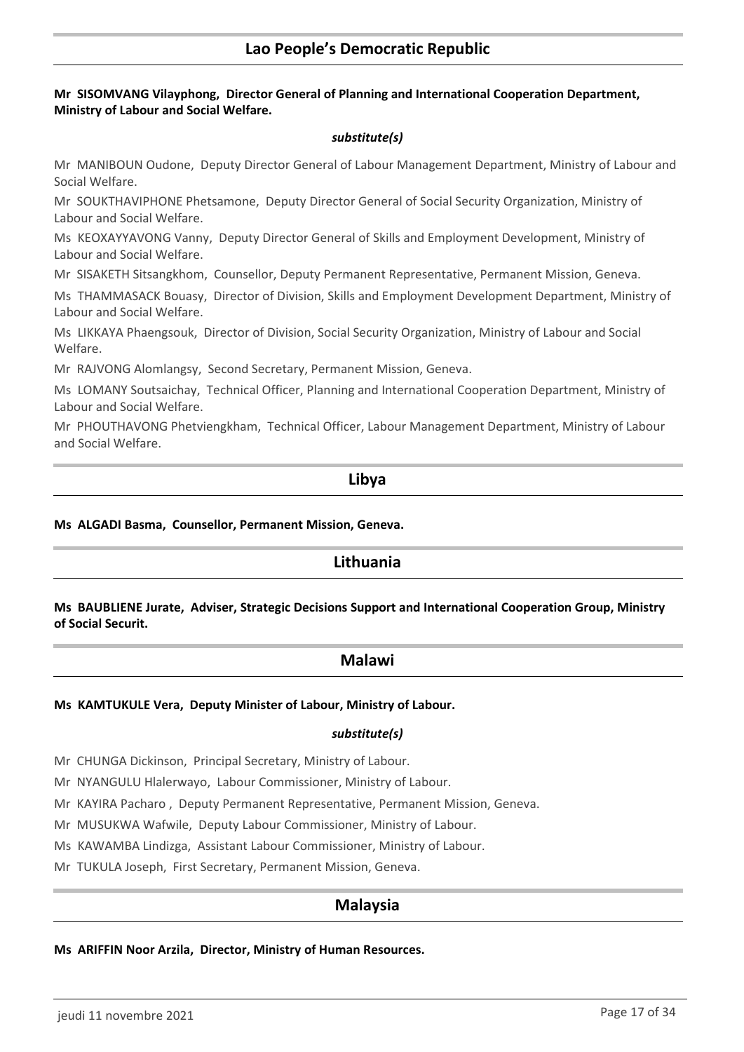## Lao People's Democratic Republic

**Mr SISOMVANG Vilayphong, Director General of Planning and International Cooperation Department, Ministry of Labour and Social Welfare.**

***substitute(s)***

Mr MANIBOUN Oudone, Deputy Director General of Labour Management Department, Ministry of Labour and Social Welfare.

Mr SOUKTHAVIPHONE Phetsamone, Deputy Director General of Social Security Organization, Ministry of Labour and Social Welfare.

Ms KEOXAYYAVONG Vanny, Deputy Director General of Skills and Employment Development, Ministry of Labour and Social Welfare.

Mr SISAKETH Sitsangkhom, Counsellor, Deputy Permanent Representative, Permanent Mission, Geneva.

Ms THAMMASACK Bouasy, Director of Division, Skills and Employment Development Department, Ministry of Labour and Social Welfare.

Ms LIKKAYA Phaengsouk, Director of Division, Social Security Organization, Ministry of Labour and Social Welfare.

Mr RAJVONG Alomlangsy, Second Secretary, Permanent Mission, Geneva.

Ms LOMANY Soutsaichay, Technical Officer, Planning and International Cooperation Department, Ministry of Labour and Social Welfare.

Mr PHOUTHAVONG Phetviengkham, Technical Officer, Labour Management Department, Ministry of Labour and Social Welfare.

## Libya

**Ms ALGADI Basma, Counsellor, Permanent Mission, Geneva.**

## Lithuania

**Ms BAUBLIENE Jurate, Adviser, Strategic Decisions Support and International Cooperation Group, Ministry of Social Securit.**

## Malawi

**Ms KAMTUKULE Vera, Deputy Minister of Labour, Ministry of Labour.**

***substitute(s)***

Mr CHUNGA Dickinson, Principal Secretary, Ministry of Labour.

Mr NYANGULU Hlalerwayo, Labour Commissioner, Ministry of Labour.

Mr KAYIRA Pacharo , Deputy Permanent Representative, Permanent Mission, Geneva.

Mr MUSUKWA Wafwile, Deputy Labour Commissioner, Ministry of Labour.

Ms KAWAMBA Lindizga, Assistant Labour Commissioner, Ministry of Labour.

Mr TUKULA Joseph, First Secretary, Permanent Mission, Geneva.

## Malaysia

**Ms ARIFFIN Noor Arzila, Director, Ministry of Human Resources.**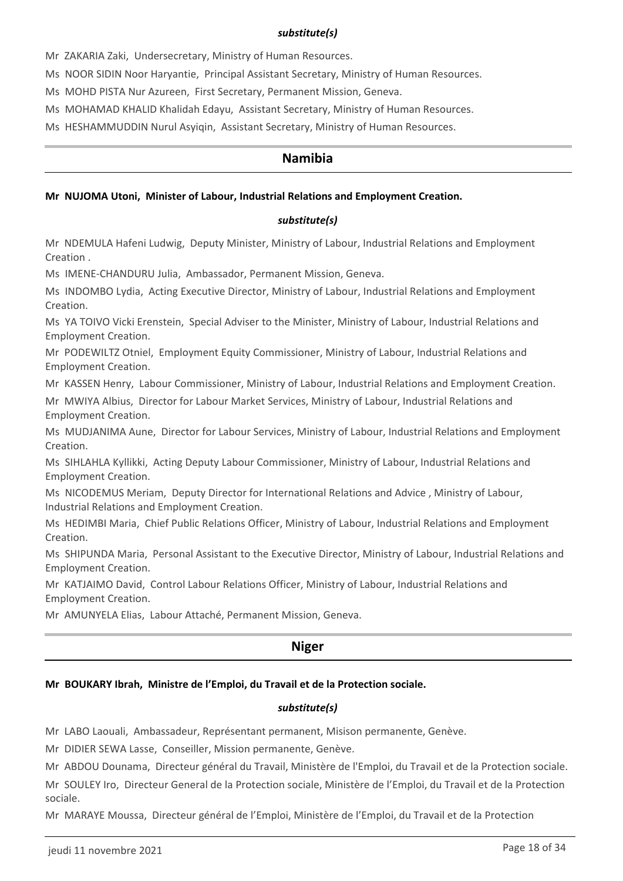*substitute(s)*

Mr ZAKARIA Zaki, Undersecretary, Ministry of Human Resources.

Ms NOOR SIDIN Noor Haryantie, Principal Assistant Secretary, Ministry of Human Resources.

Ms MOHD PISTA Nur Azureen, First Secretary, Permanent Mission, Geneva.

Ms MOHAMAD KHALID Khalidah Edayu, Assistant Secretary, Ministry of Human Resources.

Ms HESHAMMUDDIN Nurul Asyiqin, Assistant Secretary, Ministry of Human Resources.

## Namibia

**Mr NUJOMA Utoni, Minister of Labour, Industrial Relations and Employment Creation.**

*substitute(s)*

Mr NDEMULA Hafeni Ludwig, Deputy Minister, Ministry of Labour, Industrial Relations and Employment Creation .

Ms IMENE-CHANDURU Julia, Ambassador, Permanent Mission, Geneva.

Ms INDOMBO Lydia, Acting Executive Director, Ministry of Labour, Industrial Relations and Employment Creation.

Ms YA TOIVO Vicki Erenstein, Special Adviser to the Minister, Ministry of Labour, Industrial Relations and Employment Creation.

Mr PODEWILTZ Otniel, Employment Equity Commissioner, Ministry of Labour, Industrial Relations and Employment Creation.

Mr KASSEN Henry, Labour Commissioner, Ministry of Labour, Industrial Relations and Employment Creation.

Mr MWIYA Albius, Director for Labour Market Services, Ministry of Labour, Industrial Relations and Employment Creation.

Ms MUDJANIMA Aune, Director for Labour Services, Ministry of Labour, Industrial Relations and Employment Creation.

Ms SIHLAHLA Kyllikki, Acting Deputy Labour Commissioner, Ministry of Labour, Industrial Relations and Employment Creation.

Ms NICODEMUS Meriam, Deputy Director for International Relations and Advice , Ministry of Labour, Industrial Relations and Employment Creation.

Ms HEDIMBI Maria, Chief Public Relations Officer, Ministry of Labour, Industrial Relations and Employment Creation.

Ms SHIPUNDA Maria, Personal Assistant to the Executive Director, Ministry of Labour, Industrial Relations and Employment Creation.

Mr KATJAIMO David, Control Labour Relations Officer, Ministry of Labour, Industrial Relations and Employment Creation.

Mr AMUNYELA Elias, Labour Attaché, Permanent Mission, Geneva.

## Niger

**Mr BOUKARY Ibrah, Ministre de l'Emploi, du Travail et de la Protection sociale.**

*substitute(s)*

Mr LABO Laouali, Ambassadeur, Représentant permanent, Misison permanente, Genève.

Mr DIDIER SEWA Lasse, Conseiller, Mission permanente, Genève.

Mr ABDOU Dounama, Directeur général du Travail, Ministère de l'Emploi, du Travail et de la Protection sociale.

Mr SOULEY Iro, Directeur General de la Protection sociale, Ministère de l'Emploi, du Travail et de la Protection sociale.

Mr MARAYE Moussa, Directeur général de l'Emploi, Ministère de l'Emploi, du Travail et de la Protection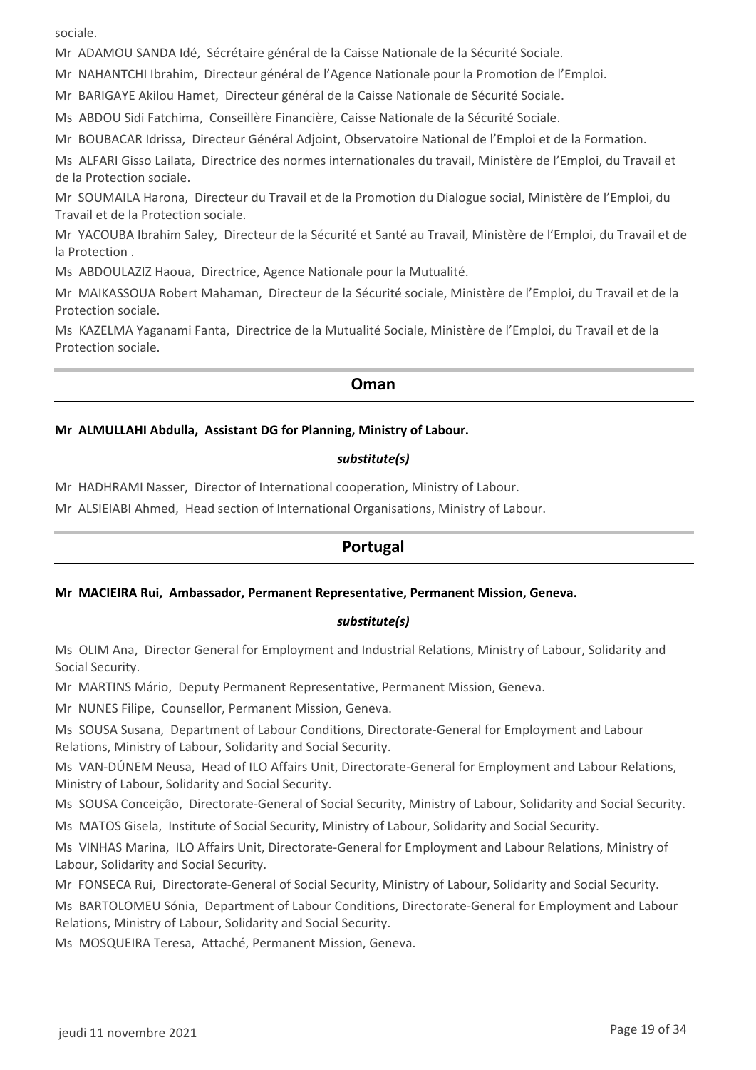sociale.

Mr ADAMOU SANDA Idé, Sécrétaire général de la Caisse Nationale de la Sécurité Sociale.

Mr NAHANTCHI Ibrahim, Directeur général de l'Agence Nationale pour la Promotion de l'Emploi.

Mr BARIGAYE Akilou Hamet, Directeur général de la Caisse Nationale de Sécurité Sociale.

Ms ABDOU Sidi Fatchima, Conseillère Financière, Caisse Nationale de la Sécurité Sociale.

Mr BOUBACAR Idrissa, Directeur Général Adjoint, Observatoire National de l'Emploi et de la Formation.

Ms ALFARI Gisso Lailata, Directrice des normes internationales du travail, Ministère de l'Emploi, du Travail et de la Protection sociale.

Mr SOUMAILA Harona, Directeur du Travail et de la Promotion du Dialogue social, Ministère de l'Emploi, du Travail et de la Protection sociale.

Mr YACOUBA Ibrahim Saley, Directeur de la Sécurité et Santé au Travail, Ministère de l'Emploi, du Travail et de la Protection .

Ms ABDOULAZIZ Haoua, Directrice, Agence Nationale pour la Mutualité.

Mr MAIKASSOUA Robert Mahaman, Directeur de la Sécurité sociale, Ministère de l'Emploi, du Travail et de la Protection sociale.

Ms KAZELMA Yaganami Fanta, Directrice de la Mutualité Sociale, Ministère de l'Emploi, du Travail et de la Protection sociale.

## Oman

**Mr ALMULLAHI Abdulla, Assistant DG for Planning, Ministry of Labour.**

***substitute(s)***

Mr HADHRAMI Nasser, Director of International cooperation, Ministry of Labour.

Mr ALSIEIABI Ahmed, Head section of International Organisations, Ministry of Labour.

## Portugal

**Mr MACIEIRA Rui, Ambassador, Permanent Representative, Permanent Mission, Geneva.**

***substitute(s)***

Ms OLIM Ana, Director General for Employment and Industrial Relations, Ministry of Labour, Solidarity and Social Security.

Mr MARTINS Mário, Deputy Permanent Representative, Permanent Mission, Geneva.

Mr NUNES Filipe, Counsellor, Permanent Mission, Geneva.

Ms SOUSA Susana, Department of Labour Conditions, Directorate-General for Employment and Labour Relations, Ministry of Labour, Solidarity and Social Security.

Ms VAN-DÚNEM Neusa, Head of ILO Affairs Unit, Directorate-General for Employment and Labour Relations, Ministry of Labour, Solidarity and Social Security.

Ms SOUSA Conceição, Directorate-General of Social Security, Ministry of Labour, Solidarity and Social Security.

Ms MATOS Gisela, Institute of Social Security, Ministry of Labour, Solidarity and Social Security.

Ms VINHAS Marina, ILO Affairs Unit, Directorate-General for Employment and Labour Relations, Ministry of Labour, Solidarity and Social Security.

Mr FONSECA Rui, Directorate-General of Social Security, Ministry of Labour, Solidarity and Social Security.

Ms BARTOLOMEU Sónia, Department of Labour Conditions, Directorate-General for Employment and Labour Relations, Ministry of Labour, Solidarity and Social Security.

Ms MOSQUEIRA Teresa, Attaché, Permanent Mission, Geneva.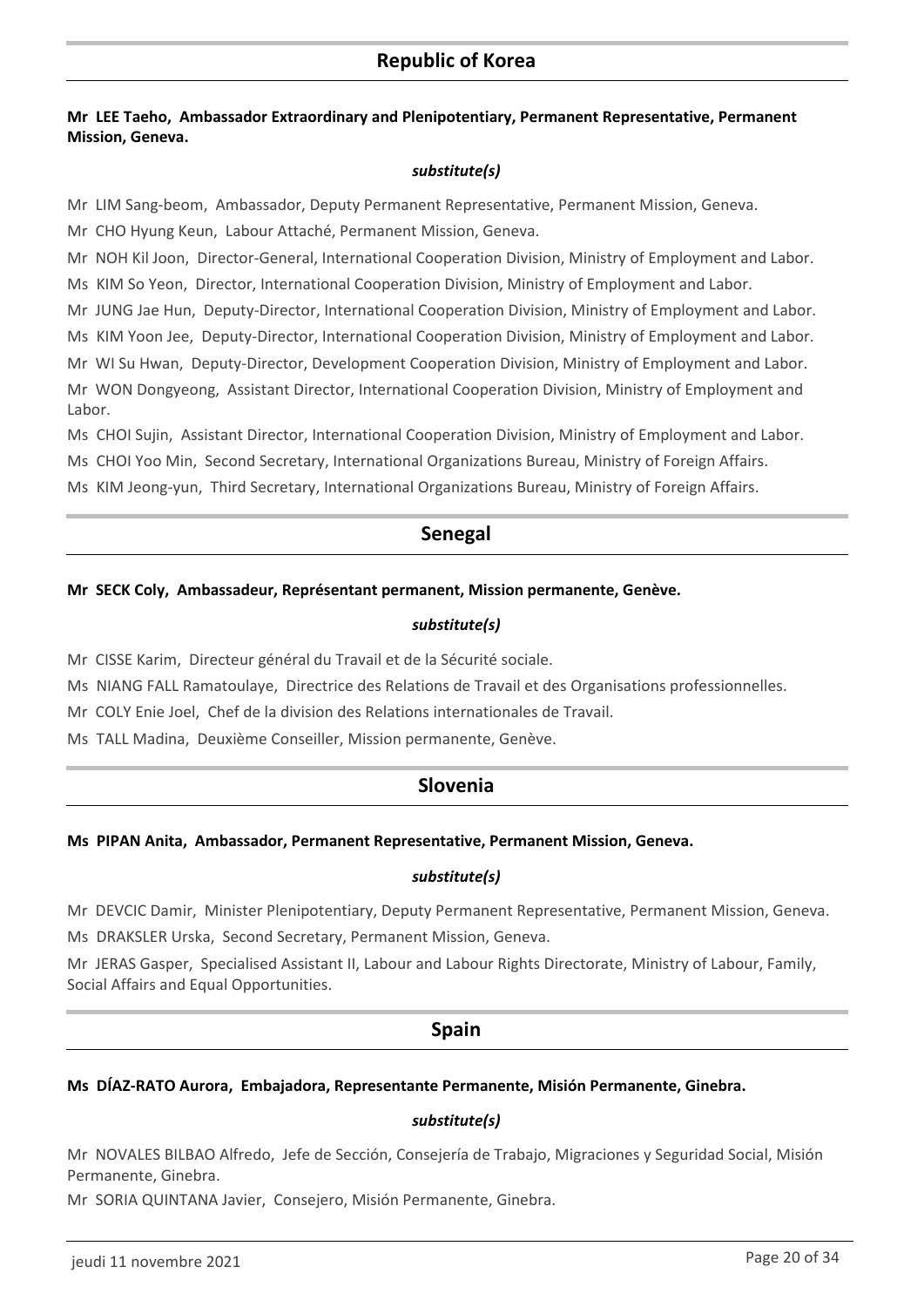## Republic of Korea

**Mr LEE Taeho, Ambassador Extraordinary and Plenipotentiary, Permanent Representative, Permanent Mission, Geneva.**

***substitute(s)***

Mr LIM Sang-beom, Ambassador, Deputy Permanent Representative, Permanent Mission, Geneva.

Mr CHO Hyung Keun, Labour Attaché, Permanent Mission, Geneva.

Mr NOH Kil Joon, Director-General, International Cooperation Division, Ministry of Employment and Labor.

Ms KIM So Yeon, Director, International Cooperation Division, Ministry of Employment and Labor.

Mr JUNG Jae Hun, Deputy-Director, International Cooperation Division, Ministry of Employment and Labor.

Ms KIM Yoon Jee, Deputy-Director, International Cooperation Division, Ministry of Employment and Labor.

Mr WI Su Hwan, Deputy-Director, Development Cooperation Division, Ministry of Employment and Labor.

Mr WON Dongyeong, Assistant Director, International Cooperation Division, Ministry of Employment and Labor.

Ms CHOI Sujin, Assistant Director, International Cooperation Division, Ministry of Employment and Labor.

Ms CHOI Yoo Min, Second Secretary, International Organizations Bureau, Ministry of Foreign Affairs.

Ms KIM Jeong-yun, Third Secretary, International Organizations Bureau, Ministry of Foreign Affairs.

## Senegal

**Mr SECK Coly, Ambassadeur, Représentant permanent, Mission permanente, Genève.**

***substitute(s)***

Mr CISSE Karim, Directeur général du Travail et de la Sécurité sociale.

Ms NIANG FALL Ramatoulaye, Directrice des Relations de Travail et des Organisations professionnelles.

Mr COLY Enie Joel, Chef de la division des Relations internationales de Travail.

Ms TALL Madina, Deuxième Conseiller, Mission permanente, Genève.

## Slovenia

**Ms PIPAN Anita, Ambassador, Permanent Representative, Permanent Mission, Geneva.**

***substitute(s)***

Mr DEVCIC Damir, Minister Plenipotentiary, Deputy Permanent Representative, Permanent Mission, Geneva.

Ms DRAKSLER Urska, Second Secretary, Permanent Mission, Geneva.

Mr JERAS Gasper, Specialised Assistant II, Labour and Labour Rights Directorate, Ministry of Labour, Family, Social Affairs and Equal Opportunities.

## Spain

**Ms DÍAZ-RATO Aurora, Embajadora, Representante Permanente, Misión Permanente, Ginebra.**

***substitute(s)***

Mr NOVALES BILBAO Alfredo, Jefe de Sección, Consejería de Trabajo, Migraciones y Seguridad Social, Misión Permanente, Ginebra.

Mr SORIA QUINTANA Javier, Consejero, Misión Permanente, Ginebra.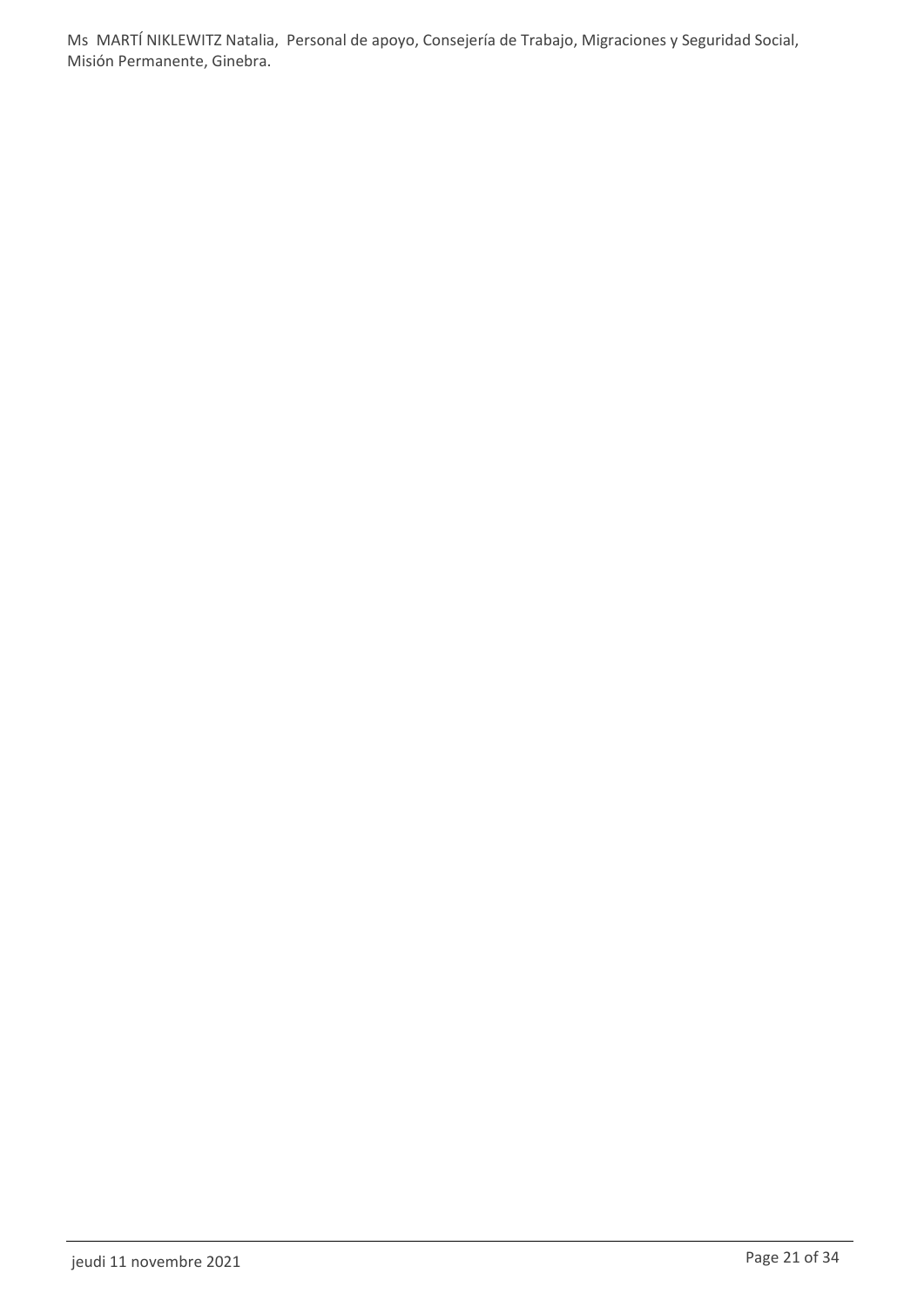Ms MARTÍ NIKLEWITZ Natalia, Personal de apoyo, Consejería de Trabajo, Migraciones y Seguridad Social, Misión Permanente, Ginebra.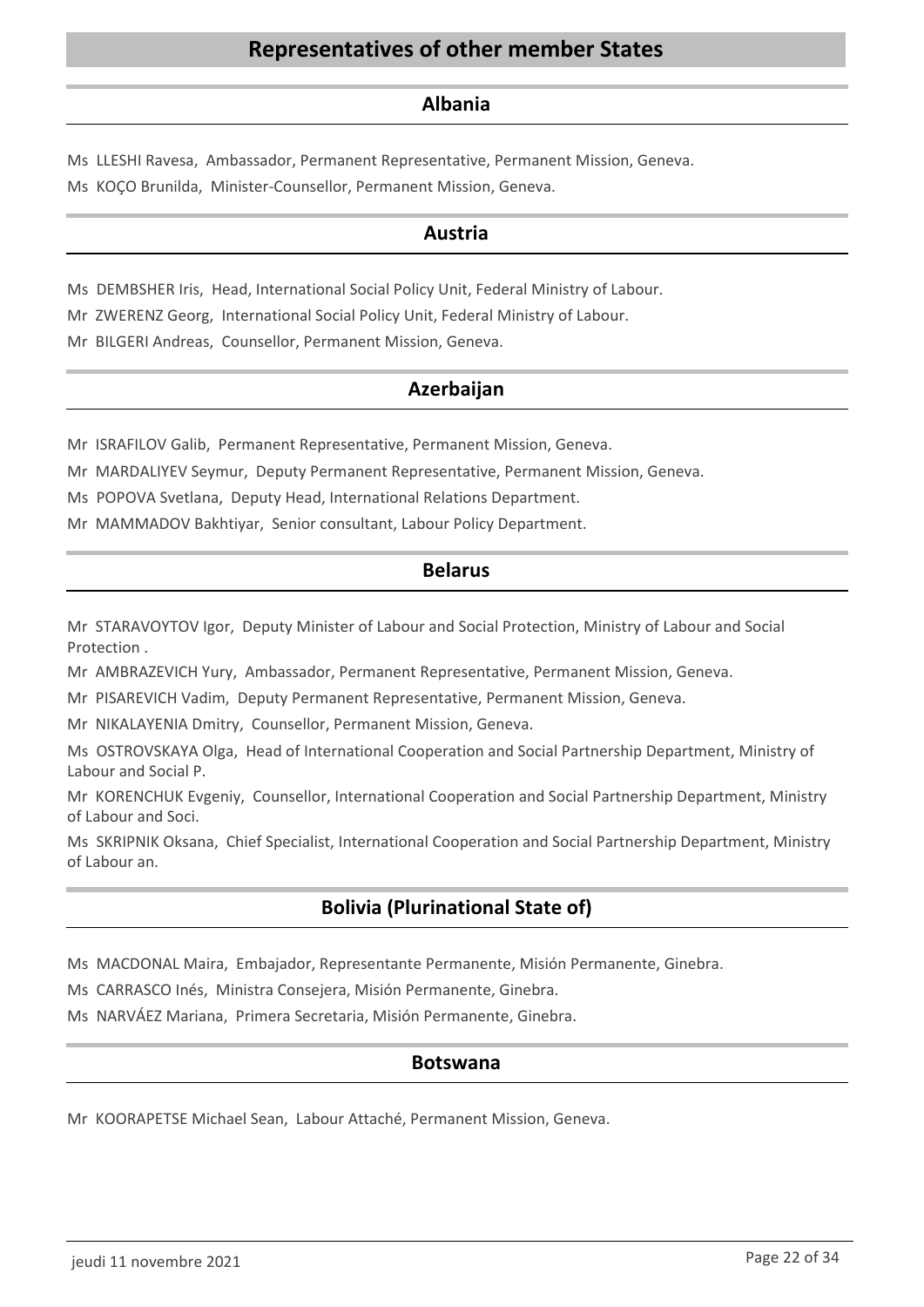# Representatives of other member States

## Albania

Ms LLESHI Ravesa, Ambassador, Permanent Representative, Permanent Mission, Geneva.

Ms KOÇO Brunilda, Minister-Counsellor, Permanent Mission, Geneva.

## Austria

Ms DEMBSHER Iris, Head, International Social Policy Unit, Federal Ministry of Labour.

Mr ZWERENZ Georg, International Social Policy Unit, Federal Ministry of Labour.

Mr BILGERI Andreas, Counsellor, Permanent Mission, Geneva.

## Azerbaijan

Mr ISRAFILOV Galib, Permanent Representative, Permanent Mission, Geneva.

Mr MARDALIYEV Seymur, Deputy Permanent Representative, Permanent Mission, Geneva.

Ms POPOVA Svetlana, Deputy Head, International Relations Department.

Mr MAMMADOV Bakhtiyar, Senior consultant, Labour Policy Department.

## Belarus

Mr STARAVOYTOV Igor, Deputy Minister of Labour and Social Protection, Ministry of Labour and Social Protection .

Mr AMBRAZEVICH Yury, Ambassador, Permanent Representative, Permanent Mission, Geneva.

Mr PISAREVICH Vadim, Deputy Permanent Representative, Permanent Mission, Geneva.

Mr NIKALAYENIA Dmitry, Counsellor, Permanent Mission, Geneva.

Ms OSTROVSKAYA Olga, Head of International Cooperation and Social Partnership Department, Ministry of Labour and Social P.

Mr KORENCHUK Evgeniy, Counsellor, International Cooperation and Social Partnership Department, Ministry of Labour and Soci.

Ms SKRIPNIK Oksana, Chief Specialist, International Cooperation and Social Partnership Department, Ministry of Labour an.

## Bolivia (Plurinational State of)

Ms MACDONAL Maira, Embajador, Representante Permanente, Misión Permanente, Ginebra.

Ms CARRASCO Inés, Ministra Consejera, Misión Permanente, Ginebra.

Ms NARVÁEZ Mariana, Primera Secretaria, Misión Permanente, Ginebra.

## Botswana

Mr KOORAPETSE Michael Sean, Labour Attaché, Permanent Mission, Geneva.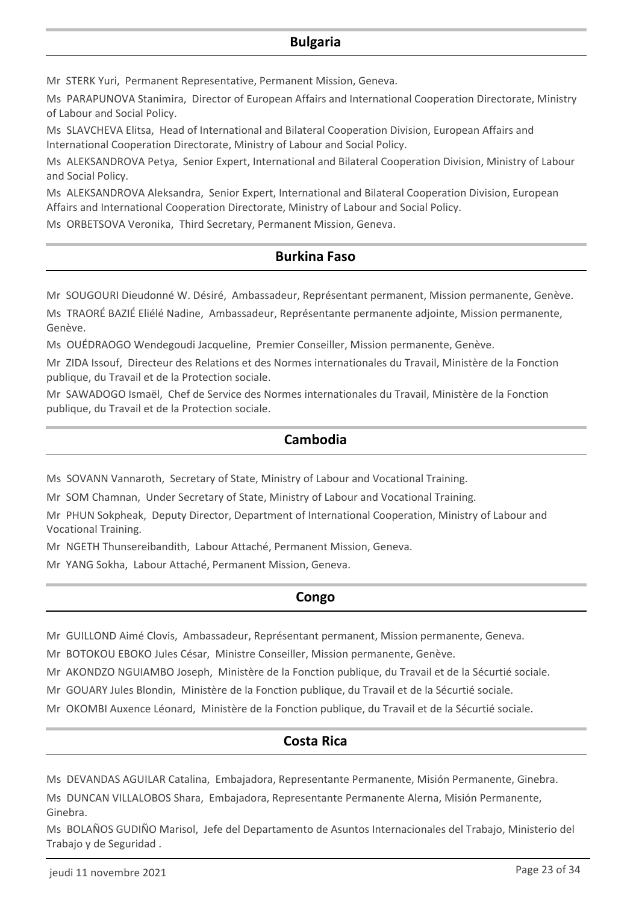## Bulgaria

Mr STERK Yuri, Permanent Representative, Permanent Mission, Geneva.

Ms PARAPUNOVA Stanimira, Director of European Affairs and International Cooperation Directorate, Ministry of Labour and Social Policy.

Ms SLAVCHEVA Elitsa, Head of International and Bilateral Cooperation Division, European Affairs and International Cooperation Directorate, Ministry of Labour and Social Policy.

Ms ALEKSANDROVA Petya, Senior Expert, International and Bilateral Cooperation Division, Ministry of Labour and Social Policy.

Ms ALEKSANDROVA Aleksandra, Senior Expert, International and Bilateral Cooperation Division, European Affairs and International Cooperation Directorate, Ministry of Labour and Social Policy.

Ms ORBETSOVA Veronika, Third Secretary, Permanent Mission, Geneva.

## Burkina Faso

Mr SOUGOURI Dieudonné W. Désiré, Ambassadeur, Représentant permanent, Mission permanente, Genève.

Ms TRAORÉ BAZIÉ Eliélé Nadine, Ambassadeur, Représentante permanente adjointe, Mission permanente, Genève.

Ms OUÉDRAOGO Wendegoudi Jacqueline, Premier Conseiller, Mission permanente, Genève.

Mr ZIDA Issouf, Directeur des Relations et des Normes internationales du Travail, Ministère de la Fonction publique, du Travail et de la Protection sociale.

Mr SAWADOGO Ismaël, Chef de Service des Normes internationales du Travail, Ministère de la Fonction publique, du Travail et de la Protection sociale.

## Cambodia

Ms SOVANN Vannaroth, Secretary of State, Ministry of Labour and Vocational Training.

Mr SOM Chamnan, Under Secretary of State, Ministry of Labour and Vocational Training.

Mr PHUN Sokpheak, Deputy Director, Department of International Cooperation, Ministry of Labour and Vocational Training.

Mr NGETH Thunsereibandith, Labour Attaché, Permanent Mission, Geneva.

Mr YANG Sokha, Labour Attaché, Permanent Mission, Geneva.

## Congo

Mr GUILLOND Aimé Clovis, Ambassadeur, Représentant permanent, Mission permanente, Geneva.

Mr BOTOKOU EBOKO Jules César, Ministre Conseiller, Mission permanente, Genève.

Mr AKONDZO NGUIAMBO Joseph, Ministère de la Fonction publique, du Travail et de la Sécurtié sociale.

Mr GOUARY Jules Blondin, Ministère de la Fonction publique, du Travail et de la Sécurtié sociale.

Mr OKOMBI Auxence Léonard, Ministère de la Fonction publique, du Travail et de la Sécurtié sociale.

## Costa Rica

Ms DEVANDAS AGUILAR Catalina, Embajadora, Representante Permanente, Misión Permanente, Ginebra.

Ms DUNCAN VILLALOBOS Shara, Embajadora, Representante Permanente Alerna, Misión Permanente, Ginebra.

Ms BOLAÑOS GUDIÑO Marisol, Jefe del Departamento de Asuntos Internacionales del Trabajo, Ministerio del Trabajo y de Seguridad .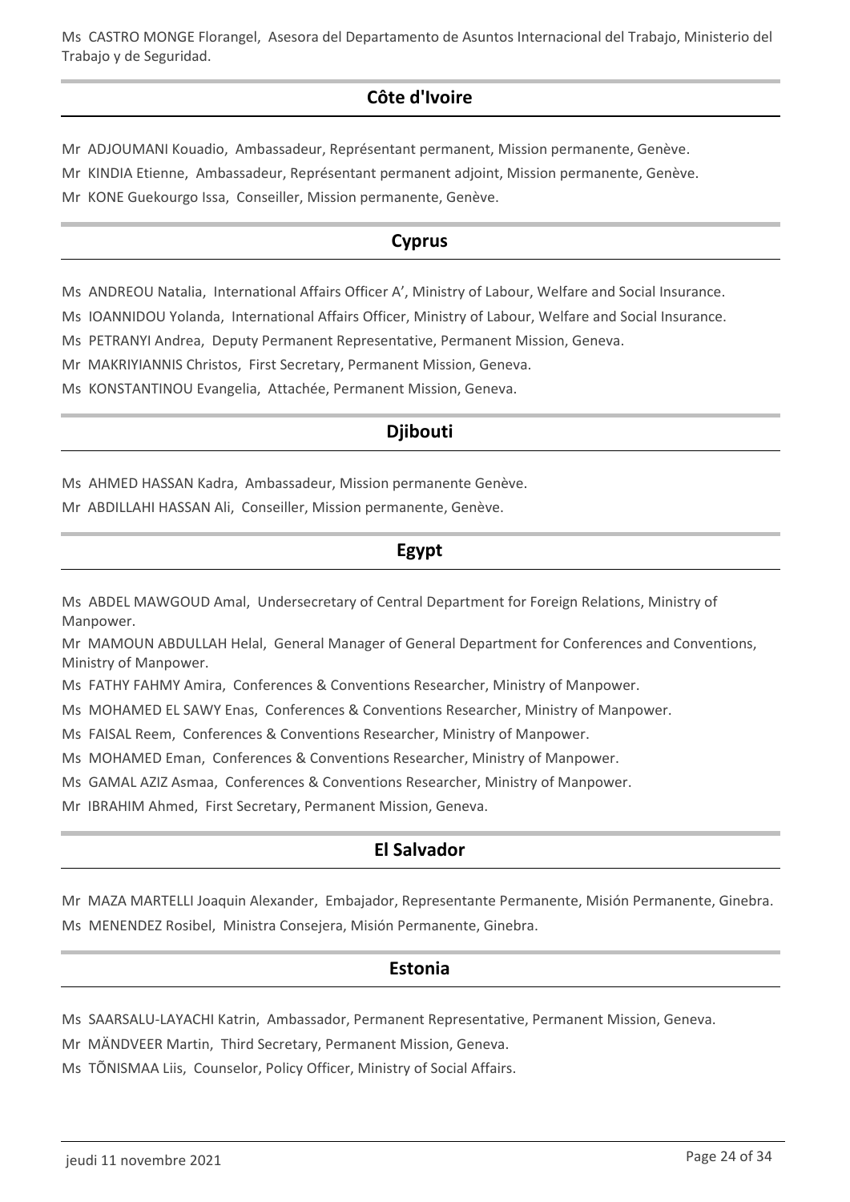Ms CASTRO MONGE Florangel, Asesora del Departamento de Asuntos Internacional del Trabajo, Ministerio del Trabajo y de Seguridad.

## Côte d'Ivoire

Mr ADJOUMANI Kouadio, Ambassadeur, Représentant permanent, Mission permanente, Genève.

Mr KINDIA Etienne, Ambassadeur, Représentant permanent adjoint, Mission permanente, Genève.

Mr KONE Guekourgo Issa, Conseiller, Mission permanente, Genève.

## Cyprus

Ms ANDREOU Natalia, International Affairs Officer A', Ministry of Labour, Welfare and Social Insurance.

Ms IOANNIDOU Yolanda, International Affairs Officer, Ministry of Labour, Welfare and Social Insurance.

Ms PETRANYI Andrea, Deputy Permanent Representative, Permanent Mission, Geneva.

Mr MAKRIYIANNIS Christos, First Secretary, Permanent Mission, Geneva.

Ms KONSTANTINOU Evangelia, Attachée, Permanent Mission, Geneva.

## Djibouti

Ms AHMED HASSAN Kadra, Ambassadeur, Mission permanente Genève.

Mr ABDILLAHI HASSAN Ali, Conseiller, Mission permanente, Genève.

## Egypt

Ms ABDEL MAWGOUD Amal, Undersecretary of Central Department for Foreign Relations, Ministry of Manpower.

Mr MAMOUN ABDULLAH Helal, General Manager of General Department for Conferences and Conventions, Ministry of Manpower.

Ms FATHY FAHMY Amira, Conferences & Conventions Researcher, Ministry of Manpower.

Ms MOHAMED EL SAWY Enas, Conferences & Conventions Researcher, Ministry of Manpower.

Ms FAISAL Reem, Conferences & Conventions Researcher, Ministry of Manpower.

Ms MOHAMED Eman, Conferences & Conventions Researcher, Ministry of Manpower.

Ms GAMAL AZIZ Asmaa, Conferences & Conventions Researcher, Ministry of Manpower.

Mr IBRAHIM Ahmed, First Secretary, Permanent Mission, Geneva.

## El Salvador

Mr MAZA MARTELLI Joaquin Alexander, Embajador, Representante Permanente, Misión Permanente, Ginebra.

Ms MENENDEZ Rosibel, Ministra Consejera, Misión Permanente, Ginebra.

## Estonia

Ms SAARSALU-LAYACHI Katrin, Ambassador, Permanent Representative, Permanent Mission, Geneva.

Mr MÄNDVEER Martin, Third Secretary, Permanent Mission, Geneva.

Ms TÕNISMAA Liis, Counselor, Policy Officer, Ministry of Social Affairs.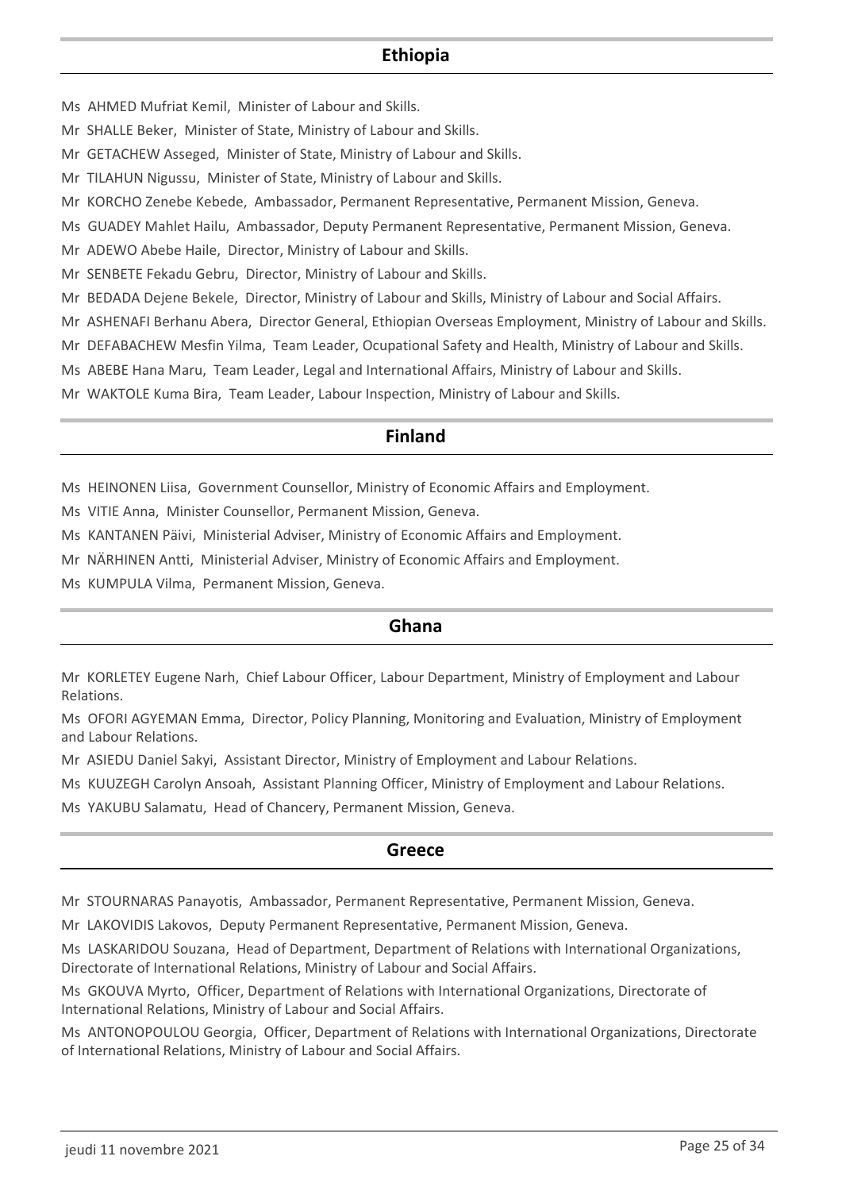## Ethiopia

Ms AHMED Mufriat Kemil, Minister of Labour and Skills.

Mr SHALLE Beker, Minister of State, Ministry of Labour and Skills.

Mr GETACHEW Asseged, Minister of State, Ministry of Labour and Skills.

Mr TILAHUN Nigussu, Minister of State, Ministry of Labour and Skills.

Mr KORCHO Zenebe Kebede, Ambassador, Permanent Representative, Permanent Mission, Geneva.

Ms GUADEY Mahlet Hailu, Ambassador, Deputy Permanent Representative, Permanent Mission, Geneva.

Mr ADEWO Abebe Haile, Director, Ministry of Labour and Skills.

Mr SENBETE Fekadu Gebru, Director, Ministry of Labour and Skills.

Mr BEDADA Dejene Bekele, Director, Ministry of Labour and Skills, Ministry of Labour and Social Affairs.

Mr ASHENAFI Berhanu Abera, Director General, Ethiopian Overseas Employment, Ministry of Labour and Skills.

Mr DEFABACHEW Mesfin Yilma, Team Leader, Ocupational Safety and Health, Ministry of Labour and Skills.

Ms ABEBE Hana Maru, Team Leader, Legal and International Affairs, Ministry of Labour and Skills.

Mr WAKTOLE Kuma Bira, Team Leader, Labour Inspection, Ministry of Labour and Skills.

## Finland

Ms HEINONEN Liisa, Government Counsellor, Ministry of Economic Affairs and Employment.

Ms VITIE Anna, Minister Counsellor, Permanent Mission, Geneva.

Ms KANTANEN Päivi, Ministerial Adviser, Ministry of Economic Affairs and Employment.

Mr NÄRHINEN Antti, Ministerial Adviser, Ministry of Economic Affairs and Employment.

Ms KUMPULA Vilma, Permanent Mission, Geneva.

## Ghana

Mr KORLETEY Eugene Narh, Chief Labour Officer, Labour Department, Ministry of Employment and Labour Relations.

Ms OFORI AGYEMAN Emma, Director, Policy Planning, Monitoring and Evaluation, Ministry of Employment and Labour Relations.

Mr ASIEDU Daniel Sakyi, Assistant Director, Ministry of Employment and Labour Relations.

Ms KUUZEGH Carolyn Ansoah, Assistant Planning Officer, Ministry of Employment and Labour Relations.

Ms YAKUBU Salamatu, Head of Chancery, Permanent Mission, Geneva.

## Greece

Mr STOURNARAS Panayotis, Ambassador, Permanent Representative, Permanent Mission, Geneva.

Mr LAKOVIDIS Lakovos, Deputy Permanent Representative, Permanent Mission, Geneva.

Ms LASKARIDOU Souzana, Head of Department, Department of Relations with International Organizations, Directorate of International Relations, Ministry of Labour and Social Affairs.

Ms GKOUVA Myrto, Officer, Department of Relations with International Organizations, Directorate of International Relations, Ministry of Labour and Social Affairs.

Ms ANTONOPOULOU Georgia, Officer, Department of Relations with International Organizations, Directorate of International Relations, Ministry of Labour and Social Affairs.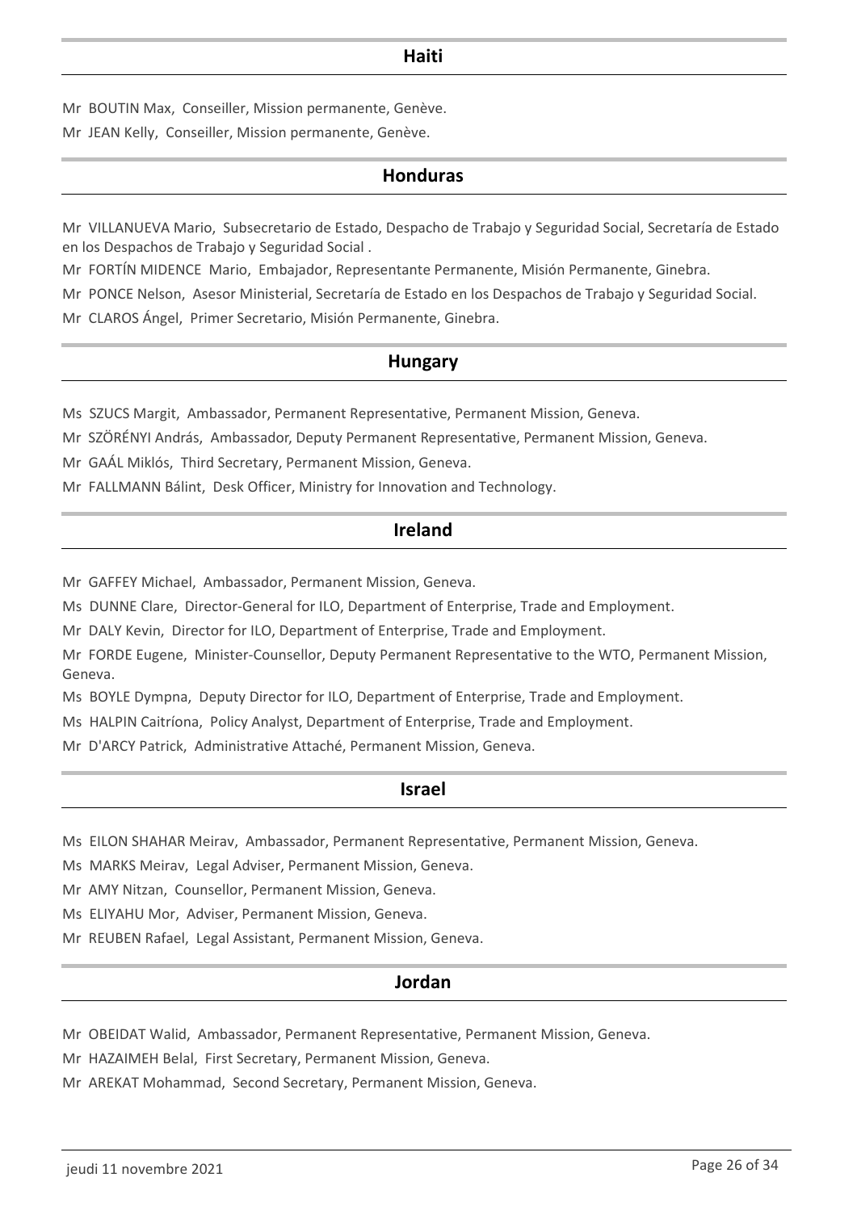## Haiti

Mr BOUTIN Max, Conseiller, Mission permanente, Genève.

Mr JEAN Kelly, Conseiller, Mission permanente, Genève.

## Honduras

Mr VILLANUEVA Mario, Subsecretario de Estado, Despacho de Trabajo y Seguridad Social, Secretaría de Estado en los Despachos de Trabajo y Seguridad Social .

Mr FORTÍN MIDENCE Mario, Embajador, Representante Permanente, Misión Permanente, Ginebra.

Mr PONCE Nelson, Asesor Ministerial, Secretaría de Estado en los Despachos de Trabajo y Seguridad Social.

Mr CLAROS Ángel, Primer Secretario, Misión Permanente, Ginebra.

## Hungary

Ms SZUCS Margit, Ambassador, Permanent Representative, Permanent Mission, Geneva.

Mr SZÖRÉNYI András, Ambassador, Deputy Permanent Representative, Permanent Mission, Geneva.

Mr GAÁL Miklós, Third Secretary, Permanent Mission, Geneva.

Mr FALLMANN Bálint, Desk Officer, Ministry for Innovation and Technology.

## Ireland

Mr GAFFEY Michael, Ambassador, Permanent Mission, Geneva.

Ms DUNNE Clare, Director-General for ILO, Department of Enterprise, Trade and Employment.

Mr DALY Kevin, Director for ILO, Department of Enterprise, Trade and Employment.

Mr FORDE Eugene, Minister-Counsellor, Deputy Permanent Representative to the WTO, Permanent Mission, Geneva.

Ms BOYLE Dympna, Deputy Director for ILO, Department of Enterprise, Trade and Employment.

Ms HALPIN Caitríona, Policy Analyst, Department of Enterprise, Trade and Employment.

Mr D'ARCY Patrick, Administrative Attaché, Permanent Mission, Geneva.

## Israel

Ms EILON SHAHAR Meirav, Ambassador, Permanent Representative, Permanent Mission, Geneva.

Ms MARKS Meirav, Legal Adviser, Permanent Mission, Geneva.

Mr AMY Nitzan, Counsellor, Permanent Mission, Geneva.

Ms ELIYAHU Mor, Adviser, Permanent Mission, Geneva.

Mr REUBEN Rafael, Legal Assistant, Permanent Mission, Geneva.

## Jordan

Mr OBEIDAT Walid, Ambassador, Permanent Representative, Permanent Mission, Geneva.

Mr HAZAIMEH Belal, First Secretary, Permanent Mission, Geneva.

Mr AREKAT Mohammad, Second Secretary, Permanent Mission, Geneva.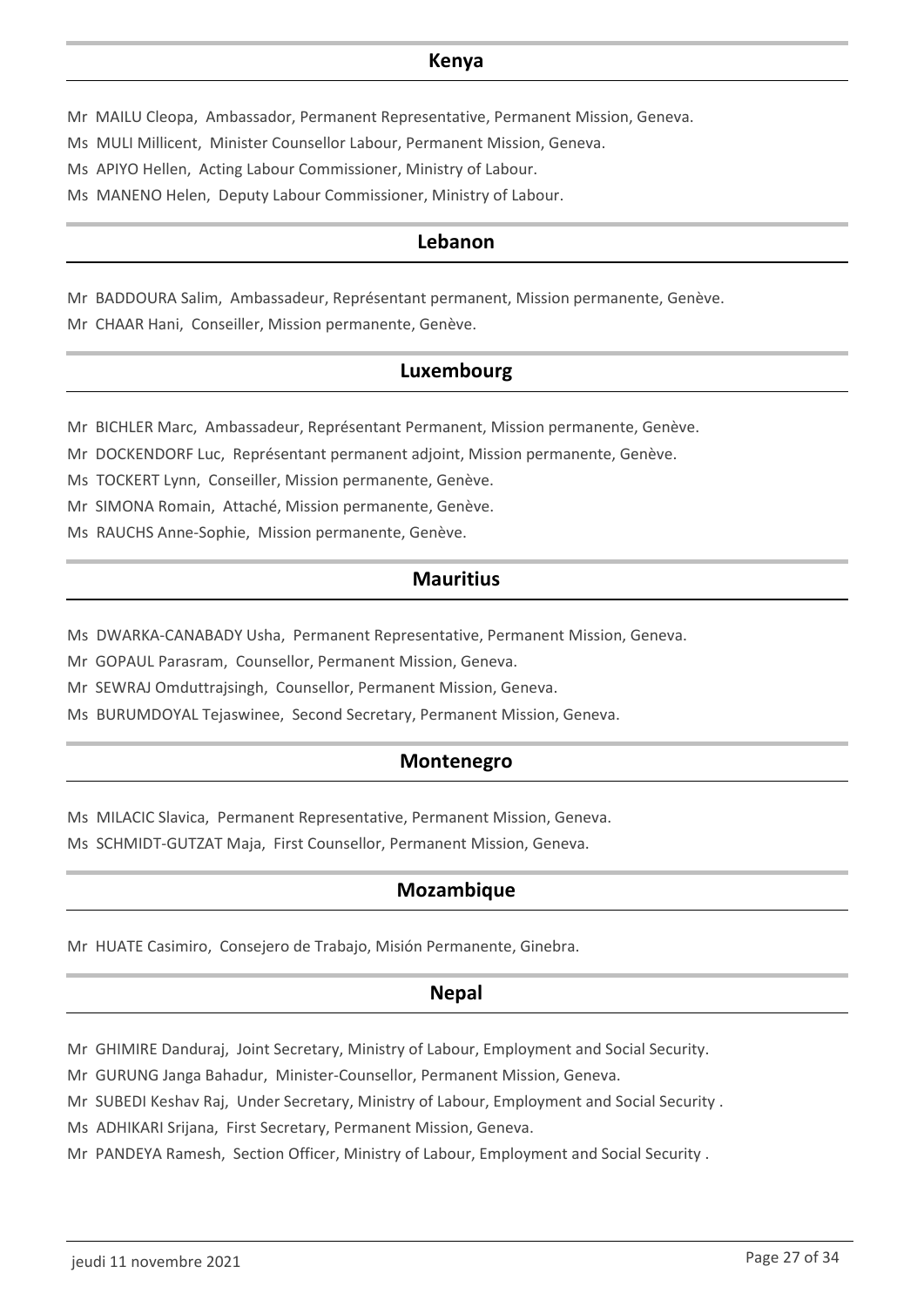## Kenya

Mr MAILU Cleopa, Ambassador, Permanent Representative, Permanent Mission, Geneva.

Ms MULI Millicent, Minister Counsellor Labour, Permanent Mission, Geneva.

Ms APIYO Hellen, Acting Labour Commissioner, Ministry of Labour.

Ms MANENO Helen, Deputy Labour Commissioner, Ministry of Labour.

## Lebanon

Mr BADDOURA Salim, Ambassadeur, Représentant permanent, Mission permanente, Genève.

Mr CHAAR Hani, Conseiller, Mission permanente, Genève.

## Luxembourg

Mr BICHLER Marc, Ambassadeur, Représentant Permanent, Mission permanente, Genève.

Mr DOCKENDORF Luc, Représentant permanent adjoint, Mission permanente, Genève.

Ms TOCKERT Lynn, Conseiller, Mission permanente, Genève.

Mr SIMONA Romain, Attaché, Mission permanente, Genève.

Ms RAUCHS Anne-Sophie, Mission permanente, Genève.

## Mauritius

Ms DWARKA-CANABADY Usha, Permanent Representative, Permanent Mission, Geneva.

Mr GOPAUL Parasram, Counsellor, Permanent Mission, Geneva.

Mr SEWRAJ Omduttrajsingh, Counsellor, Permanent Mission, Geneva.

Ms BURUMDOYAL Tejaswinee, Second Secretary, Permanent Mission, Geneva.

## Montenegro

Ms MILACIC Slavica, Permanent Representative, Permanent Mission, Geneva.

Ms SCHMIDT-GUTZAT Maja, First Counsellor, Permanent Mission, Geneva.

## Mozambique

Mr HUATE Casimiro, Consejero de Trabajo, Misión Permanente, Ginebra.

## Nepal

Mr GHIMIRE Danduraj, Joint Secretary, Ministry of Labour, Employment and Social Security.

Mr GURUNG Janga Bahadur, Minister-Counsellor, Permanent Mission, Geneva.

Mr SUBEDI Keshav Raj, Under Secretary, Ministry of Labour, Employment and Social Security .

Ms ADHIKARI Srijana, First Secretary, Permanent Mission, Geneva.

Mr PANDEYA Ramesh, Section Officer, Ministry of Labour, Employment and Social Security .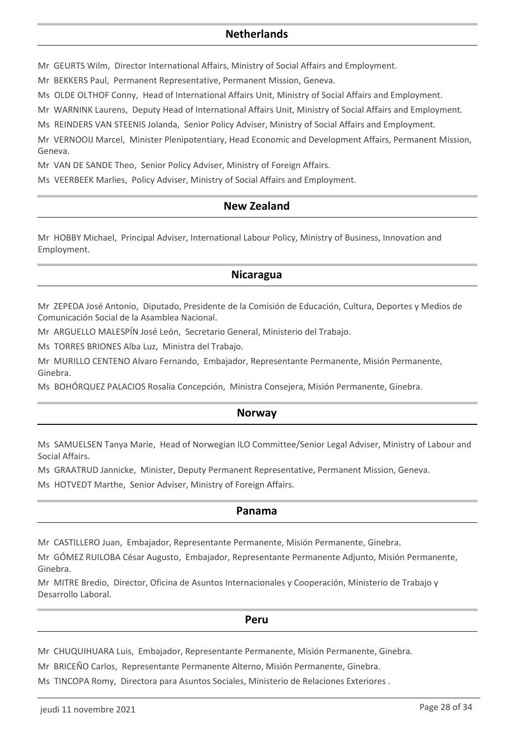## Netherlands

Mr GEURTS Wilm, Director International Affairs, Ministry of Social Affairs and Employment.

Mr BEKKERS Paul, Permanent Representative, Permanent Mission, Geneva.

Ms OLDE OLTHOF Conny, Head of International Affairs Unit, Ministry of Social Affairs and Employment.

Mr WARNINK Laurens, Deputy Head of International Affairs Unit, Ministry of Social Affairs and Employment.

Ms REINDERS VAN STEENIS Jolanda, Senior Policy Adviser, Ministry of Social Affairs and Employment.

Mr VERNOOIJ Marcel, Minister Plenipotentiary, Head Economic and Development Affairs, Permanent Mission, Geneva.

Mr VAN DE SANDE Theo, Senior Policy Adviser, Ministry of Foreign Affairs.

Ms VEERBEEK Marlies, Policy Adviser, Ministry of Social Affairs and Employment.

## New Zealand

Mr HOBBY Michael, Principal Adviser, International Labour Policy, Ministry of Business, Innovation and Employment.

## Nicaragua

Mr ZEPEDA José Antonio, Diputado, Presidente de la Comisión de Educación, Cultura, Deportes y Medios de Comunicación Social de la Asamblea Nacional.

Mr ARGUELLO MALESPÍN José León, Secretario General, Ministerio del Trabajo.

Ms TORRES BRIONES Alba Luz, Ministra del Trabajo.

Mr MURILLO CENTENO Alvaro Fernando, Embajador, Representante Permanente, Misión Permanente, Ginebra.

Ms BOHÓRQUEZ PALACIOS Rosalia Concepción, Ministra Consejera, Misión Permanente, Ginebra.

## Norway

Ms SAMUELSEN Tanya Marie, Head of Norwegian ILO Committee/Senior Legal Adviser, Ministry of Labour and Social Affairs.

Ms GRAATRUD Jannicke, Minister, Deputy Permanent Representative, Permanent Mission, Geneva.

Ms HOTVEDT Marthe, Senior Adviser, Ministry of Foreign Affairs.

## Panama

Mr CASTILLERO Juan, Embajador, Representante Permanente, Misión Permanente, Ginebra.

Mr GÓMEZ RUILOBA César Augusto, Embajador, Representante Permanente Adjunto, Misión Permanente, Ginebra.

Mr MITRE Bredio, Director, Oficina de Asuntos Internacionales y Cooperación, Ministerio de Trabajo y Desarrollo Laboral.

## Peru

Mr CHUQUIHUARA Luis, Embajador, Representante Permanente, Misión Permanente, Ginebra.

Mr BRICEÑO Carlos, Representante Permanente Alterno, Misión Permanente, Ginebra.

Ms TINCOPA Romy, Directora para Asuntos Sociales, Ministerio de Relaciones Exteriores .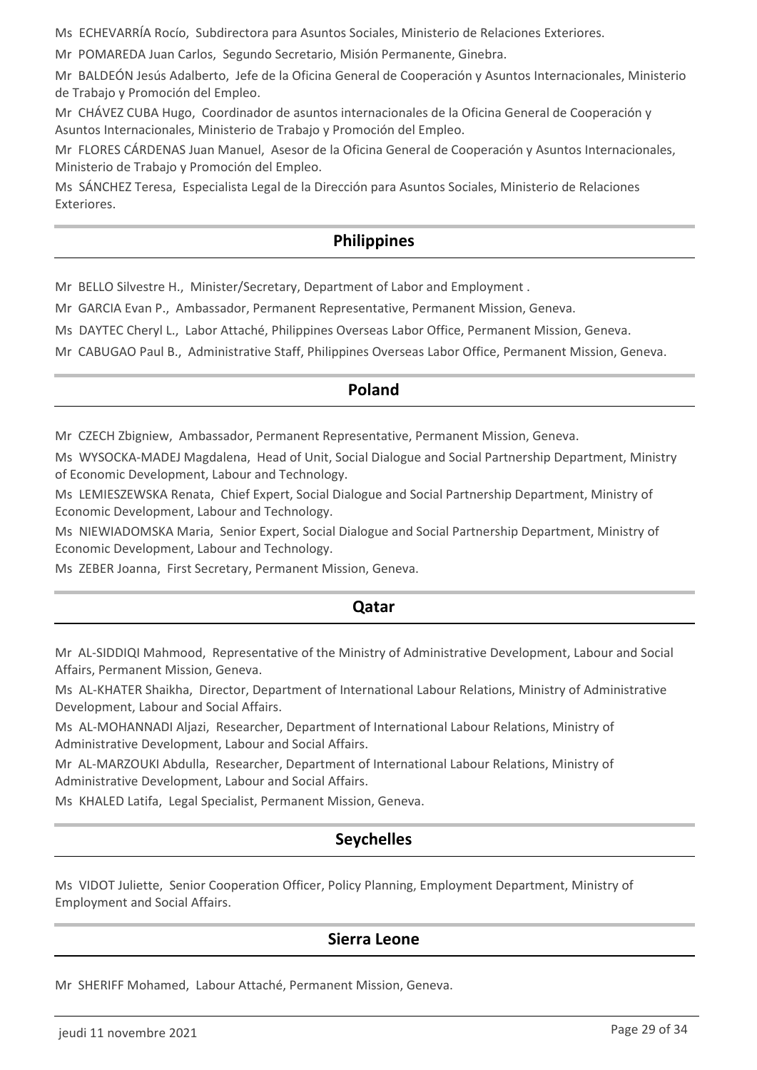Ms ECHEVARRÍA Rocío, Subdirectora para Asuntos Sociales, Ministerio de Relaciones Exteriores.

Mr POMAREDA Juan Carlos, Segundo Secretario, Misión Permanente, Ginebra.

Mr BALDEÓN Jesús Adalberto, Jefe de la Oficina General de Cooperación y Asuntos Internacionales, Ministerio de Trabajo y Promoción del Empleo.

Mr CHÁVEZ CUBA Hugo, Coordinador de asuntos internacionales de la Oficina General de Cooperación y Asuntos Internacionales, Ministerio de Trabajo y Promoción del Empleo.

Mr FLORES CÁRDENAS Juan Manuel, Asesor de la Oficina General de Cooperación y Asuntos Internacionales, Ministerio de Trabajo y Promoción del Empleo.

Ms SÁNCHEZ Teresa, Especialista Legal de la Dirección para Asuntos Sociales, Ministerio de Relaciones Exteriores.

## Philippines

Mr BELLO Silvestre H., Minister/Secretary, Department of Labor and Employment .

Mr GARCIA Evan P., Ambassador, Permanent Representative, Permanent Mission, Geneva.

Ms DAYTEC Cheryl L., Labor Attaché, Philippines Overseas Labor Office, Permanent Mission, Geneva.

Mr CABUGAO Paul B., Administrative Staff, Philippines Overseas Labor Office, Permanent Mission, Geneva.

## Poland

Mr CZECH Zbigniew, Ambassador, Permanent Representative, Permanent Mission, Geneva.

Ms WYSOCKA-MADEJ Magdalena, Head of Unit, Social Dialogue and Social Partnership Department, Ministry of Economic Development, Labour and Technology.

Ms LEMIESZEWSKA Renata, Chief Expert, Social Dialogue and Social Partnership Department, Ministry of Economic Development, Labour and Technology.

Ms NIEWIADOMSKA Maria, Senior Expert, Social Dialogue and Social Partnership Department, Ministry of Economic Development, Labour and Technology.

Ms ZEBER Joanna, First Secretary, Permanent Mission, Geneva.

## Qatar

Mr AL-SIDDIQI Mahmood, Representative of the Ministry of Administrative Development, Labour and Social Affairs, Permanent Mission, Geneva.

Ms AL-KHATER Shaikha, Director, Department of International Labour Relations, Ministry of Administrative Development, Labour and Social Affairs.

Ms AL-MOHANNADI Aljazi, Researcher, Department of International Labour Relations, Ministry of Administrative Development, Labour and Social Affairs.

Mr AL-MARZOUKI Abdulla, Researcher, Department of International Labour Relations, Ministry of Administrative Development, Labour and Social Affairs.

Ms KHALED Latifa, Legal Specialist, Permanent Mission, Geneva.

## Seychelles

Ms VIDOT Juliette, Senior Cooperation Officer, Policy Planning, Employment Department, Ministry of Employment and Social Affairs.

## Sierra Leone

Mr SHERIFF Mohamed, Labour Attaché, Permanent Mission, Geneva.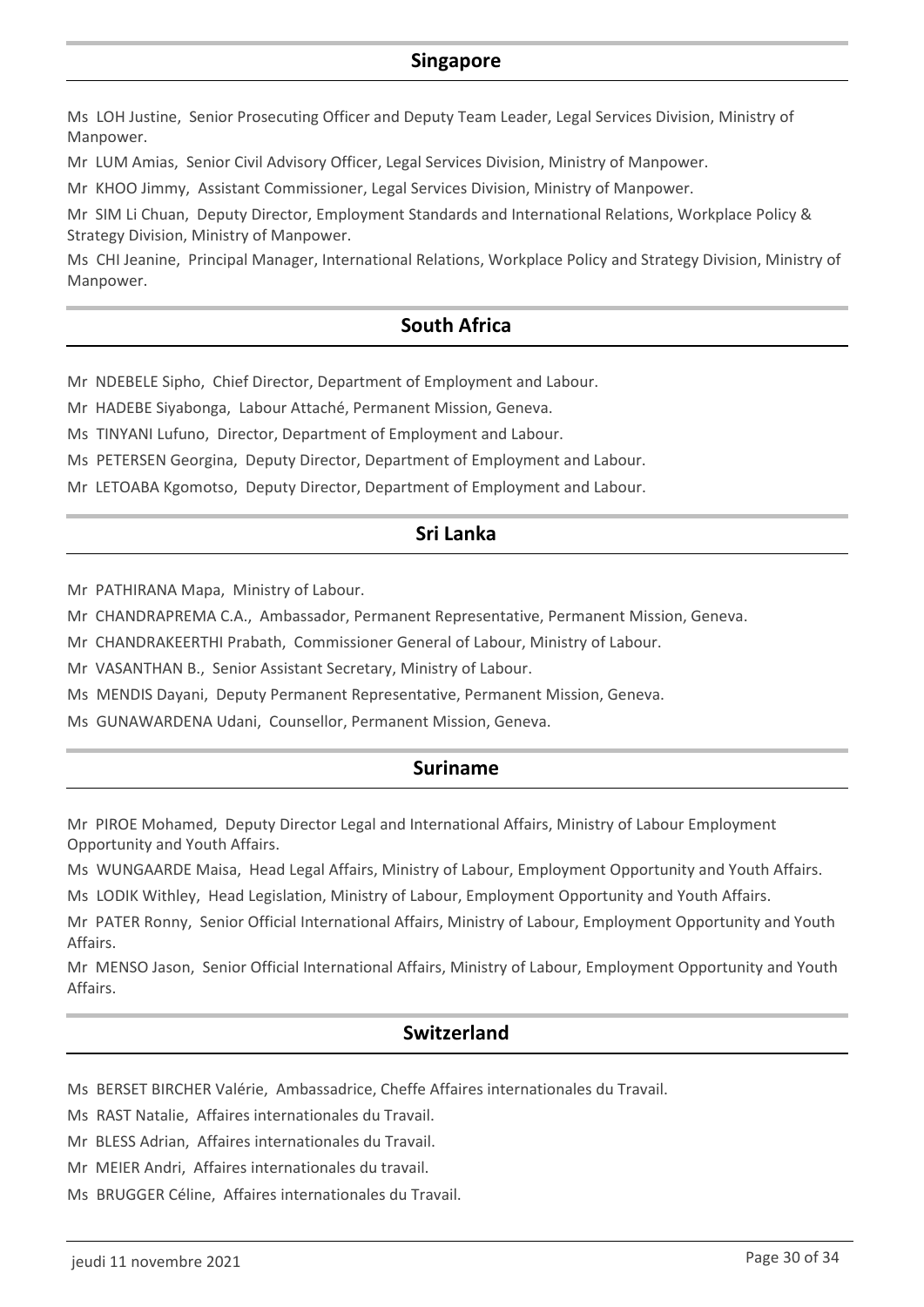## Singapore

Ms LOH Justine, Senior Prosecuting Officer and Deputy Team Leader, Legal Services Division, Ministry of Manpower.

Mr LUM Amias, Senior Civil Advisory Officer, Legal Services Division, Ministry of Manpower.

Mr KHOO Jimmy, Assistant Commissioner, Legal Services Division, Ministry of Manpower.

Mr SIM Li Chuan, Deputy Director, Employment Standards and International Relations, Workplace Policy & Strategy Division, Ministry of Manpower.

Ms CHI Jeanine, Principal Manager, International Relations, Workplace Policy and Strategy Division, Ministry of Manpower.

## South Africa

Mr NDEBELE Sipho, Chief Director, Department of Employment and Labour.

Mr HADEBE Siyabonga, Labour Attaché, Permanent Mission, Geneva.

Ms TINYANI Lufuno, Director, Department of Employment and Labour.

Ms PETERSEN Georgina, Deputy Director, Department of Employment and Labour.

Mr LETOABA Kgomotso, Deputy Director, Department of Employment and Labour.

## Sri Lanka

Mr PATHIRANA Mapa, Ministry of Labour.

Mr CHANDRAPREMA C.A., Ambassador, Permanent Representative, Permanent Mission, Geneva.

Mr CHANDRAKEERTHI Prabath, Commissioner General of Labour, Ministry of Labour.

Mr VASANTHAN B., Senior Assistant Secretary, Ministry of Labour.

Ms MENDIS Dayani, Deputy Permanent Representative, Permanent Mission, Geneva.

Ms GUNAWARDENA Udani, Counsellor, Permanent Mission, Geneva.

## Suriname

Mr PIROE Mohamed, Deputy Director Legal and International Affairs, Ministry of Labour Employment Opportunity and Youth Affairs.

Ms WUNGAARDE Maisa, Head Legal Affairs, Ministry of Labour, Employment Opportunity and Youth Affairs.

Ms LODIK Withley, Head Legislation, Ministry of Labour, Employment Opportunity and Youth Affairs.

Mr PATER Ronny, Senior Official International Affairs, Ministry of Labour, Employment Opportunity and Youth Affairs.

Mr MENSO Jason, Senior Official International Affairs, Ministry of Labour, Employment Opportunity and Youth Affairs.

## Switzerland

Ms BERSET BIRCHER Valérie, Ambassadrice, Cheffe Affaires internationales du Travail.

Ms RAST Natalie, Affaires internationales du Travail.

Mr BLESS Adrian, Affaires internationales du Travail.

Mr MEIER Andri, Affaires internationales du travail.

Ms BRUGGER Céline, Affaires internationales du Travail.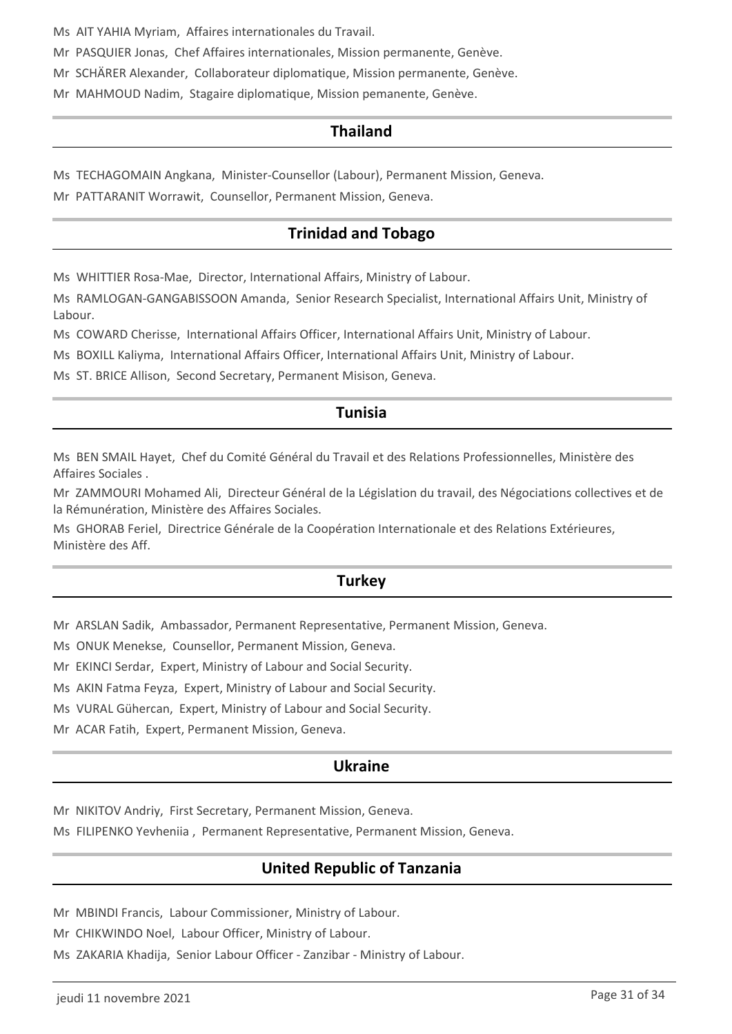Ms AIT YAHIA Myriam, Affaires internationales du Travail.

Mr PASQUIER Jonas, Chef Affaires internationales, Mission permanente, Genève.

Mr SCHÄRER Alexander, Collaborateur diplomatique, Mission permanente, Genève.

Mr MAHMOUD Nadim, Stagaire diplomatique, Mission pemanente, Genève.

## Thailand

Ms TECHAGOMAIN Angkana, Minister-Counsellor (Labour), Permanent Mission, Geneva.

Mr PATTARANIT Worrawit, Counsellor, Permanent Mission, Geneva.

## Trinidad and Tobago

Ms WHITTIER Rosa-Mae, Director, International Affairs, Ministry of Labour.

Ms RAMLOGAN-GANGABISSOON Amanda, Senior Research Specialist, International Affairs Unit, Ministry of Labour.

Ms COWARD Cherisse, International Affairs Officer, International Affairs Unit, Ministry of Labour.

Ms BOXILL Kaliyma, International Affairs Officer, International Affairs Unit, Ministry of Labour.

Ms ST. BRICE Allison, Second Secretary, Permanent Misison, Geneva.

## Tunisia

Ms BEN SMAIL Hayet, Chef du Comité Général du Travail et des Relations Professionnelles, Ministère des Affaires Sociales .

Mr ZAMMOURI Mohamed Ali, Directeur Général de la Législation du travail, des Négociations collectives et de la Rémunération, Ministère des Affaires Sociales.

Ms GHORAB Feriel, Directrice Générale de la Coopération Internationale et des Relations Extérieures, Ministère des Aff.

## Turkey

Mr ARSLAN Sadik, Ambassador, Permanent Representative, Permanent Mission, Geneva.

Ms ONUK Menekse, Counsellor, Permanent Mission, Geneva.

Mr EKINCI Serdar, Expert, Ministry of Labour and Social Security.

Ms AKIN Fatma Feyza, Expert, Ministry of Labour and Social Security.

Ms VURAL Gühercan, Expert, Ministry of Labour and Social Security.

Mr ACAR Fatih, Expert, Permanent Mission, Geneva.

## Ukraine

Mr NIKITOV Andriy, First Secretary, Permanent Mission, Geneva.

Ms FILIPENKO Yevheniia , Permanent Representative, Permanent Mission, Geneva.

## United Republic of Tanzania

Mr MBINDI Francis, Labour Commissioner, Ministry of Labour.

Mr CHIKWINDO Noel, Labour Officer, Ministry of Labour.

Ms ZAKARIA Khadija, Senior Labour Officer - Zanzibar - Ministry of Labour.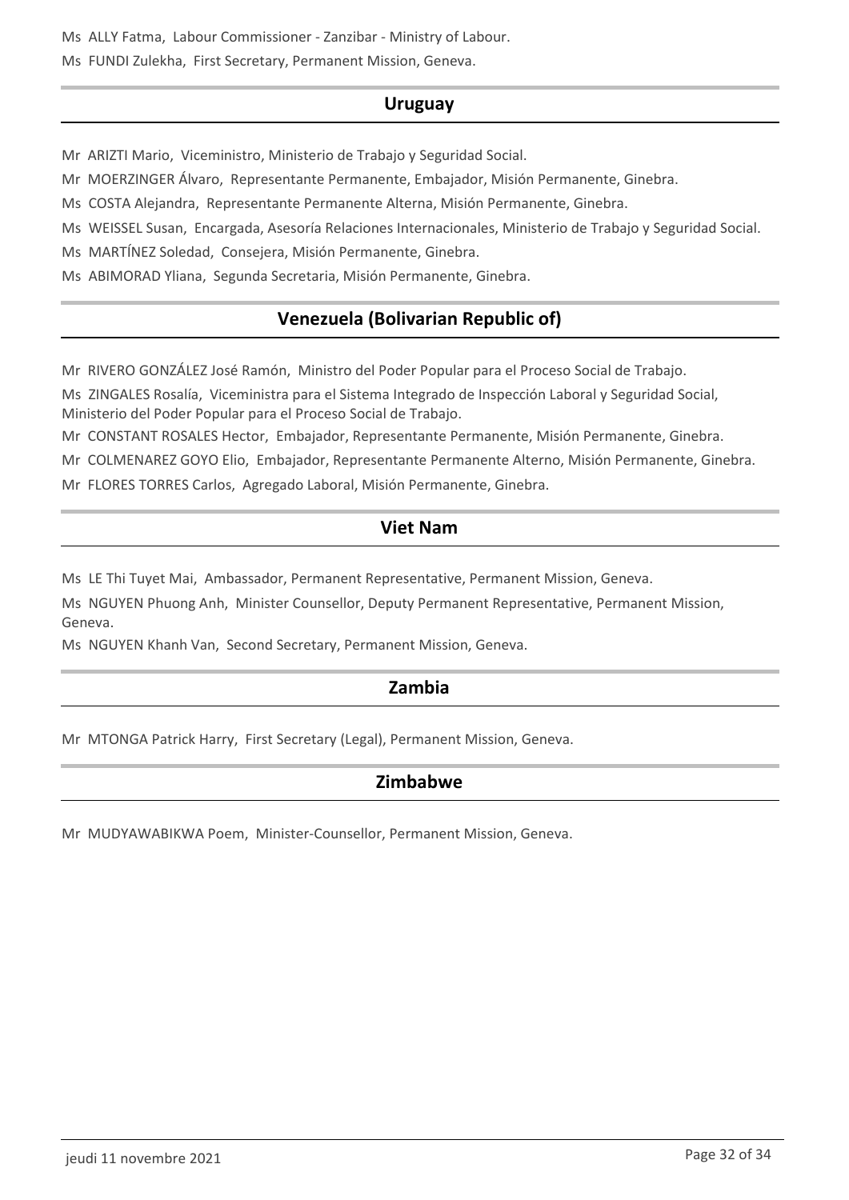Ms ALLY Fatma, Labour Commissioner - Zanzibar - Ministry of Labour.

Ms FUNDI Zulekha, First Secretary, Permanent Mission, Geneva.

## Uruguay

Mr ARIZTI Mario, Viceministro, Ministerio de Trabajo y Seguridad Social.

Mr MOERZINGER Álvaro, Representante Permanente, Embajador, Misión Permanente, Ginebra.

Ms COSTA Alejandra, Representante Permanente Alterna, Misión Permanente, Ginebra.

Ms WEISSEL Susan, Encargada, Asesoría Relaciones Internacionales, Ministerio de Trabajo y Seguridad Social.

Ms MARTÍNEZ Soledad, Consejera, Misión Permanente, Ginebra.

Ms ABIMORAD Yliana, Segunda Secretaria, Misión Permanente, Ginebra.

## Venezuela (Bolivarian Republic of)

Mr RIVERO GONZÁLEZ José Ramón, Ministro del Poder Popular para el Proceso Social de Trabajo.

Ms ZINGALES Rosalía, Viceministra para el Sistema Integrado de Inspección Laboral y Seguridad Social, Ministerio del Poder Popular para el Proceso Social de Trabajo.

Mr CONSTANT ROSALES Hector, Embajador, Representante Permanente, Misión Permanente, Ginebra.

Mr COLMENAREZ GOYO Elio, Embajador, Representante Permanente Alterno, Misión Permanente, Ginebra.

Mr FLORES TORRES Carlos, Agregado Laboral, Misión Permanente, Ginebra.

## Viet Nam

Ms LE Thi Tuyet Mai, Ambassador, Permanent Representative, Permanent Mission, Geneva.

Ms NGUYEN Phuong Anh, Minister Counsellor, Deputy Permanent Representative, Permanent Mission, Geneva.

Ms NGUYEN Khanh Van, Second Secretary, Permanent Mission, Geneva.

## Zambia

Mr MTONGA Patrick Harry, First Secretary (Legal), Permanent Mission, Geneva.

## Zimbabwe

Mr MUDYAWABIKWA Poem, Minister-Counsellor, Permanent Mission, Geneva.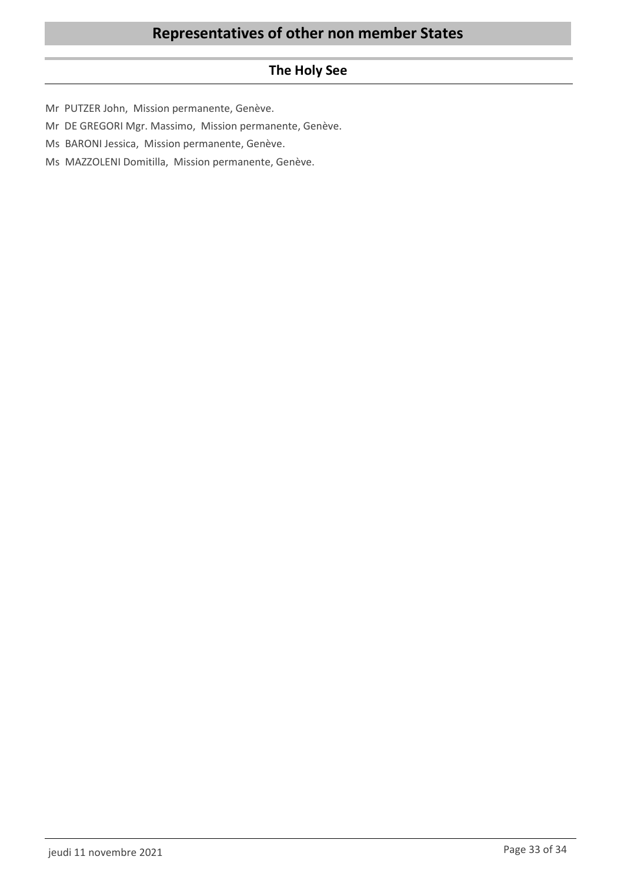# Representatives of other non member States

## The Holy See

Mr PUTZER John, Mission permanente, Genève.

Mr DE GREGORI Mgr. Massimo, Mission permanente, Genève.

Ms BARONI Jessica, Mission permanente, Genève.

Ms MAZZOLENI Domitilla, Mission permanente, Genève.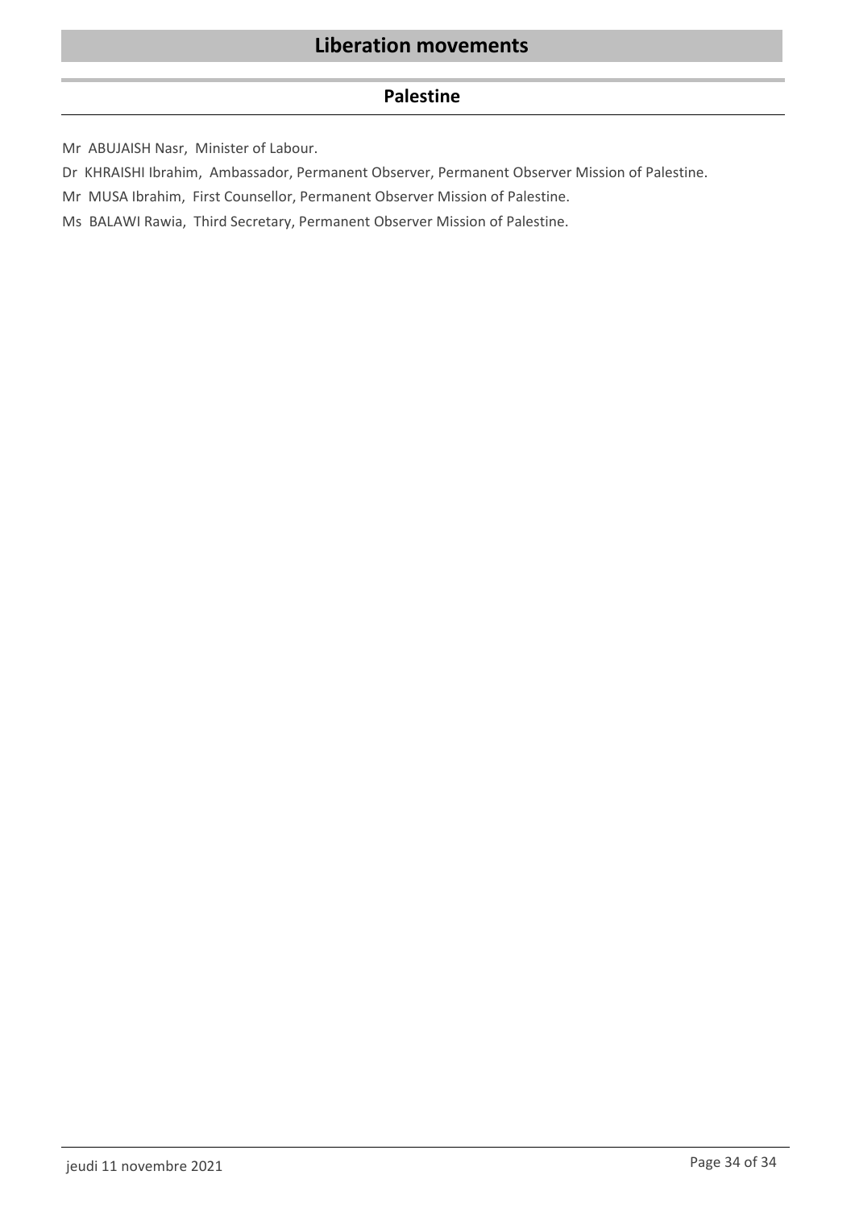# Liberation movements

## Palestine

Mr ABUJAISH Nasr, Minister of Labour.

Dr KHRAISHI Ibrahim, Ambassador, Permanent Observer, Permanent Observer Mission of Palestine.

Mr MUSA Ibrahim, First Counsellor, Permanent Observer Mission of Palestine.

Ms BALAWI Rawia, Third Secretary, Permanent Observer Mission of Palestine.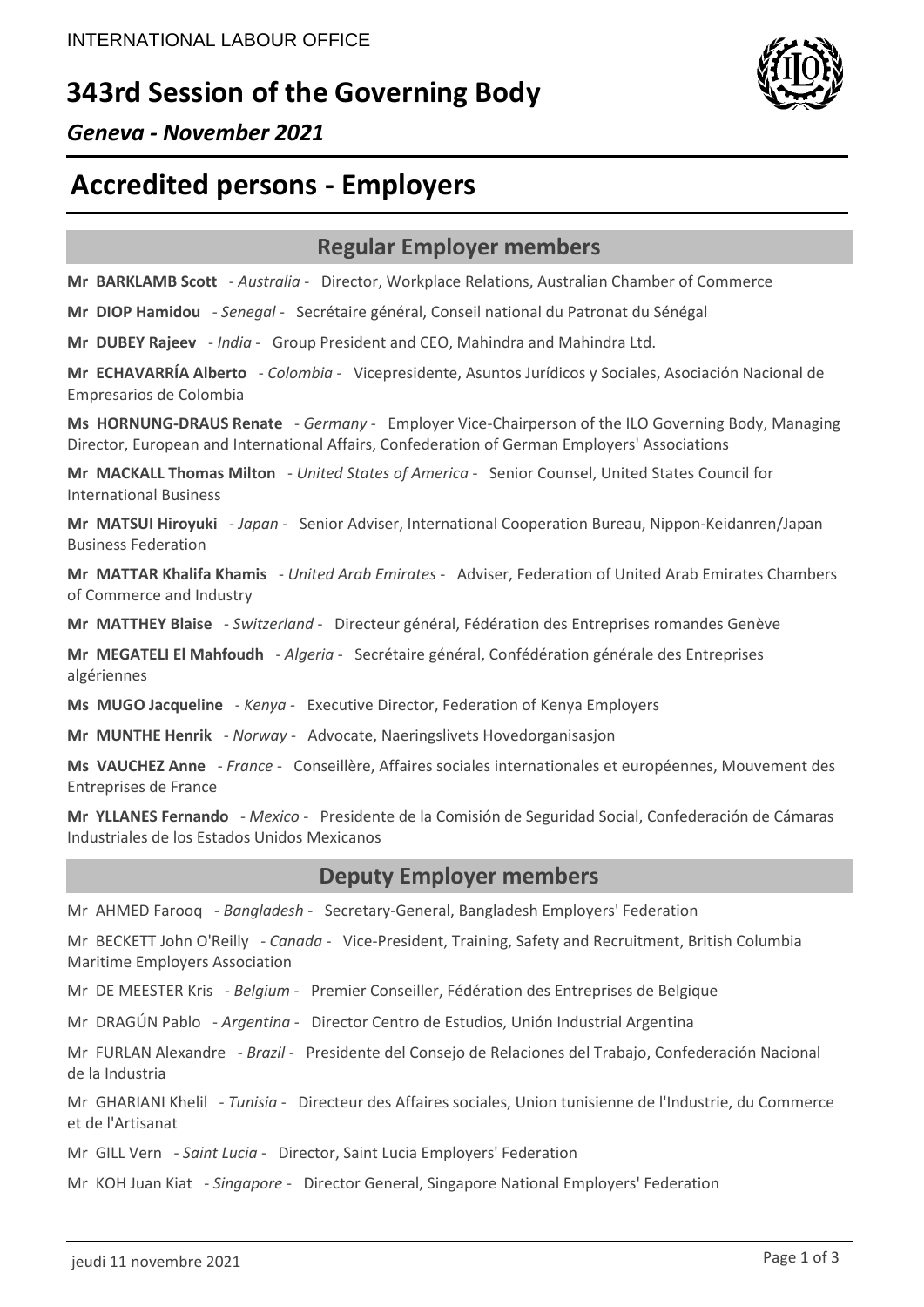INTERNATIONAL LABOUR OFFICE

# 343rd Session of the Governing Body

*Geneva - November 2021*

# Accredited persons - Employers

## Regular Employer members

**Mr BARKLAMB Scott** - *Australia* - Director, Workplace Relations, Australian Chamber of Commerce

**Mr DIOP Hamidou** - *Senegal* - Secrétaire général, Conseil national du Patronat du Sénégal

**Mr DUBEY Rajeev** - *India* - Group President and CEO, Mahindra and Mahindra Ltd.

**Mr ECHAVARRÍA Alberto** - *Colombia* - Vicepresidente, Asuntos Jurídicos y Sociales, Asociación Nacional de Empresarios de Colombia

**Ms HORNUNG-DRAUS Renate** - *Germany* - Employer Vice-Chairperson of the ILO Governing Body, Managing Director, European and International Affairs, Confederation of German Employers' Associations

**Mr MACKALL Thomas Milton** - *United States of America* - Senior Counsel, United States Council for International Business

**Mr MATSUI Hiroyuki** - *Japan* - Senior Adviser, International Cooperation Bureau, Nippon-Keidanren/Japan Business Federation

**Mr MATTAR Khalifa Khamis** - *United Arab Emirates* - Adviser, Federation of United Arab Emirates Chambers of Commerce and Industry

**Mr MATTHEY Blaise** - *Switzerland* - Directeur général, Fédération des Entreprises romandes Genève

**Mr MEGATELI El Mahfoudh** - *Algeria* - Secrétaire général, Confédération générale des Entreprises algériennes

**Ms MUGO Jacqueline** - *Kenya* - Executive Director, Federation of Kenya Employers

**Mr MUNTHE Henrik** - *Norway* - Advocate, Naeringslivets Hovedorganisasjon

**Ms VAUCHEZ Anne** - *France* - Conseillère, Affaires sociales internationales et européennes, Mouvement des Entreprises de France

**Mr YLLANES Fernando** - *Mexico* - Presidente de la Comisión de Seguridad Social, Confederación de Cámaras Industriales de los Estados Unidos Mexicanos

## Deputy Employer members

Mr AHMED Farooq - *Bangladesh* - Secretary-General, Bangladesh Employers' Federation

Mr BECKETT John O'Reilly - *Canada* - Vice-President, Training, Safety and Recruitment, British Columbia Maritime Employers Association

Mr DE MEESTER Kris - *Belgium* - Premier Conseiller, Fédération des Entreprises de Belgique

Mr DRAGÚN Pablo - *Argentina* - Director Centro de Estudios, Unión Industrial Argentina

Mr FURLAN Alexandre - *Brazil* - Presidente del Consejo de Relaciones del Trabajo, Confederación Nacional de la Industria

Mr GHARIANI Khelil - *Tunisia* - Directeur des Affaires sociales, Union tunisienne de l'Industrie, du Commerce et de l'Artisanat

Mr GILL Vern - *Saint Lucia* - Director, Saint Lucia Employers' Federation

Mr KOH Juan Kiat - *Singapore* - Director General, Singapore National Employers' Federation

jeudi 11 novembre 2021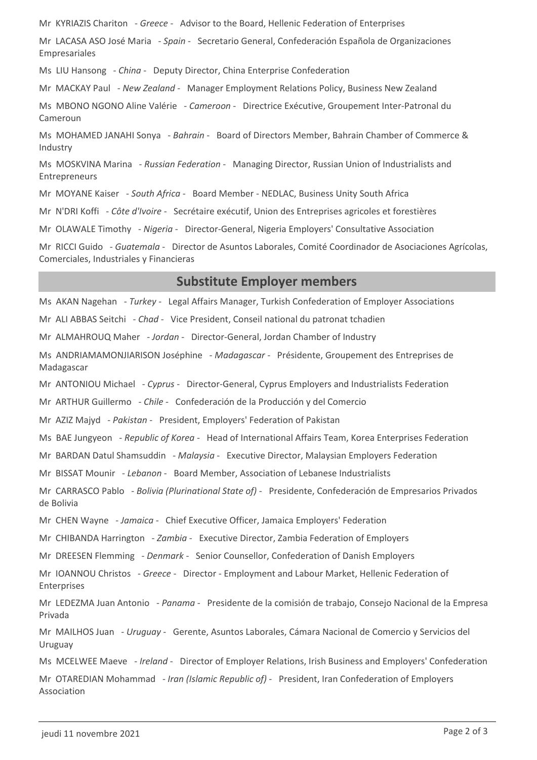Mr KYRIAZIS Chariton - *Greece* - Advisor to the Board, Hellenic Federation of Enterprises

Mr LACASA ASO José Maria - *Spain* - Secretario General, Confederación Española de Organizaciones Empresariales

Ms LIU Hansong - *China* - Deputy Director, China Enterprise Confederation

Mr MACKAY Paul - *New Zealand* - Manager Employment Relations Policy, Business New Zealand

Ms MBONO NGONO Aline Valérie - *Cameroon* - Directrice Exécutive, Groupement Inter-Patronal du Cameroun

Ms MOHAMED JANAHI Sonya - *Bahrain* - Board of Directors Member, Bahrain Chamber of Commerce & Industry

Ms MOSKVINA Marina - *Russian Federation* - Managing Director, Russian Union of Industrialists and Entrepreneurs

Mr MOYANE Kaiser - *South Africa* - Board Member - NEDLAC, Business Unity South Africa

Mr N'DRI Koffi - *Côte d'Ivoire* - Secrétaire exécutif, Union des Entreprises agricoles et forestières

Mr OLAWALE Timothy - *Nigeria* - Director-General, Nigeria Employers' Consultative Association

Mr RICCI Guido - *Guatemala* - Director de Asuntos Laborales, Comité Coordinador de Asociaciones Agrícolas, Comerciales, Industriales y Financieras

## Substitute Employer members

Ms AKAN Nagehan - *Turkey* - Legal Affairs Manager, Turkish Confederation of Employer Associations

Mr ALI ABBAS Seitchi - *Chad* - Vice President, Conseil national du patronat tchadien

Mr ALMAHROUQ Maher - *Jordan* - Director-General, Jordan Chamber of Industry

Ms ANDRIAMAMONJIARISON Joséphine - *Madagascar* - Présidente, Groupement des Entreprises de Madagascar

Mr ANTONIOU Michael - *Cyprus* - Director-General, Cyprus Employers and Industrialists Federation

Mr ARTHUR Guillermo - *Chile* - Confederación de la Producción y del Comercio

Mr AZIZ Majyd - *Pakistan* - President, Employers' Federation of Pakistan

Ms BAE Jungyeon - *Republic of Korea* - Head of International Affairs Team, Korea Enterprises Federation

Mr BARDAN Datul Shamsuddin - *Malaysia* - Executive Director, Malaysian Employers Federation

Mr BISSAT Mounir - *Lebanon* - Board Member, Association of Lebanese Industrialists

Mr CARRASCO Pablo - *Bolivia (Plurinational State of)* - Presidente, Confederación de Empresarios Privados de Bolivia

Mr CHEN Wayne - *Jamaica* - Chief Executive Officer, Jamaica Employers' Federation

Mr CHIBANDA Harrington - *Zambia* - Executive Director, Zambia Federation of Employers

Mr DREESEN Flemming - *Denmark* - Senior Counsellor, Confederation of Danish Employers

Mr IOANNOU Christos - *Greece* - Director - Employment and Labour Market, Hellenic Federation of Enterprises

Mr LEDEZMA Juan Antonio - *Panama* - Presidente de la comisión de trabajo, Consejo Nacional de la Empresa Privada

Mr MAILHOS Juan - *Uruguay* - Gerente, Asuntos Laborales, Cámara Nacional de Comercio y Servicios del Uruguay

Ms MCELWEE Maeve - *Ireland* - Director of Employer Relations, Irish Business and Employers' Confederation

Mr OTAREDIAN Mohammad - *Iran (Islamic Republic of)* - President, Iran Confederation of Employers Association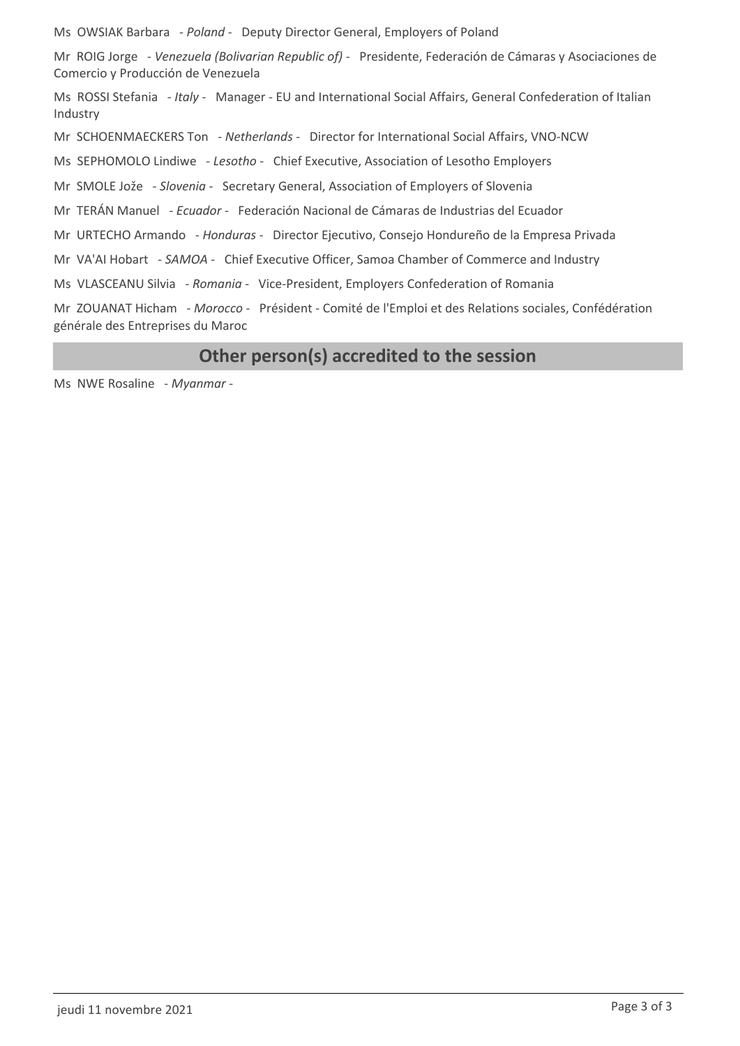Ms OWSIAK Barbara - *Poland* - Deputy Director General, Employers of Poland

Mr ROIG Jorge - *Venezuela (Bolivarian Republic of)* - Presidente, Federación de Cámaras y Asociaciones de Comercio y Producción de Venezuela

Ms ROSSI Stefania - *Italy* - Manager - EU and International Social Affairs, General Confederation of Italian Industry

Mr SCHOENMAECKERS Ton - *Netherlands* - Director for International Social Affairs, VNO-NCW

Ms SEPHOMOLO Lindiwe - *Lesotho* - Chief Executive, Association of Lesotho Employers

Mr SMOLE Jože - *Slovenia* - Secretary General, Association of Employers of Slovenia

Mr TERÁN Manuel - *Ecuador* - Federación Nacional de Cámaras de Industrias del Ecuador

Mr URTECHO Armando - *Honduras* - Director Ejecutivo, Consejo Hondureño de la Empresa Privada

Mr VA'AI Hobart - *SAMOA* - Chief Executive Officer, Samoa Chamber of Commerce and Industry

Ms VLASCEANU Silvia - *Romania* - Vice-President, Employers Confederation of Romania

Mr ZOUANAT Hicham - *Morocco* - Président - Comité de l'Emploi et des Relations sociales, Confédération générale des Entreprises du Maroc

## Other person(s) accredited to the session

Ms NWE Rosaline - *Myanmar* -

jeudi 11 novembre 2021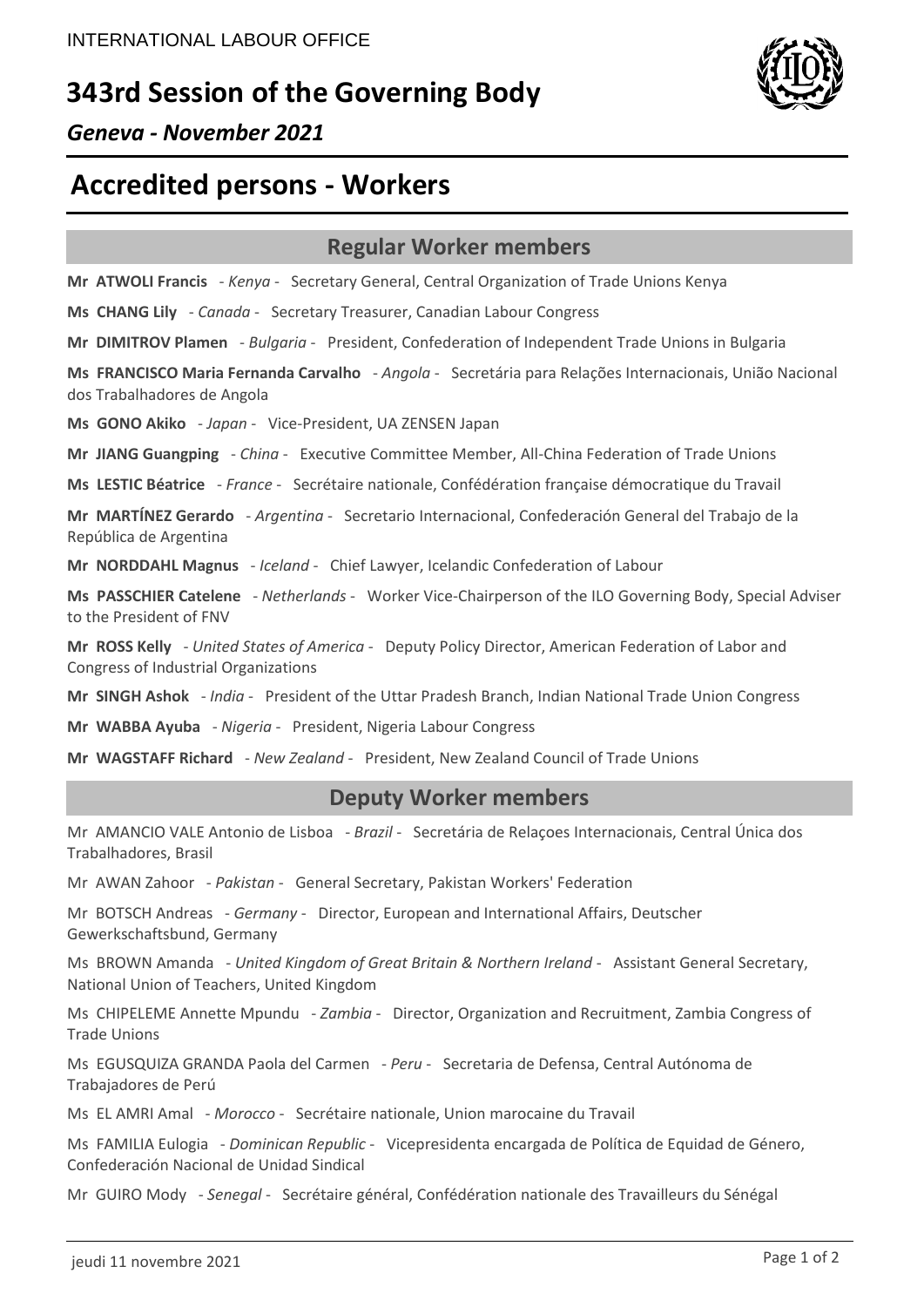INTERNATIONAL LABOUR OFFICE

# 343rd Session of the Governing Body

*Geneva - November 2021*

# Accredited persons - Workers

## Regular Worker members

**Mr ATWOLI Francis** - *Kenya* - Secretary General, Central Organization of Trade Unions Kenya

**Ms CHANG Lily** - *Canada* - Secretary Treasurer, Canadian Labour Congress

**Mr DIMITROV Plamen** - *Bulgaria* - President, Confederation of Independent Trade Unions in Bulgaria

**Ms FRANCISCO Maria Fernanda Carvalho** - *Angola* - Secretária para Relações Internacionais, União Nacional dos Trabalhadores de Angola

**Ms GONO Akiko** - *Japan* - Vice-President, UA ZENSEN Japan

**Mr JIANG Guangping** - *China* - Executive Committee Member, All-China Federation of Trade Unions

**Ms LESTIC Béatrice** - *France* - Secrétaire nationale, Confédération française démocratique du Travail

**Mr MARTÍNEZ Gerardo** - *Argentina* - Secretario Internacional, Confederación General del Trabajo de la República de Argentina

**Mr NORDDAHL Magnus** - *Iceland* - Chief Lawyer, Icelandic Confederation of Labour

**Ms PASSCHIER Catelene** - *Netherlands* - Worker Vice-Chairperson of the ILO Governing Body, Special Adviser to the President of FNV

**Mr ROSS Kelly** - *United States of America* - Deputy Policy Director, American Federation of Labor and Congress of Industrial Organizations

**Mr SINGH Ashok** - *India* - President of the Uttar Pradesh Branch, Indian National Trade Union Congress

**Mr WABBA Ayuba** - *Nigeria* - President, Nigeria Labour Congress

**Mr WAGSTAFF Richard** - *New Zealand* - President, New Zealand Council of Trade Unions

## Deputy Worker members

Mr AMANCIO VALE Antonio de Lisboa - *Brazil* - Secretária de Relaçoes Internacionais, Central Única dos Trabalhadores, Brasil

Mr AWAN Zahoor - *Pakistan* - General Secretary, Pakistan Workers' Federation

Mr BOTSCH Andreas - *Germany* - Director, European and International Affairs, Deutscher Gewerkschaftsbund, Germany

Ms BROWN Amanda - *United Kingdom of Great Britain & Northern Ireland* - Assistant General Secretary, National Union of Teachers, United Kingdom

Ms CHIPELEME Annette Mpundu - *Zambia* - Director, Organization and Recruitment, Zambia Congress of Trade Unions

Ms EGUSQUIZA GRANDA Paola del Carmen - *Peru* - Secretaria de Defensa, Central Autónoma de Trabajadores de Perú

Ms EL AMRI Amal - *Morocco* - Secrétaire nationale, Union marocaine du Travail

Ms FAMILIA Eulogia - *Dominican Republic* - Vicepresidenta encargada de Política de Equidad de Género, Confederación Nacional de Unidad Sindical

Mr GUIRO Mody - *Senegal* - Secrétaire général, Confédération nationale des Travailleurs du Sénégal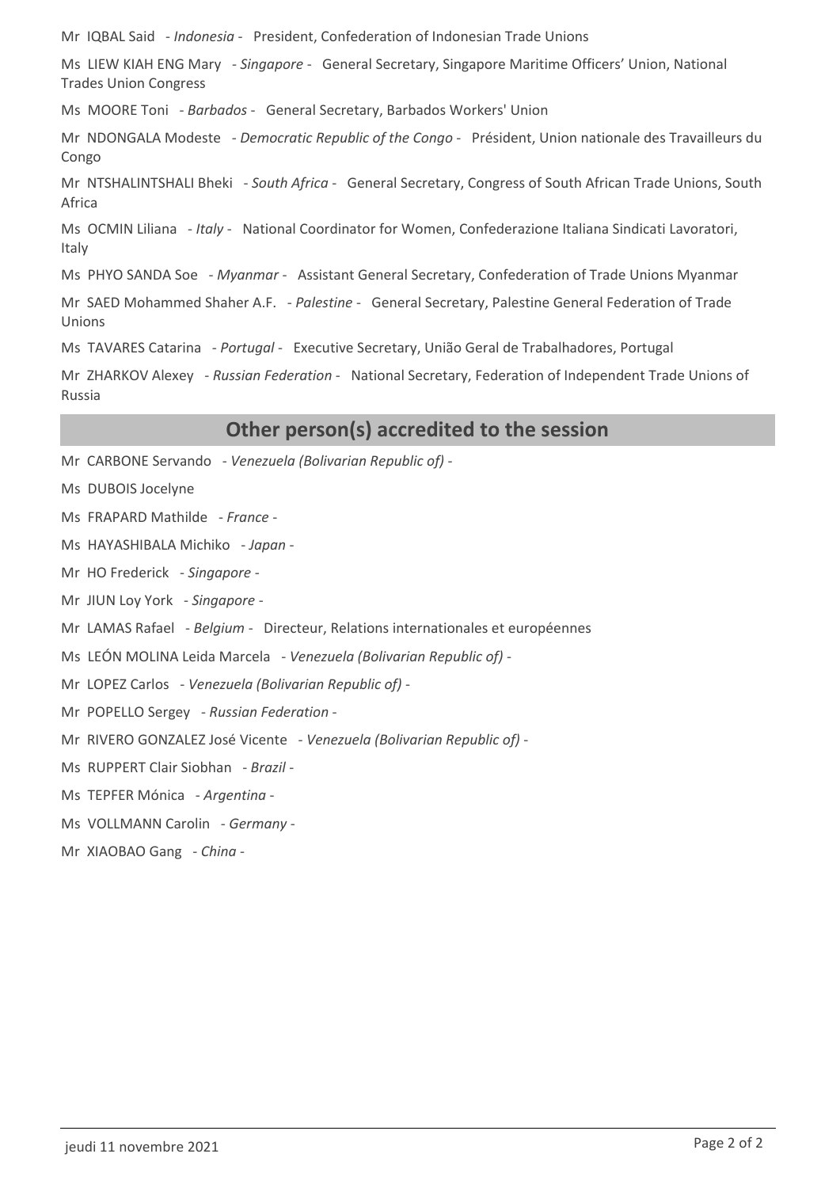Mr IQBAL Said - *Indonesia* - President, Confederation of Indonesian Trade Unions

Ms LIEW KIAH ENG Mary - *Singapore* - General Secretary, Singapore Maritime Officers' Union, National Trades Union Congress

Ms MOORE Toni - *Barbados* - General Secretary, Barbados Workers' Union

Mr NDONGALA Modeste - *Democratic Republic of the Congo* - Président, Union nationale des Travailleurs du Congo

Mr NTSHALINTSHALI Bheki - *South Africa* - General Secretary, Congress of South African Trade Unions, South Africa

Ms OCMIN Liliana - *Italy* - National Coordinator for Women, Confederazione Italiana Sindicati Lavoratori, Italy

Ms PHYO SANDA Soe - *Myanmar* - Assistant General Secretary, Confederation of Trade Unions Myanmar

Mr SAED Mohammed Shaher A.F. - *Palestine* - General Secretary, Palestine General Federation of Trade Unions

Ms TAVARES Catarina - *Portugal* - Executive Secretary, União Geral de Trabalhadores, Portugal

Mr ZHARKOV Alexey - *Russian Federation* - National Secretary, Federation of Independent Trade Unions of Russia

## Other person(s) accredited to the session

Mr CARBONE Servando - *Venezuela (Bolivarian Republic of)* -

Ms DUBOIS Jocelyne

Ms FRAPARD Mathilde - *France* -

Ms HAYASHIBALA Michiko - *Japan* -

Mr HO Frederick - *Singapore* -

Mr JIUN Loy York - *Singapore* -

Mr LAMAS Rafael - *Belgium* - Directeur, Relations internationales et européennes

Ms LEÓN MOLINA Leida Marcela - *Venezuela (Bolivarian Republic of)* -

Mr LOPEZ Carlos - *Venezuela (Bolivarian Republic of)* -

Mr POPELLO Sergey - *Russian Federation* -

Mr RIVERO GONZALEZ José Vicente - *Venezuela (Bolivarian Republic of)* -

Ms RUPPERT Clair Siobhan - *Brazil* -

Ms TEPFER Mónica - *Argentina* -

Ms VOLLMANN Carolin - *Germany* -

Mr XIAOBAO Gang - *China* -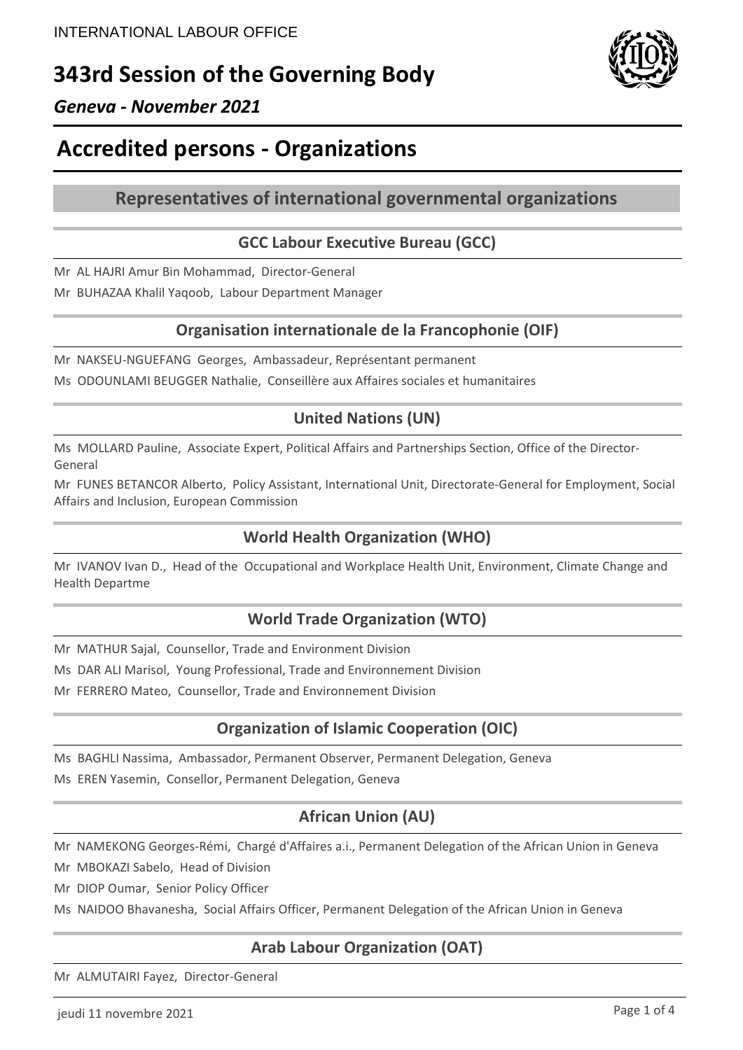INTERNATIONAL LABOUR OFFICE

# 343rd Session of the Governing Body

*Geneva - November 2021*

# Accredited persons - Organizations

## Representatives of international governmental organizations

### GCC Labour Executive Bureau (GCC)

Mr AL HAJRI Amur Bin Mohammad, Director-General

Mr BUHAZAA Khalil Yaqoob, Labour Department Manager

### Organisation internationale de la Francophonie (OIF)

Mr NAKSEU-NGUEFANG Georges, Ambassadeur, Représentant permanent

Ms ODOUNLAMI BEUGGER Nathalie, Conseillère aux Affaires sociales et humanitaires

### United Nations (UN)

Ms MOLLARD Pauline, Associate Expert, Political Affairs and Partnerships Section, Office of the Director-General

Mr FUNES BETANCOR Alberto, Policy Assistant, International Unit, Directorate-General for Employment, Social Affairs and Inclusion, European Commission

### World Health Organization (WHO)

Mr IVANOV Ivan D., Head of the Occupational and Workplace Health Unit, Environment, Climate Change and Health Departme

### World Trade Organization (WTO)

Mr MATHUR Sajal, Counsellor, Trade and Environment Division

Ms DAR ALI Marisol, Young Professional, Trade and Environnement Division

Mr FERRERO Mateo, Counsellor, Trade and Environnement Division

### Organization of Islamic Cooperation (OIC)

Ms BAGHLI Nassima, Ambassador, Permanent Observer, Permanent Delegation, Geneva

Ms EREN Yasemin, Consellor, Permanent Delegation, Geneva

### African Union (AU)

Mr NAMEKONG Georges-Rémi, Chargé d'Affaires a.i., Permanent Delegation of the African Union in Geneva

Mr MBOKAZI Sabelo, Head of Division

Mr DIOP Oumar, Senior Policy Officer

Ms NAIDOO Bhavanesha, Social Affairs Officer, Permanent Delegation of the African Union in Geneva

### Arab Labour Organization (OAT)

Mr ALMUTAIRI Fayez, Director-General

jeudi 11 novembre 2021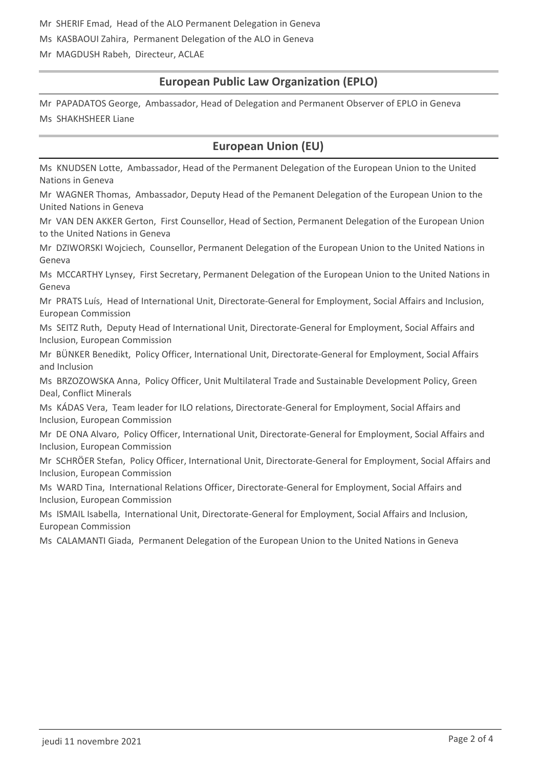Mr SHERIF Emad, Head of the ALO Permanent Delegation in Geneva

Ms KASBAOUI Zahira, Permanent Delegation of the ALO in Geneva

Mr MAGDUSH Rabeh, Directeur, ACLAE

## European Public Law Organization (EPLO)

Mr PAPADATOS George, Ambassador, Head of Delegation and Permanent Observer of EPLO in Geneva

Ms SHAKHSHEER Liane

## European Union (EU)

Ms KNUDSEN Lotte, Ambassador, Head of the Permanent Delegation of the European Union to the United Nations in Geneva

Mr WAGNER Thomas, Ambassador, Deputy Head of the Pemanent Delegation of the European Union to the United Nations in Geneva

Mr VAN DEN AKKER Gerton, First Counsellor, Head of Section, Permanent Delegation of the European Union to the United Nations in Geneva

Mr DZIWORSKI Wojciech, Counsellor, Permanent Delegation of the European Union to the United Nations in Geneva

Ms MCCARTHY Lynsey, First Secretary, Permanent Delegation of the European Union to the United Nations in Geneva

Mr PRATS Luís, Head of International Unit, Directorate-General for Employment, Social Affairs and Inclusion, European Commission

Ms SEITZ Ruth, Deputy Head of International Unit, Directorate-General for Employment, Social Affairs and Inclusion, European Commission

Mr BÜNKER Benedikt, Policy Officer, International Unit, Directorate-General for Employment, Social Affairs and Inclusion

Ms BRZOZOWSKA Anna, Policy Officer, Unit Multilateral Trade and Sustainable Development Policy, Green Deal, Conflict Minerals

Ms KÁDAS Vera, Team leader for ILO relations, Directorate-General for Employment, Social Affairs and Inclusion, European Commission

Mr DE ONA Alvaro, Policy Officer, International Unit, Directorate-General for Employment, Social Affairs and Inclusion, European Commission

Mr SCHRÖER Stefan, Policy Officer, International Unit, Directorate-General for Employment, Social Affairs and Inclusion, European Commission

Ms WARD Tina, International Relations Officer, Directorate-General for Employment, Social Affairs and Inclusion, European Commission

Ms ISMAIL Isabella, International Unit, Directorate-General for Employment, Social Affairs and Inclusion, European Commission

Ms CALAMANTI Giada, Permanent Delegation of the European Union to the United Nations in Geneva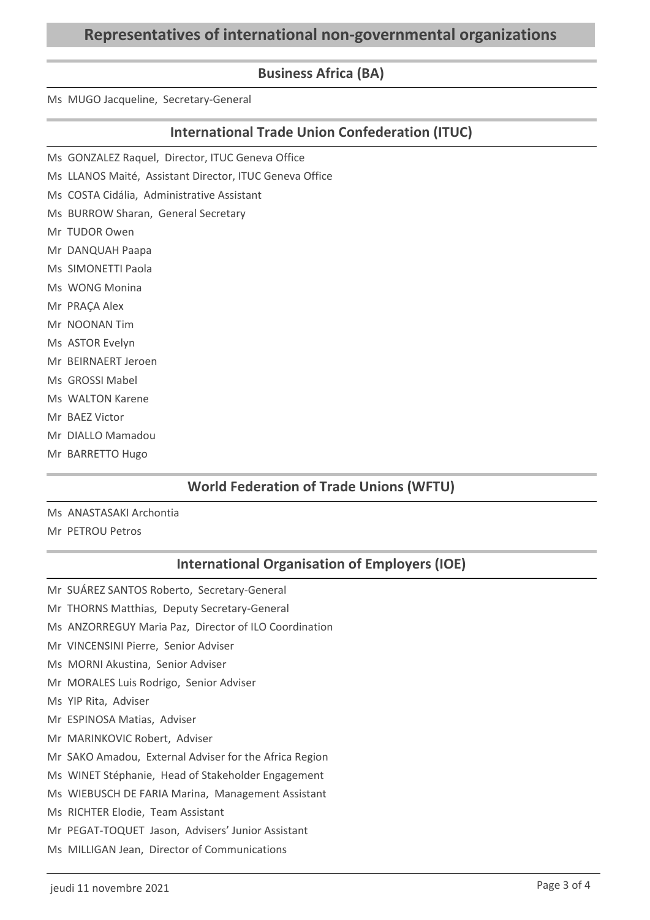## Representatives of international non-governmental organizations

### Business Africa (BA)

Ms MUGO Jacqueline, Secretary-General

### International Trade Union Confederation (ITUC)

Ms GONZALEZ Raquel, Director, ITUC Geneva Office

Ms LLANOS Maité, Assistant Director, ITUC Geneva Office

Ms COSTA Cidália, Administrative Assistant

Ms BURROW Sharan, General Secretary

Mr TUDOR Owen

Mr DANQUAH Paapa

Ms SIMONETTI Paola

Ms WONG Monina

Mr PRAÇA Alex

Mr NOONAN Tim

Ms ASTOR Evelyn

Mr BEIRNAERT Jeroen

Ms GROSSI Mabel

Ms WALTON Karene

Mr BAEZ Victor

Mr DIALLO Mamadou

Mr BARRETTO Hugo

### World Federation of Trade Unions (WFTU)

Ms ANASTASAKI Archontia

Mr PETROU Petros

### International Organisation of Employers (IOE)

Mr SUÁREZ SANTOS Roberto, Secretary-General

Mr THORNS Matthias, Deputy Secretary-General

Ms ANZORREGUY Maria Paz, Director of ILO Coordination

Mr VINCENSINI Pierre, Senior Adviser

Ms MORNI Akustina, Senior Adviser

Mr MORALES Luis Rodrigo, Senior Adviser

Ms YIP Rita, Adviser

Mr ESPINOSA Matias, Adviser

Mr MARINKOVIC Robert, Adviser

Mr SAKO Amadou, External Adviser for the Africa Region

Ms WINET Stéphanie, Head of Stakeholder Engagement

Ms WIEBUSCH DE FARIA Marina, Management Assistant

Ms RICHTER Elodie, Team Assistant

Mr PEGAT-TOQUET Jason, Advisers' Junior Assistant

Ms MILLIGAN Jean, Director of Communications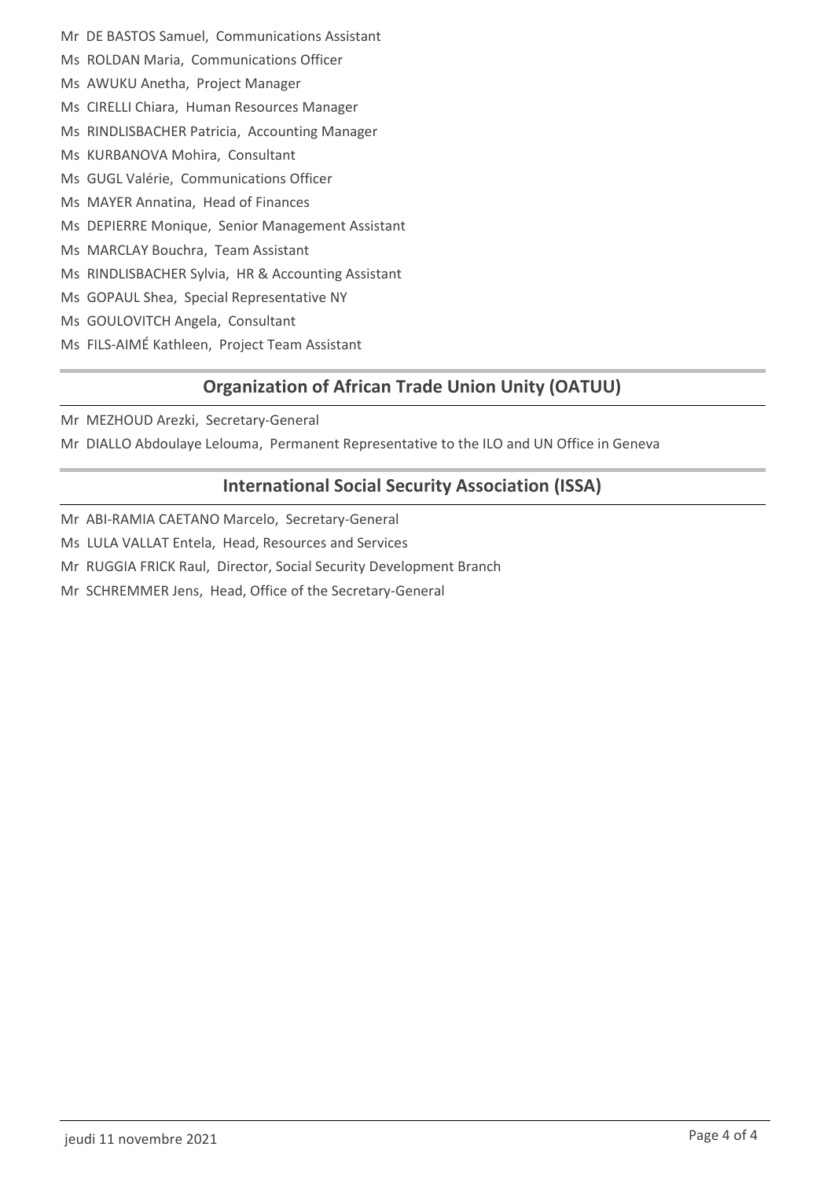Mr DE BASTOS Samuel, Communications Assistant

Ms ROLDAN Maria, Communications Officer

Ms AWUKU Anetha, Project Manager

Ms CIRELLI Chiara, Human Resources Manager

Ms RINDLISBACHER Patricia, Accounting Manager

Ms KURBANOVA Mohira, Consultant

Ms GUGL Valérie, Communications Officer

Ms MAYER Annatina, Head of Finances

Ms DEPIERRE Monique, Senior Management Assistant

Ms MARCLAY Bouchra, Team Assistant

Ms RINDLISBACHER Sylvia, HR & Accounting Assistant

Ms GOPAUL Shea, Special Representative NY

Ms GOULOVITCH Angela, Consultant

Ms FILS-AIMÉ Kathleen, Project Team Assistant

## Organization of African Trade Union Unity (OATUU)

Mr MEZHOUD Arezki, Secretary-General

Mr DIALLO Abdoulaye Lelouma, Permanent Representative to the ILO and UN Office in Geneva

## International Social Security Association (ISSA)

Mr ABI-RAMIA CAETANO Marcelo, Secretary-General

Ms LULA VALLAT Entela, Head, Resources and Services

Mr RUGGIA FRICK Raul, Director, Social Security Development Branch

Mr SCHREMMER Jens, Head, Office of the Secretary-General